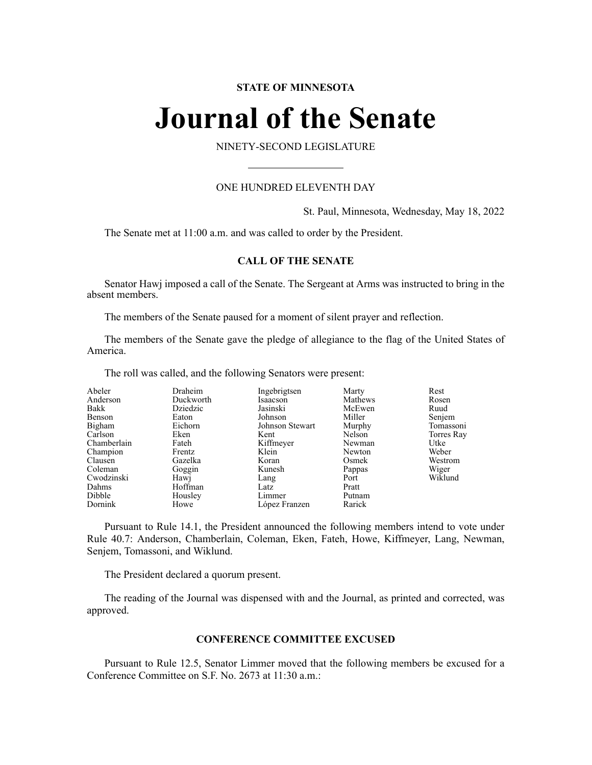**STATE OF MINNESOTA**

# Journal of the Senate

NINETY-SECOND LEGISLATURE

ONE HUNDRED ELEVENTH DAY

St. Paul, Minnesota, Wednesday, May 18, 2022

The Senate met at 11:00 a.m. and was called to order by the President.

## CALL OF THE SENATE

Senator Hawj imposed a call of the Senate. The Sergeant at Arms was instructed to bring in the absent members.

The members of the Senate paused for a moment of silent prayer and reflection.

The members of the Senate gave the pledge of allegiance to the flag of the United States of America.

The roll was called, and the following Senators were present:

| | | | | |
|---|---|---|---|---|
| Abeler | Draheim | Ingebrigtsen | Marty | Rest |
| Anderson | Duckworth | Isaacson | Mathews | Rosen |
| Bakk | Dziedzic | Jasinski | McEwen | Ruud |
| Benson | Eaton | Johnson | Miller | Senjem |
| Bigham | Eichorn | Johnson Stewart | Murphy | Tomassoni |
| Carlson | Eken | Kent | Nelson | Torres Ray |
| Chamberlain | Fateh | Kiffmeyer | Newman | Utke |
| Champion | Frentz | Klein | Newton | Weber |
| Clausen | Gazelka | Koran | Osmek | Westrom |
| Coleman | Goggin | Kunesh | Pappas | Wiger |
| Cwodzinski | Hawj | Lang | Port | Wiklund |
| Dahms | Hoffman | Latz | Pratt | |
| Dibble | Housley | Limmer | Putnam | |
| Dornink | Howe | López Franzen | Rarick | |

Pursuant to Rule 14.1, the President announced the following members intend to vote under Rule 40.7: Anderson, Chamberlain, Coleman, Eken, Fateh, Howe, Kiffmeyer, Lang, Newman, Senjem, Tomassoni, and Wiklund.

The President declared a quorum present.

The reading of the Journal was dispensed with and the Journal, as printed and corrected, was approved.

## CONFERENCE COMMITTEE EXCUSED

Pursuant to Rule 12.5, Senator Limmer moved that the following members be excused for a Conference Committee on S.F. No. 2673 at 11:30 a.m.: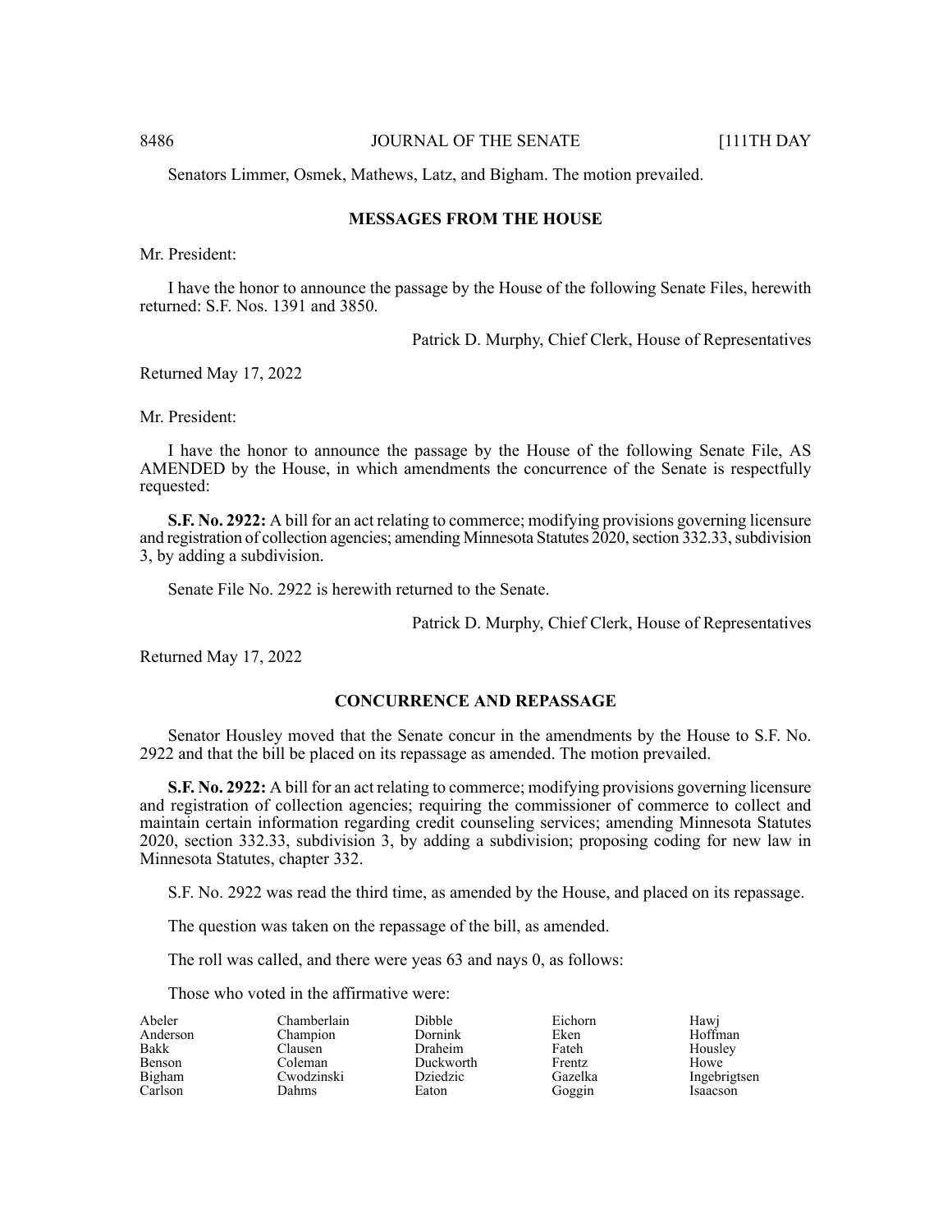Senators Limmer, Osmek, Mathews, Latz, and Bigham. The motion prevailed.

## MESSAGES FROM THE HOUSE

Mr. President:

I have the honor to announce the passage by the House of the following Senate Files, herewith returned: S.F. Nos. 1391 and 3850.

Patrick D. Murphy, Chief Clerk, House of Representatives

Returned May 17, 2022

Mr. President:

I have the honor to announce the passage by the House of the following Senate File, AS AMENDED by the House, in which amendments the concurrence of the Senate is respectfully requested:

**S.F. No. 2922:** A bill for an act relating to commerce; modifying provisions governing licensure and registration of collection agencies; amending Minnesota Statutes 2020, section 332.33, subdivision 3, by adding a subdivision.

Senate File No. 2922 is herewith returned to the Senate.

Patrick D. Murphy, Chief Clerk, House of Representatives

Returned May 17, 2022

## CONCURRENCE AND REPASSAGE

Senator Housley moved that the Senate concur in the amendments by the House to S.F. No. 2922 and that the bill be placed on its repassage as amended. The motion prevailed.

**S.F. No. 2922:** A bill for an act relating to commerce; modifying provisions governing licensure and registration of collection agencies; requiring the commissioner of commerce to collect and maintain certain information regarding credit counseling services; amending Minnesota Statutes 2020, section 332.33, subdivision 3, by adding a subdivision; proposing coding for new law in Minnesota Statutes, chapter 332.

S.F. No. 2922 was read the third time, as amended by the House, and placed on its repassage.

The question was taken on the repassage of the bill, as amended.

The roll was called, and there were yeas 63 and nays 0, as follows:

Those who voted in the affirmative were:

Abeler
Anderson
Bakk
Benson
Bigham
Carlson
Chamberlain
Champion
Clausen
Coleman
Cwodzinski
Dahms
Dibble
Dornink
Draheim
Duckworth
Dziedzic
Eaton
Eichorn
Eken
Fateh
Frentz
Gazelka
Goggin
Hawj
Hoffman
Housley
Howe
Ingebrigtsen
Isaacson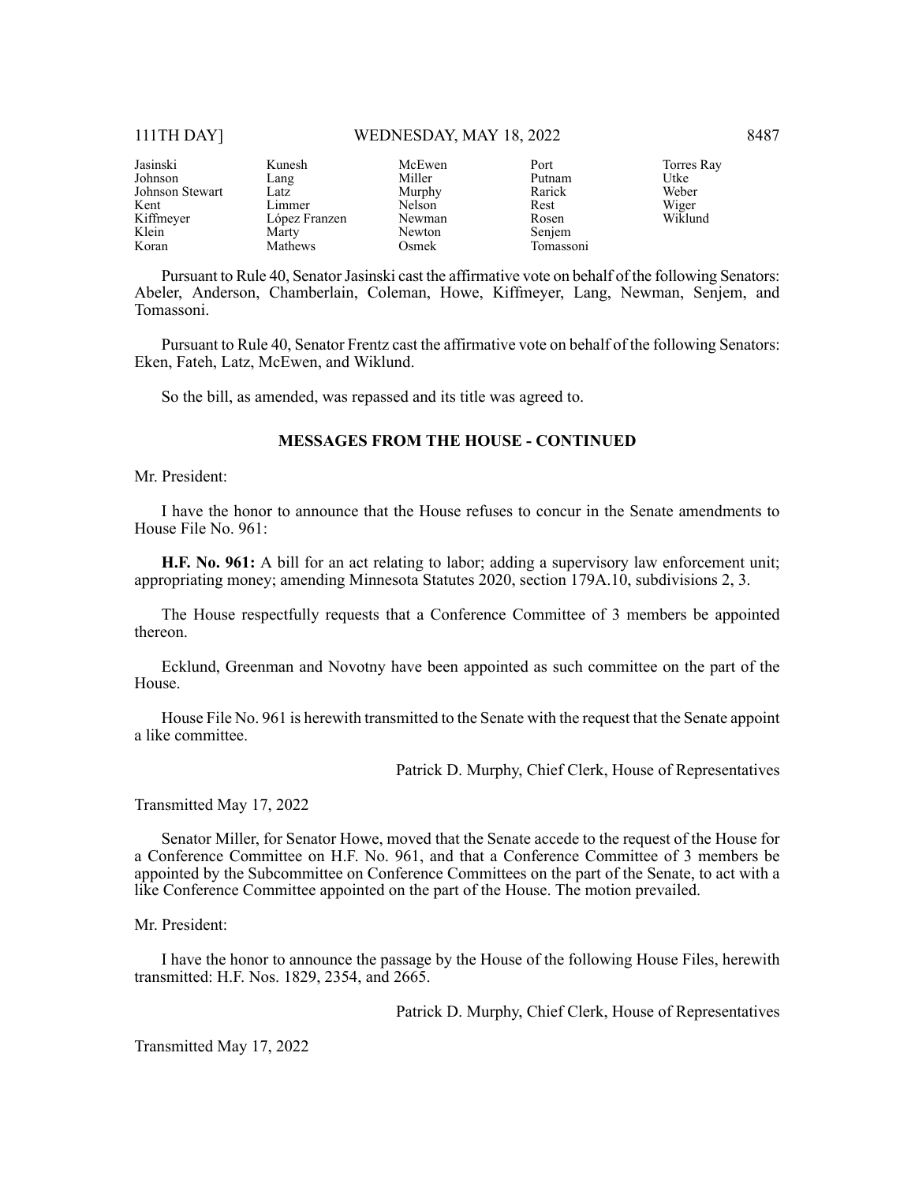| | | | | |
|---|---|---|---|---|
| Jasinski | Kunesh | McEwen | Port | Torres Ray |
| Johnson | Lang | Miller | Putnam | Utke |
| Johnson Stewart | Latz | Murphy | Rarick | Weber |
| Kent | Limmer | Nelson | Rest | Wiger |
| Kiffmeyer | López Franzen | Newman | Rosen | Wiklund |
| Klein | Marty | Newton | Senjem | |
| Koran | Mathews | Osmek | Tomassoni | |

Pursuant to Rule 40, Senator Jasinski cast the affirmative vote on behalf of the following Senators: Abeler, Anderson, Chamberlain, Coleman, Howe, Kiffmeyer, Lang, Newman, Senjem, and Tomassoni.

Pursuant to Rule 40, Senator Frentz cast the affirmative vote on behalf of the following Senators: Eken, Fateh, Latz, McEwen, and Wiklund.

So the bill, as amended, was repassed and its title was agreed to.

## MESSAGES FROM THE HOUSE - CONTINUED

Mr. President:

I have the honor to announce that the House refuses to concur in the Senate amendments to House File No. 961:

**H.F. No. 961:** A bill for an act relating to labor; adding a supervisory law enforcement unit; appropriating money; amending Minnesota Statutes 2020, section 179A.10, subdivisions 2, 3.

The House respectfully requests that a Conference Committee of 3 members be appointed thereon.

Ecklund, Greenman and Novotny have been appointed as such committee on the part of the House.

House File No. 961 is herewith transmitted to the Senate with the request that the Senate appoint a like committee.

Patrick D. Murphy, Chief Clerk, House of Representatives

Transmitted May 17, 2022

Senator Miller, for Senator Howe, moved that the Senate accede to the request of the House for a Conference Committee on H.F. No. 961, and that a Conference Committee of 3 members be appointed by the Subcommittee on Conference Committees on the part of the Senate, to act with a like Conference Committee appointed on the part of the House. The motion prevailed.

Mr. President:

I have the honor to announce the passage by the House of the following House Files, herewith transmitted: H.F. Nos. 1829, 2354, and 2665.

Patrick D. Murphy, Chief Clerk, House of Representatives

Transmitted May 17, 2022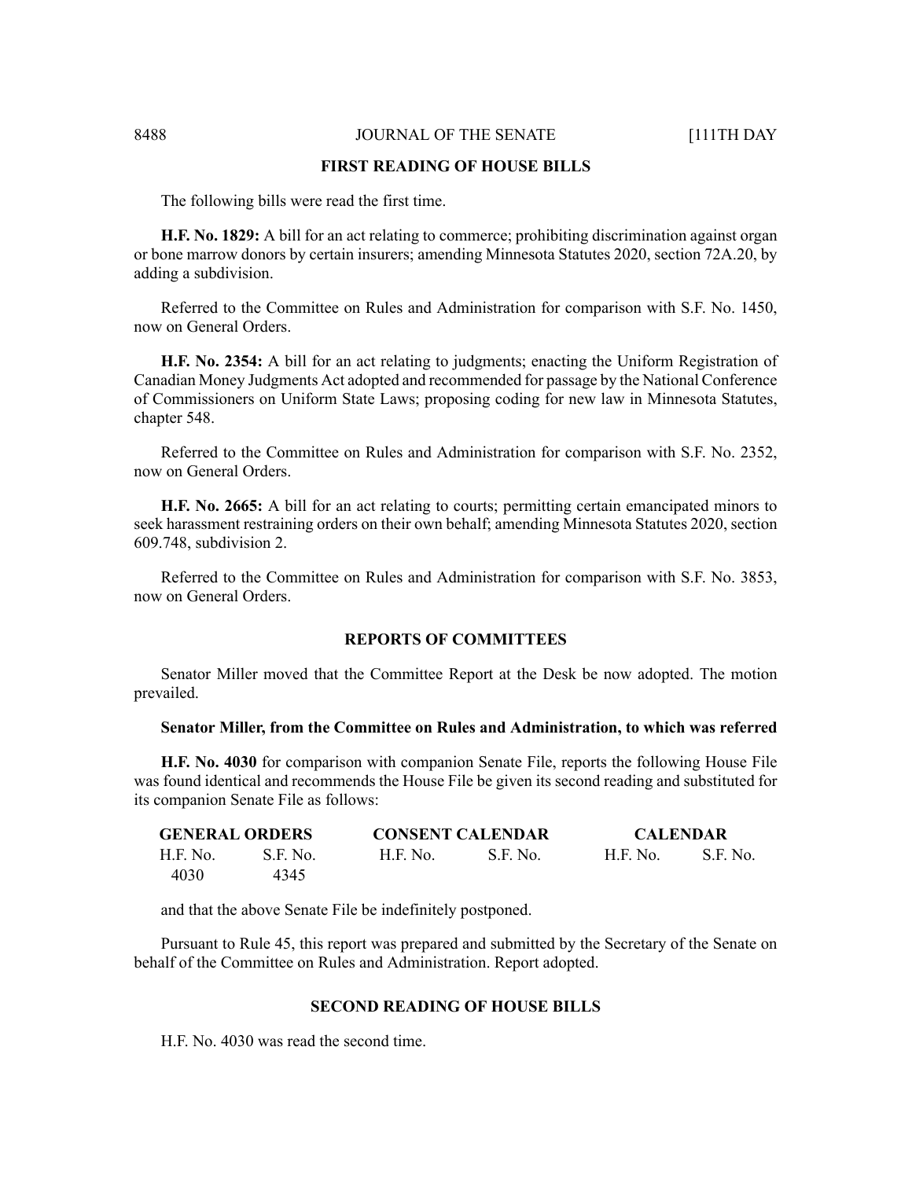## FIRST READING OF HOUSE BILLS

The following bills were read the first time.

**H.F. No. 1829:** A bill for an act relating to commerce; prohibiting discrimination against organ or bone marrow donors by certain insurers; amending Minnesota Statutes 2020, section 72A.20, by adding a subdivision.

Referred to the Committee on Rules and Administration for comparison with S.F. No. 1450, now on General Orders.

**H.F. No. 2354:** A bill for an act relating to judgments; enacting the Uniform Registration of Canadian Money Judgments Act adopted and recommended for passage by the National Conference of Commissioners on Uniform State Laws; proposing coding for new law in Minnesota Statutes, chapter 548.

Referred to the Committee on Rules and Administration for comparison with S.F. No. 2352, now on General Orders.

**H.F. No. 2665:** A bill for an act relating to courts; permitting certain emancipated minors to seek harassment restraining orders on their own behalf; amending Minnesota Statutes 2020, section 609.748, subdivision 2.

Referred to the Committee on Rules and Administration for comparison with S.F. No. 3853, now on General Orders.

## REPORTS OF COMMITTEES

Senator Miller moved that the Committee Report at the Desk be now adopted. The motion prevailed.

**Senator Miller, from the Committee on Rules and Administration, to which was referred**

**H.F. No. 4030** for comparison with companion Senate File, reports the following House File was found identical and recommends the House File be given its second reading and substituted for its companion Senate File as follows:

| GENERAL ORDERS | | CONSENT CALENDAR | | CALENDAR | |
|---|---|---|---|---|---|
| H.F. No. | S.F. No. | H.F. No. | S.F. No. | H.F. No. | S.F. No. |
| 4030 | 4345 | | | | |

and that the above Senate File be indefinitely postponed.

Pursuant to Rule 45, this report was prepared and submitted by the Secretary of the Senate on behalf of the Committee on Rules and Administration. Report adopted.

## SECOND READING OF HOUSE BILLS

H.F. No. 4030 was read the second time.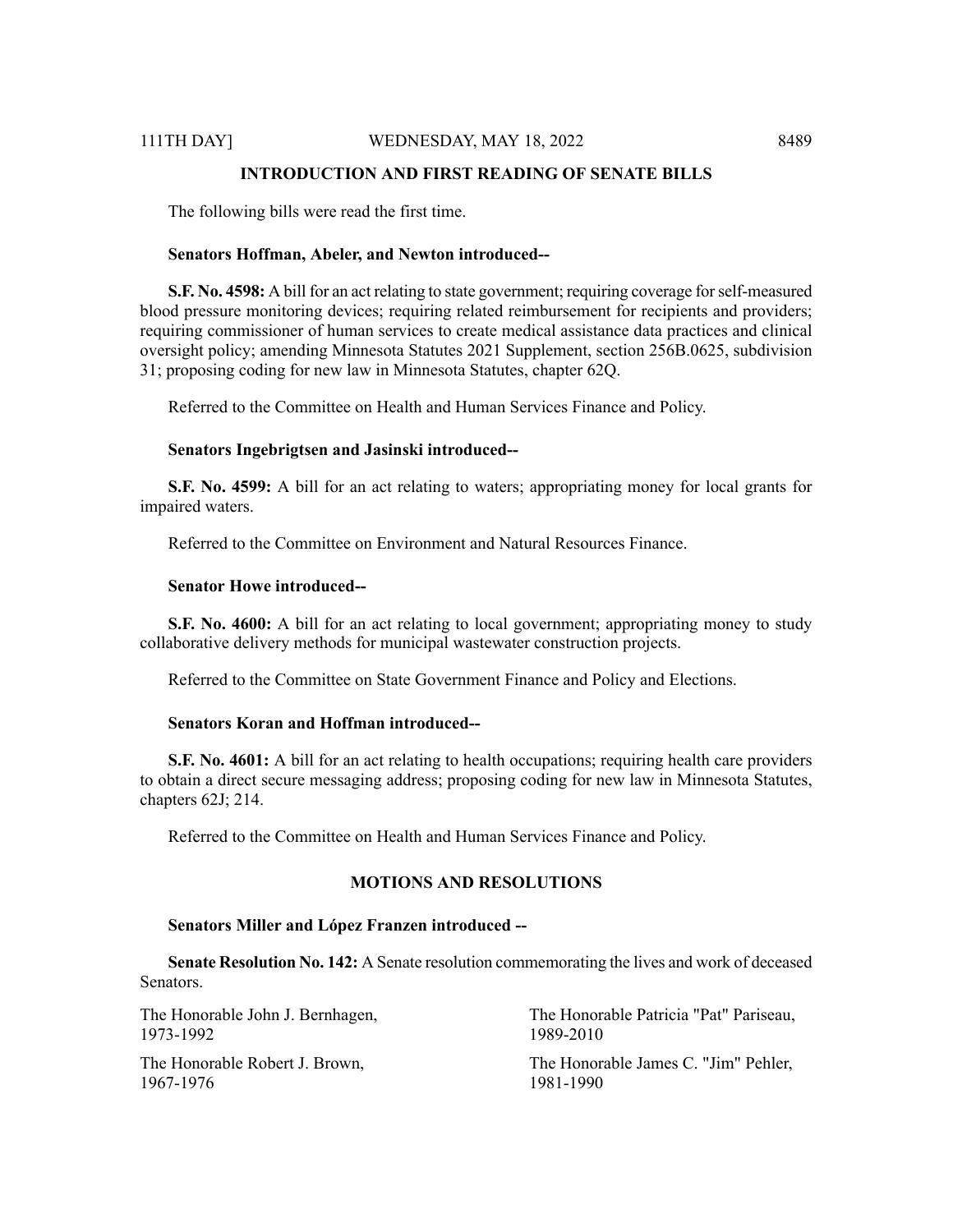## INTRODUCTION AND FIRST READING OF SENATE BILLS

The following bills were read the first time.

**Senators Hoffman, Abeler, and Newton introduced--**

**S.F. No. 4598:** A bill for an act relating to state government; requiring coverage for self-measured blood pressure monitoring devices; requiring related reimbursement for recipients and providers; requiring commissioner of human services to create medical assistance data practices and clinical oversight policy; amending Minnesota Statutes 2021 Supplement, section 256B.0625, subdivision 31; proposing coding for new law in Minnesota Statutes, chapter 62Q.

Referred to the Committee on Health and Human Services Finance and Policy.

**Senators Ingebrigtsen and Jasinski introduced--**

**S.F. No. 4599:** A bill for an act relating to waters; appropriating money for local grants for impaired waters.

Referred to the Committee on Environment and Natural Resources Finance.

**Senator Howe introduced--**

**S.F. No. 4600:** A bill for an act relating to local government; appropriating money to study collaborative delivery methods for municipal wastewater construction projects.

Referred to the Committee on State Government Finance and Policy and Elections.

**Senators Koran and Hoffman introduced--**

**S.F. No. 4601:** A bill for an act relating to health occupations; requiring health care providers to obtain a direct secure messaging address; proposing coding for new law in Minnesota Statutes, chapters 62J; 214.

Referred to the Committee on Health and Human Services Finance and Policy.

## MOTIONS AND RESOLUTIONS

**Senators Miller and López Franzen introduced --**

**Senate Resolution No. 142:** A Senate resolution commemorating the lives and work of deceased Senators.

The Honorable John J. Bernhagen,
1973-1992

The Honorable Robert J. Brown,
1967-1976

The Honorable Patricia "Pat" Pariseau,
1989-2010

The Honorable James C. "Jim" Pehler,
1981-1990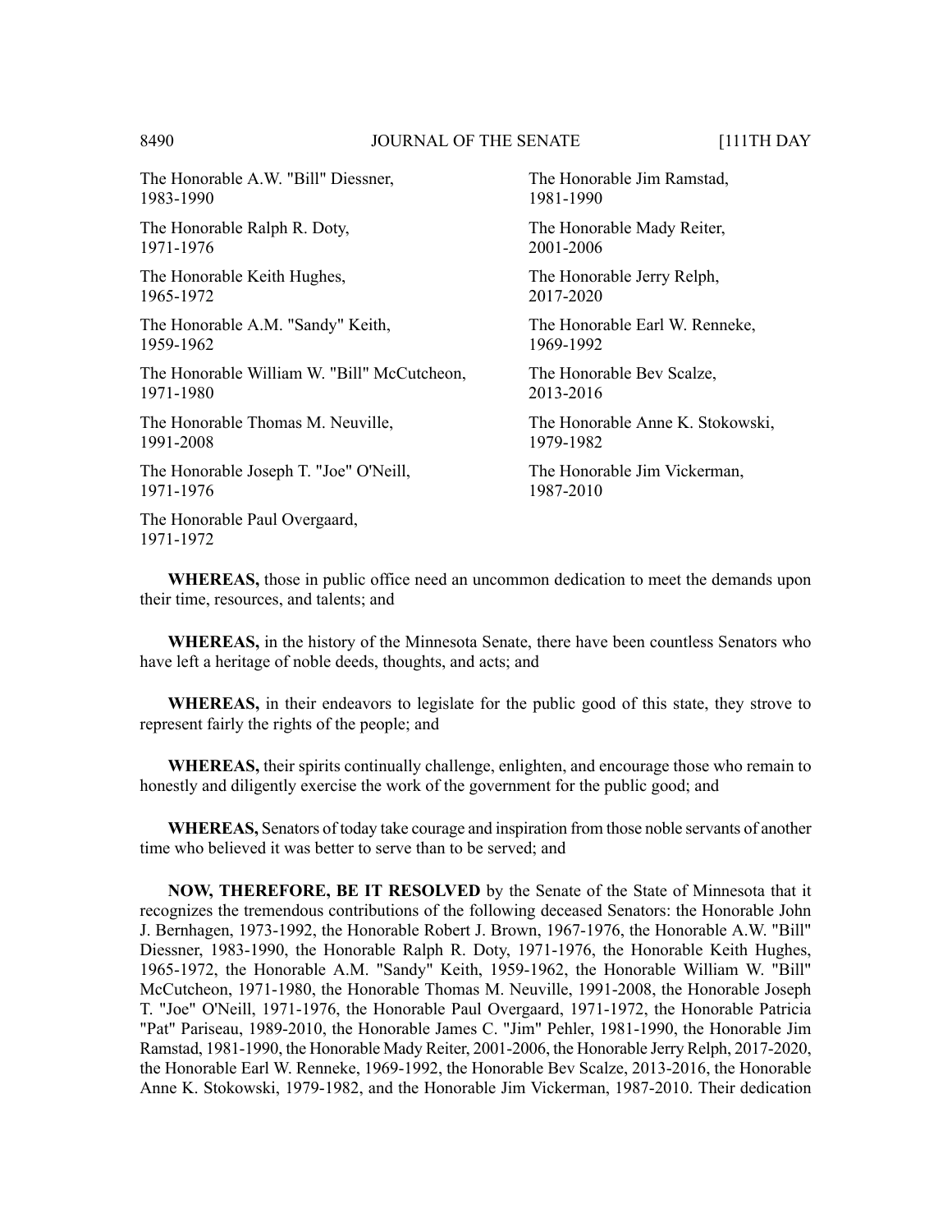The Honorable A.W. "Bill" Diessner,
1983-1990

The Honorable Ralph R. Doty,
1971-1976

The Honorable Keith Hughes,
1965-1972

The Honorable A.M. "Sandy" Keith,
1959-1962

The Honorable William W. "Bill" McCutcheon,
1971-1980

The Honorable Thomas M. Neuville,
1991-2008

The Honorable Joseph T. "Joe" O'Neill,
1971-1976

The Honorable Paul Overgaard,
1971-1972

The Honorable Jim Ramstad,
1981-1990

The Honorable Mady Reiter,
2001-2006

The Honorable Jerry Relph,
2017-2020

The Honorable Earl W. Renneke,
1969-1992

The Honorable Bev Scalze,
2013-2016

The Honorable Anne K. Stokowski,
1979-1982

The Honorable Jim Vickerman,
1987-2010

**WHEREAS,** those in public office need an uncommon dedication to meet the demands upon their time, resources, and talents; and

**WHEREAS,** in the history of the Minnesota Senate, there have been countless Senators who have left a heritage of noble deeds, thoughts, and acts; and

**WHEREAS,** in their endeavors to legislate for the public good of this state, they strove to represent fairly the rights of the people; and

**WHEREAS,** their spirits continually challenge, enlighten, and encourage those who remain to honestly and diligently exercise the work of the government for the public good; and

**WHEREAS,** Senators of today take courage and inspiration from those noble servants of another time who believed it was better to serve than to be served; and

**NOW, THEREFORE, BE IT RESOLVED** by the Senate of the State of Minnesota that it recognizes the tremendous contributions of the following deceased Senators: the Honorable John J. Bernhagen, 1973-1992, the Honorable Robert J. Brown, 1967-1976, the Honorable A.W. "Bill" Diessner, 1983-1990, the Honorable Ralph R. Doty, 1971-1976, the Honorable Keith Hughes, 1965-1972, the Honorable A.M. "Sandy" Keith, 1959-1962, the Honorable William W. "Bill" McCutcheon, 1971-1980, the Honorable Thomas M. Neuville, 1991-2008, the Honorable Joseph T. "Joe" O'Neill, 1971-1976, the Honorable Paul Overgaard, 1971-1972, the Honorable Patricia "Pat" Pariseau, 1989-2010, the Honorable James C. "Jim" Pehler, 1981-1990, the Honorable Jim Ramstad, 1981-1990, the Honorable Mady Reiter, 2001-2006, the Honorable Jerry Relph, 2017-2020, the Honorable Earl W. Renneke, 1969-1992, the Honorable Bev Scalze, 2013-2016, the Honorable Anne K. Stokowski, 1979-1982, and the Honorable Jim Vickerman, 1987-2010. Their dedication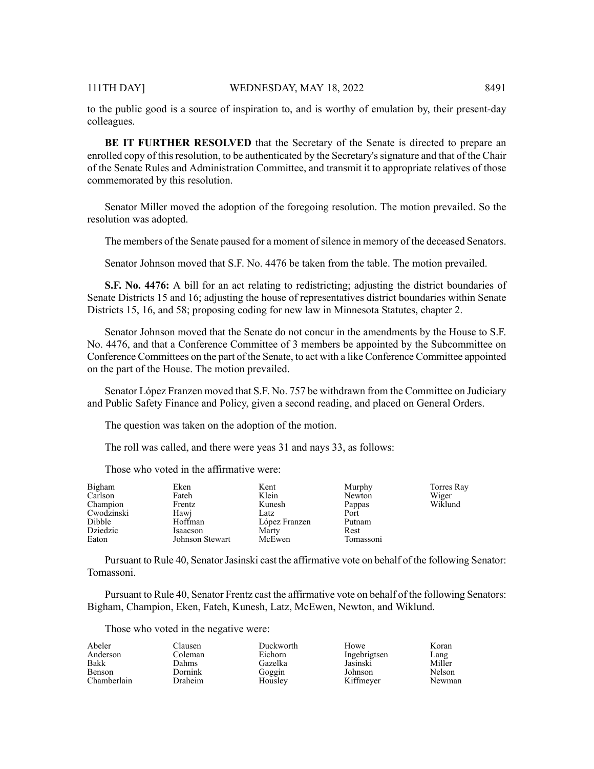to the public good is a source of inspiration to, and is worthy of emulation by, their present-day colleagues.

**BE IT FURTHER RESOLVED** that the Secretary of the Senate is directed to prepare an enrolled copy of this resolution, to be authenticated by the Secretary's signature and that of the Chair of the Senate Rules and Administration Committee, and transmit it to appropriate relatives of those commemorated by this resolution.

Senator Miller moved the adoption of the foregoing resolution. The motion prevailed. So the resolution was adopted.

The members of the Senate paused for a moment of silence in memory of the deceased Senators.

Senator Johnson moved that S.F. No. 4476 be taken from the table. The motion prevailed.

**S.F. No. 4476:** A bill for an act relating to redistricting; adjusting the district boundaries of Senate Districts 15 and 16; adjusting the house of representatives district boundaries within Senate Districts 15, 16, and 58; proposing coding for new law in Minnesota Statutes, chapter 2.

Senator Johnson moved that the Senate do not concur in the amendments by the House to S.F. No. 4476, and that a Conference Committee of 3 members be appointed by the Subcommittee on Conference Committees on the part of the Senate, to act with a like Conference Committee appointed on the part of the House. The motion prevailed.

Senator López Franzen moved that S.F. No. 757 be withdrawn from the Committee on Judiciary and Public Safety Finance and Policy, given a second reading, and placed on General Orders.

The question was taken on the adoption of the motion.

The roll was called, and there were yeas 31 and nays 33, as follows:

Those who voted in the affirmative were:

| | | | | |
|---|---|---|---|---|
| Bigham | Eken | Kent | Murphy | Torres Ray |
| Carlson | Fateh | Klein | Newton | Wiger |
| Champion | Frentz | Kunesh | Pappas | Wiklund |
| Cwodzinski | Hawj | Latz | Port | |
| Dibble | Hoffman | López Franzen | Putnam | |
| Dziedzic | Isaacson | Marty | Rest | |
| Eaton | Johnson Stewart | McEwen | Tomassoni | |

Pursuant to Rule 40, Senator Jasinski cast the affirmative vote on behalf of the following Senator: Tomassoni.

Pursuant to Rule 40, Senator Frentz cast the affirmative vote on behalf of the following Senators: Bigham, Champion, Eken, Fateh, Kunesh, Latz, McEwen, Newton, and Wiklund.

Those who voted in the negative were:

| | | | | |
|---|---|---|---|---|
| Abeler | Clausen | Duckworth | Howe | Koran |
| Anderson | Coleman | Eichorn | Ingebrigtsen | Lang |
| Bakk | Dahms | Gazelka | Jasinski | Miller |
| Benson | Dornink | Goggin | Johnson | Nelson |
| Chamberlain | Draheim | Housley | Kiffmeyer | Newman |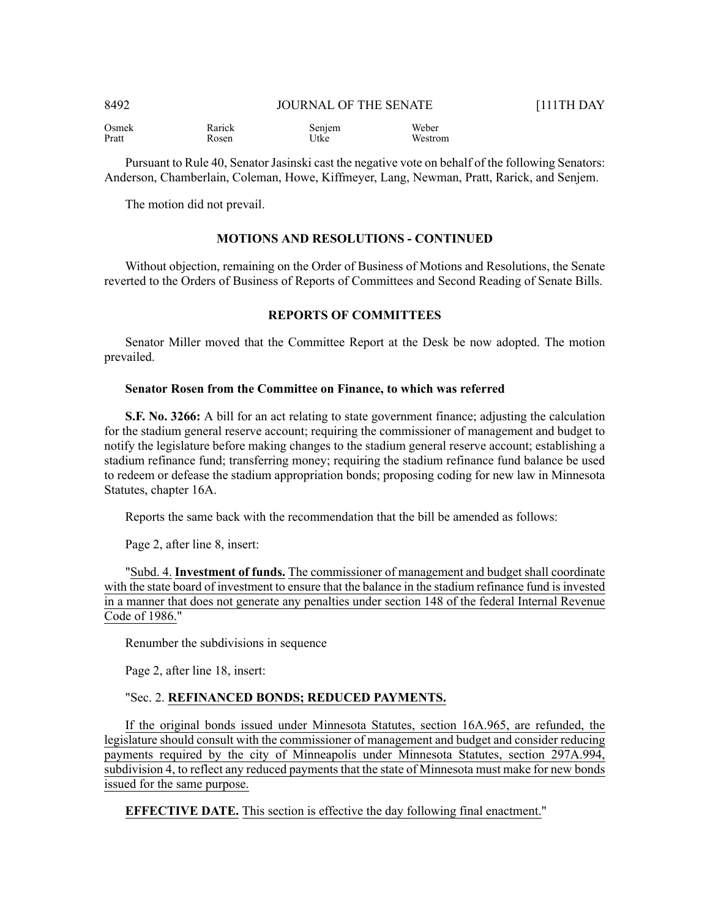| Osmek | Rarick | Senjem | Weber |
| --- | --- | --- | --- |
| Pratt | Rosen | Utke | Westrom |

Pursuant to Rule 40, Senator Jasinski cast the negative vote on behalf of the following Senators: Anderson, Chamberlain, Coleman, Howe, Kiffmeyer, Lang, Newman, Pratt, Rarick, and Senjem.

The motion did not prevail.

## MOTIONS AND RESOLUTIONS - CONTINUED

Without objection, remaining on the Order of Business of Motions and Resolutions, the Senate reverted to the Orders of Business of Reports of Committees and Second Reading of Senate Bills.

## REPORTS OF COMMITTEES

Senator Miller moved that the Committee Report at the Desk be now adopted. The motion prevailed.

**Senator Rosen from the Committee on Finance, to which was referred**

**S.F. No. 3266:** A bill for an act relating to state government finance; adjusting the calculation for the stadium general reserve account; requiring the commissioner of management and budget to notify the legislature before making changes to the stadium general reserve account; establishing a stadium refinance fund; transferring money; requiring the stadium refinance fund balance be used to redeem or defease the stadium appropriation bonds; proposing coding for new law in Minnesota Statutes, chapter 16A.

Reports the same back with the recommendation that the bill be amended as follows:

Page 2, after line 8, insert:

"Subd. 4. **Investment of funds.** The commissioner of management and budget shall coordinate with the state board of investment to ensure that the balance in the stadium refinance fund is invested in a manner that does not generate any penalties under section 148 of the federal Internal Revenue Code of 1986."

Renumber the subdivisions in sequence

Page 2, after line 18, insert:

"Sec. 2. **REFINANCED BONDS; REDUCED PAYMENTS.**

If the original bonds issued under Minnesota Statutes, section 16A.965, are refunded, the legislature should consult with the commissioner of management and budget and consider reducing payments required by the city of Minneapolis under Minnesota Statutes, section 297A.994, subdivision 4, to reflect any reduced payments that the state of Minnesota must make for new bonds issued for the same purpose.

**EFFECTIVE DATE.** This section is effective the day following final enactment."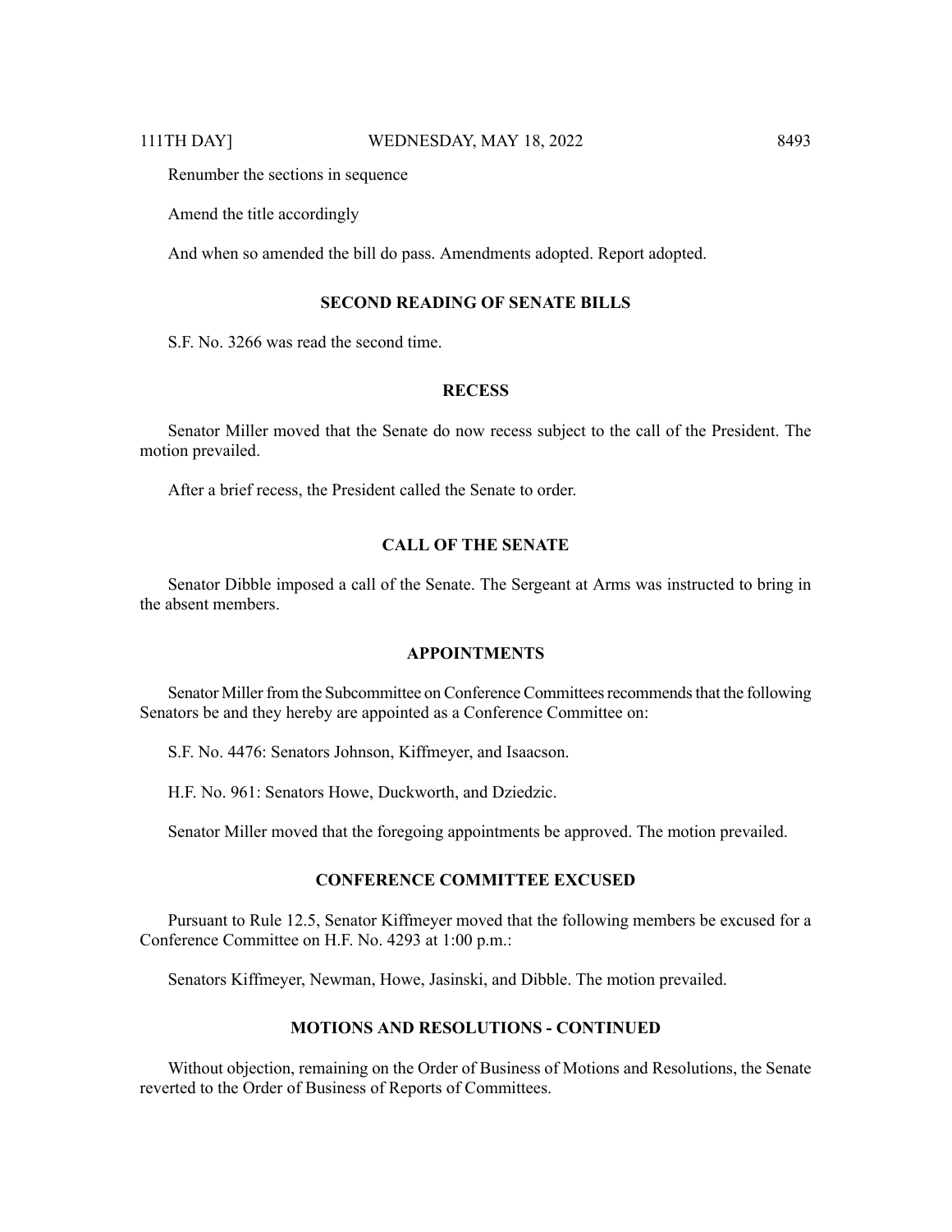Renumber the sections in sequence

Amend the title accordingly

And when so amended the bill do pass. Amendments adopted. Report adopted.

## SECOND READING OF SENATE BILLS

S.F. No. 3266 was read the second time.

## RECESS

Senator Miller moved that the Senate do now recess subject to the call of the President. The motion prevailed.

After a brief recess, the President called the Senate to order.

## CALL OF THE SENATE

Senator Dibble imposed a call of the Senate. The Sergeant at Arms was instructed to bring in the absent members.

## APPOINTMENTS

Senator Miller from the Subcommittee on Conference Committees recommends that the following Senators be and they hereby are appointed as a Conference Committee on:

S.F. No. 4476: Senators Johnson, Kiffmeyer, and Isaacson.

H.F. No. 961: Senators Howe, Duckworth, and Dziedzic.

Senator Miller moved that the foregoing appointments be approved. The motion prevailed.

## CONFERENCE COMMITTEE EXCUSED

Pursuant to Rule 12.5, Senator Kiffmeyer moved that the following members be excused for a Conference Committee on H.F. No. 4293 at 1:00 p.m.:

Senators Kiffmeyer, Newman, Howe, Jasinski, and Dibble. The motion prevailed.

## MOTIONS AND RESOLUTIONS - CONTINUED

Without objection, remaining on the Order of Business of Motions and Resolutions, the Senate reverted to the Order of Business of Reports of Committees.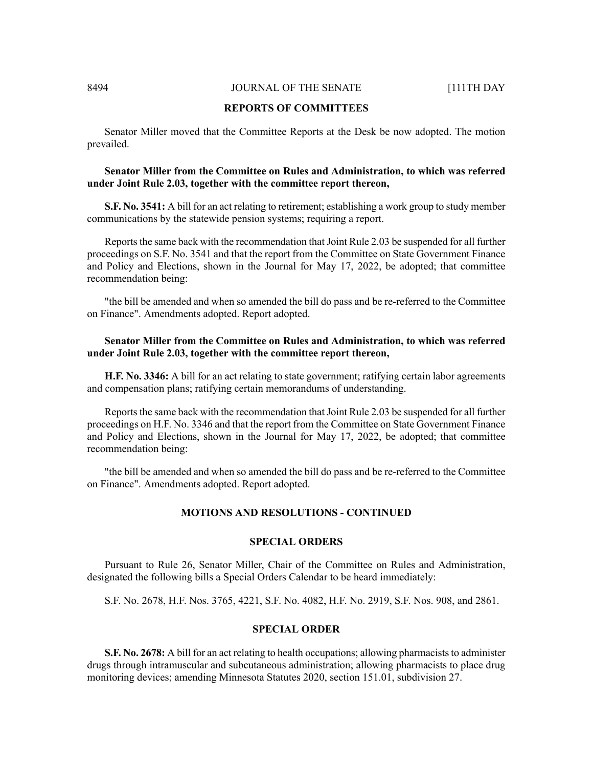## REPORTS OF COMMITTEES

Senator Miller moved that the Committee Reports at the Desk be now adopted. The motion prevailed.

**Senator Miller from the Committee on Rules and Administration, to which was referred under Joint Rule 2.03, together with the committee report thereon,**

**S.F. No. 3541:** A bill for an act relating to retirement; establishing a work group to study member communications by the statewide pension systems; requiring a report.

Reports the same back with the recommendation that Joint Rule 2.03 be suspended for all further proceedings on S.F. No. 3541 and that the report from the Committee on State Government Finance and Policy and Elections, shown in the Journal for May 17, 2022, be adopted; that committee recommendation being:

"the bill be amended and when so amended the bill do pass and be re-referred to the Committee on Finance". Amendments adopted. Report adopted.

**Senator Miller from the Committee on Rules and Administration, to which was referred under Joint Rule 2.03, together with the committee report thereon,**

**H.F. No. 3346:** A bill for an act relating to state government; ratifying certain labor agreements and compensation plans; ratifying certain memorandums of understanding.

Reports the same back with the recommendation that Joint Rule 2.03 be suspended for all further proceedings on H.F. No. 3346 and that the report from the Committee on State Government Finance and Policy and Elections, shown in the Journal for May 17, 2022, be adopted; that committee recommendation being:

"the bill be amended and when so amended the bill do pass and be re-referred to the Committee on Finance". Amendments adopted. Report adopted.

## MOTIONS AND RESOLUTIONS - CONTINUED

## SPECIAL ORDERS

Pursuant to Rule 26, Senator Miller, Chair of the Committee on Rules and Administration, designated the following bills a Special Orders Calendar to be heard immediately:

S.F. No. 2678, H.F. Nos. 3765, 4221, S.F. No. 4082, H.F. No. 2919, S.F. Nos. 908, and 2861.

## SPECIAL ORDER

**S.F. No. 2678:** A bill for an act relating to health occupations; allowing pharmacists to administer drugs through intramuscular and subcutaneous administration; allowing pharmacists to place drug monitoring devices; amending Minnesota Statutes 2020, section 151.01, subdivision 27.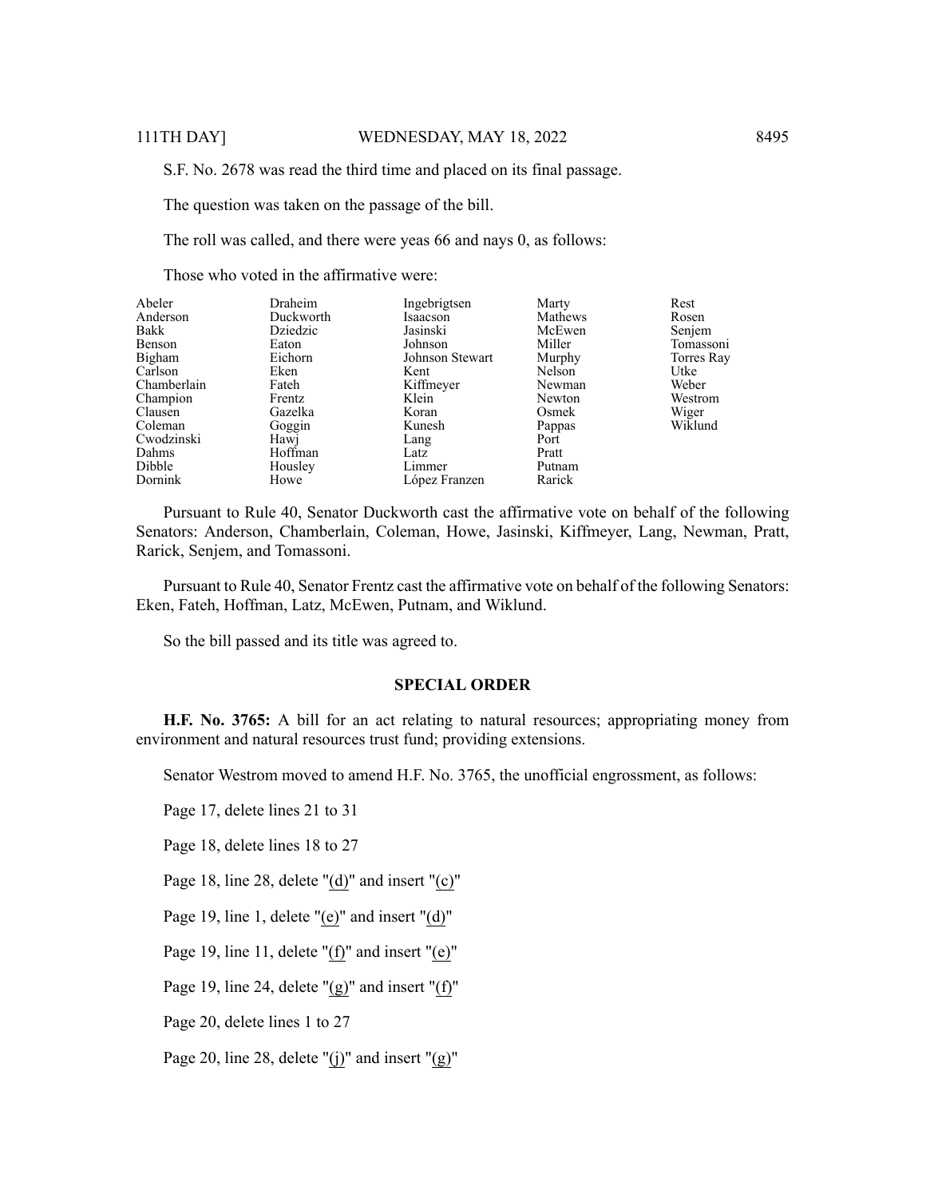S.F. No. 2678 was read the third time and placed on its final passage.

The question was taken on the passage of the bill.

The roll was called, and there were yeas 66 and nays 0, as follows:

Those who voted in the affirmative were:

| | | | | |
|---|---|---|---|---|
| Abeler | Draheim | Ingebrigtsen | Marty | Rest |
| Anderson | Duckworth | Isaacson | Mathews | Rosen |
| Bakk | Dziedzic | Jasinski | McEwen | Senjem |
| Benson | Eaton | Johnson | Miller | Tomassoni |
| Bigham | Eichorn | Johnson Stewart | Murphy | Torres Ray |
| Carlson | Eken | Kent | Nelson | Utke |
| Chamberlain | Fateh | Kiffmeyer | Newman | Weber |
| Champion | Frentz | Klein | Newton | Westrom |
| Clausen | Gazelka | Koran | Osmek | Wiger |
| Coleman | Goggin | Kunesh | Pappas | Wiklund |
| Cwodzinski | Hawj | Lang | Port | |
| Dahms | Hoffman | Latz | Pratt | |
| Dibble | Housley | Limmer | Putnam | |
| Dornink | Howe | López Franzen | Rarick | |

Pursuant to Rule 40, Senator Duckworth cast the affirmative vote on behalf of the following Senators: Anderson, Chamberlain, Coleman, Howe, Jasinski, Kiffmeyer, Lang, Newman, Pratt, Rarick, Senjem, and Tomassoni.

Pursuant to Rule 40, Senator Frentz cast the affirmative vote on behalf of the following Senators: Eken, Fateh, Hoffman, Latz, McEwen, Putnam, and Wiklund.

So the bill passed and its title was agreed to.

## SPECIAL ORDER

**H.F. No. 3765:** A bill for an act relating to natural resources; appropriating money from environment and natural resources trust fund; providing extensions.

Senator Westrom moved to amend H.F. No. 3765, the unofficial engrossment, as follows:

Page 17, delete lines 21 to 31

Page 18, delete lines 18 to 27

Page 18, line 28, delete "(d)" and insert "(c)"

Page 19, line 1, delete "(e)" and insert "(d)"

Page 19, line 11, delete "(f)" and insert "(e)"

Page 19, line 24, delete "(g)" and insert "(f)"

Page 20, delete lines 1 to 27

Page 20, line 28, delete "(j)" and insert "(g)"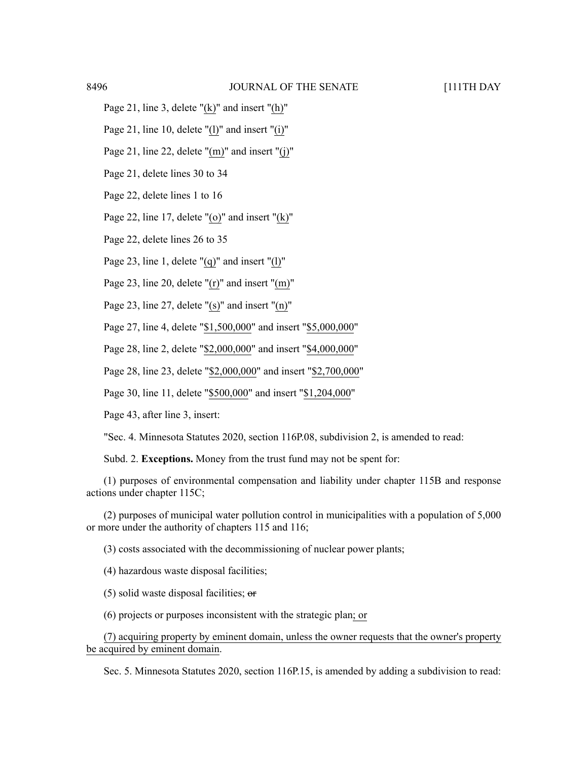Page 21, line 3, delete "(k)" and insert "(h)"

Page 21, line 10, delete "(l)" and insert "(i)"

Page 21, line 22, delete "(m)" and insert "(j)"

Page 21, delete lines 30 to 34

Page 22, delete lines 1 to 16

Page 22, line 17, delete "(o)" and insert "(k)"

Page 22, delete lines 26 to 35

Page 23, line 1, delete "(q)" and insert "(l)"

Page 23, line 20, delete "(r)" and insert "(m)"

Page 23, line 27, delete "(s)" and insert "(n)"

Page 27, line 4, delete "$1,500,000" and insert "$5,000,000"

Page 28, line 2, delete "$2,000,000" and insert "$4,000,000"

Page 28, line 23, delete "$2,000,000" and insert "$2,700,000"

Page 30, line 11, delete "$500,000" and insert "$1,204,000"

Page 43, after line 3, insert:

"Sec. 4. Minnesota Statutes 2020, section 116P.08, subdivision 2, is amended to read:

Subd. 2. **Exceptions.** Money from the trust fund may not be spent for:

(1) purposes of environmental compensation and liability under chapter 115B and response actions under chapter 115C;

(2) purposes of municipal water pollution control in municipalities with a population of 5,000 or more under the authority of chapters 115 and 116;

(3) costs associated with the decommissioning of nuclear power plants;

(4) hazardous waste disposal facilities;

(5) solid waste disposal facilities; ~~or~~

(6) projects or purposes inconsistent with the strategic plan; or

(7) acquiring property by eminent domain, unless the owner requests that the owner's property be acquired by eminent domain.

Sec. 5. Minnesota Statutes 2020, section 116P.15, is amended by adding a subdivision to read: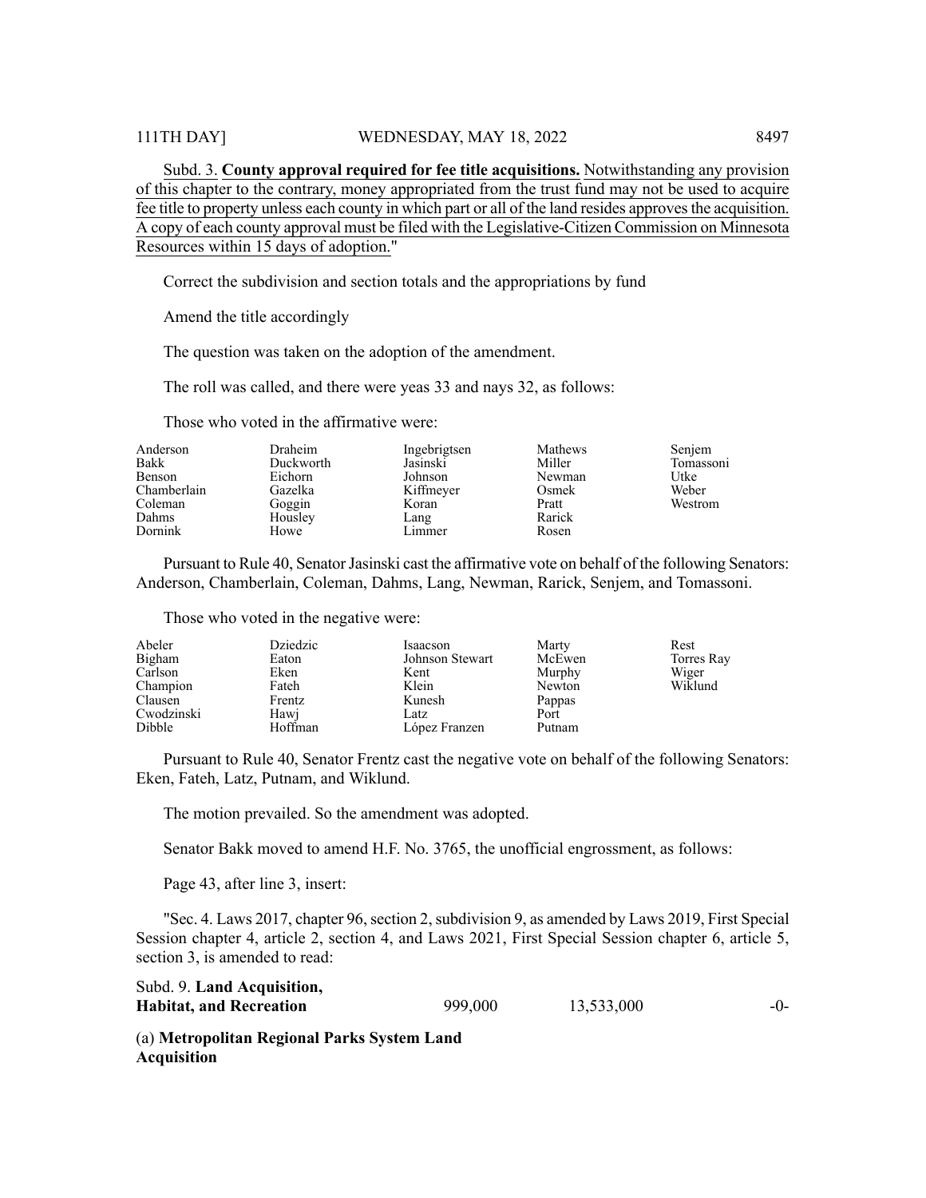Subd. 3. **County approval required for fee title acquisitions.** Notwithstanding any provision of this chapter to the contrary, money appropriated from the trust fund may not be used to acquire fee title to property unless each county in which part or all of the land resides approves the acquisition. A copy of each county approval must be filed with the Legislative-Citizen Commission on Minnesota Resources within 15 days of adoption."

Correct the subdivision and section totals and the appropriations by fund

Amend the title accordingly

The question was taken on the adoption of the amendment.

The roll was called, and there were yeas 33 and nays 32, as follows:

Those who voted in the affirmative were:

| | | | | |
|---|---|---|---|---|
| Anderson | Draheim | Ingebrigtsen | Mathews | Senjem |
| Bakk | Duckworth | Jasinski | Miller | Tomassoni |
| Benson | Eichorn | Johnson | Newman | Utke |
| Chamberlain | Gazelka | Kiffmeyer | Osmek | Weber |
| Coleman | Goggin | Koran | Pratt | Westrom |
| Dahms | Housley | Lang | Rarick | |
| Dornink | Howe | Limmer | Rosen | |

Pursuant to Rule 40, Senator Jasinski cast the affirmative vote on behalf of the following Senators: Anderson, Chamberlain, Coleman, Dahms, Lang, Newman, Rarick, Senjem, and Tomassoni.

Those who voted in the negative were:

| | | | | |
|---|---|---|---|---|
| Abeler | Dziedzic | Isaacson | Marty | Rest |
| Bigham | Eaton | Johnson Stewart | McEwen | Torres Ray |
| Carlson | Eken | Kent | Murphy | Wiger |
| Champion | Fateh | Klein | Newton | Wiklund |
| Clausen | Frentz | Kunesh | Pappas | |
| Cwodzinski | Hawj | Latz | Port | |
| Dibble | Hoffman | López Franzen | Putnam | |

Pursuant to Rule 40, Senator Frentz cast the negative vote on behalf of the following Senators: Eken, Fateh, Latz, Putnam, and Wiklund.

The motion prevailed. So the amendment was adopted.

Senator Bakk moved to amend H.F. No. 3765, the unofficial engrossment, as follows:

Page 43, after line 3, insert:

"Sec. 4. Laws 2017, chapter 96, section 2, subdivision 9, as amended by Laws 2019, First Special Session chapter 4, article 2, section 4, and Laws 2021, First Special Session chapter 6, article 5, section 3, is amended to read:

| | | | |
|---|---|---|---|
| Subd. 9. **Land Acquisition, Habitat, and Recreation** | 999,000 | 13,533,000 | -0- |

(a) **Metropolitan Regional Parks System Land Acquisition**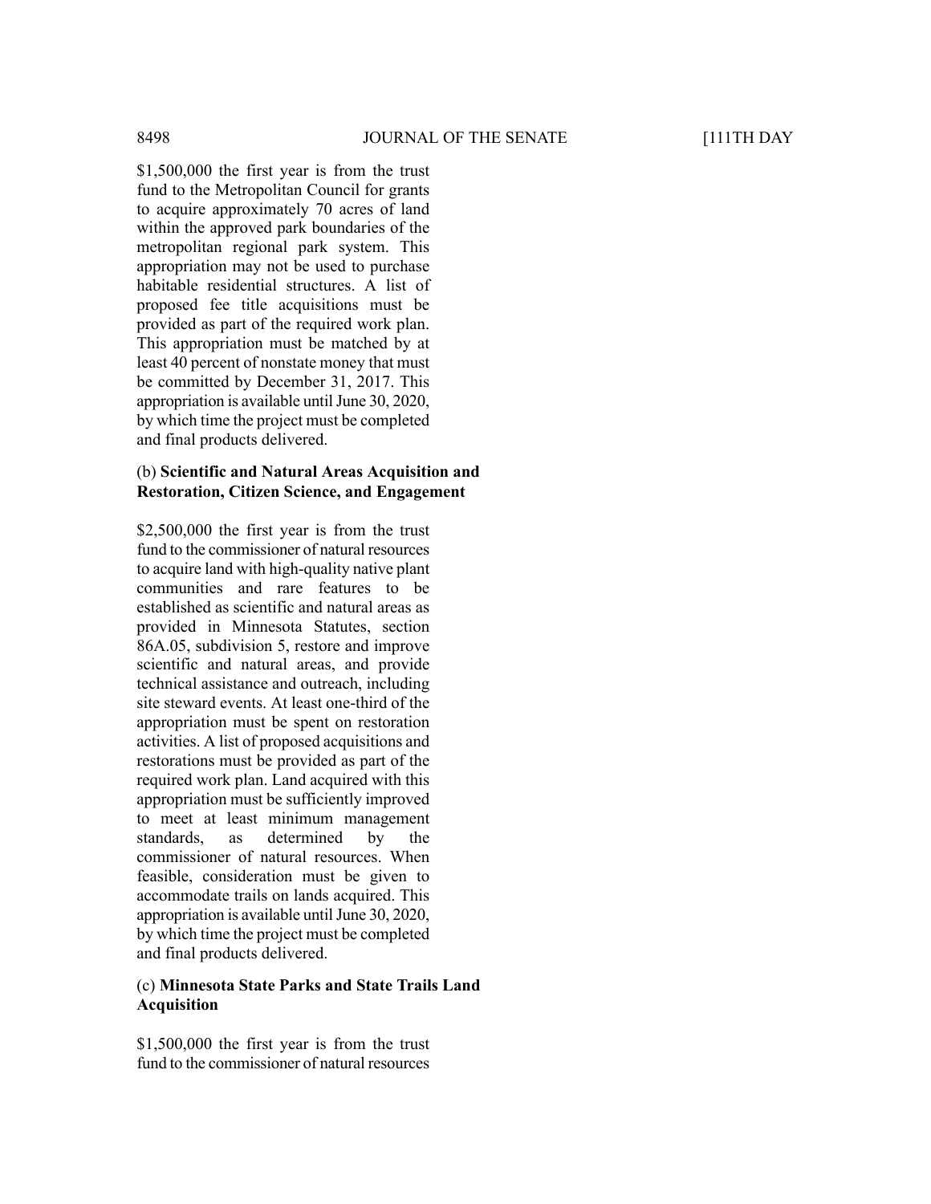$1,500,000 the first year is from the trust fund to the Metropolitan Council for grants to acquire approximately 70 acres of land within the approved park boundaries of the metropolitan regional park system. This appropriation may not be used to purchase habitable residential structures. A list of proposed fee title acquisitions must be provided as part of the required work plan. This appropriation must be matched by at least 40 percent of nonstate money that must be committed by December 31, 2017. This appropriation is available until June 30, 2020, by which time the project must be completed and final products delivered.

(b) **Scientific and Natural Areas Acquisition and Restoration, Citizen Science, and Engagement**

$2,500,000 the first year is from the trust fund to the commissioner of natural resources to acquire land with high-quality native plant communities and rare features to be established as scientific and natural areas as provided in Minnesota Statutes, section 86A.05, subdivision 5, restore and improve scientific and natural areas, and provide technical assistance and outreach, including site steward events. At least one-third of the appropriation must be spent on restoration activities. A list of proposed acquisitions and restorations must be provided as part of the required work plan. Land acquired with this appropriation must be sufficiently improved to meet at least minimum management standards, as determined by the commissioner of natural resources. When feasible, consideration must be given to accommodate trails on lands acquired. This appropriation is available until June 30, 2020, by which time the project must be completed and final products delivered.

(c) **Minnesota State Parks and State Trails Land Acquisition**

$1,500,000 the first year is from the trust fund to the commissioner of natural resources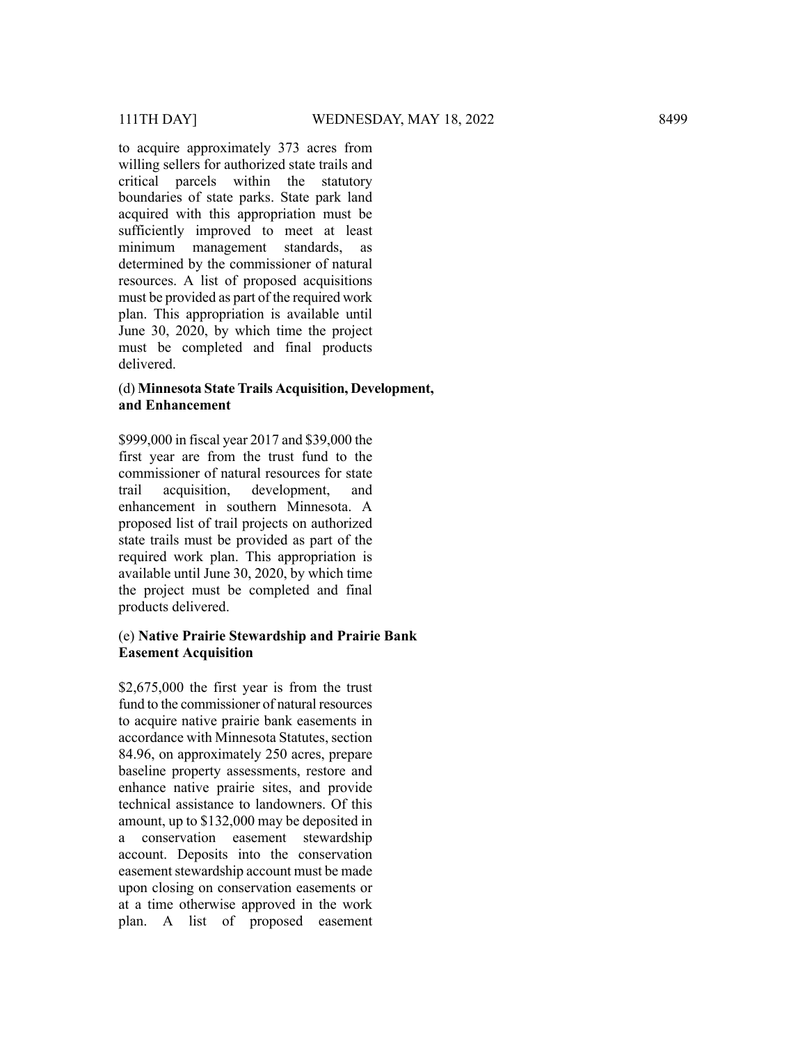to acquire approximately 373 acres from willing sellers for authorized state trails and critical parcels within the statutory boundaries of state parks. State park land acquired with this appropriation must be sufficiently improved to meet at least minimum management standards, as determined by the commissioner of natural resources. A list of proposed acquisitions must be provided as part of the required work plan. This appropriation is available until June 30, 2020, by which time the project must be completed and final products delivered.

(d) **Minnesota State Trails Acquisition, Development, and Enhancement**

$999,000 in fiscal year 2017 and $39,000 the first year are from the trust fund to the commissioner of natural resources for state trail acquisition, development, and enhancement in southern Minnesota. A proposed list of trail projects on authorized state trails must be provided as part of the required work plan. This appropriation is available until June 30, 2020, by which time the project must be completed and final products delivered.

(e) **Native Prairie Stewardship and Prairie Bank Easement Acquisition**

$2,675,000 the first year is from the trust fund to the commissioner of natural resources to acquire native prairie bank easements in accordance with Minnesota Statutes, section 84.96, on approximately 250 acres, prepare baseline property assessments, restore and enhance native prairie sites, and provide technical assistance to landowners. Of this amount, up to $132,000 may be deposited in a conservation easement stewardship account. Deposits into the conservation easement stewardship account must be made upon closing on conservation easements or at a time otherwise approved in the work plan. A list of proposed easement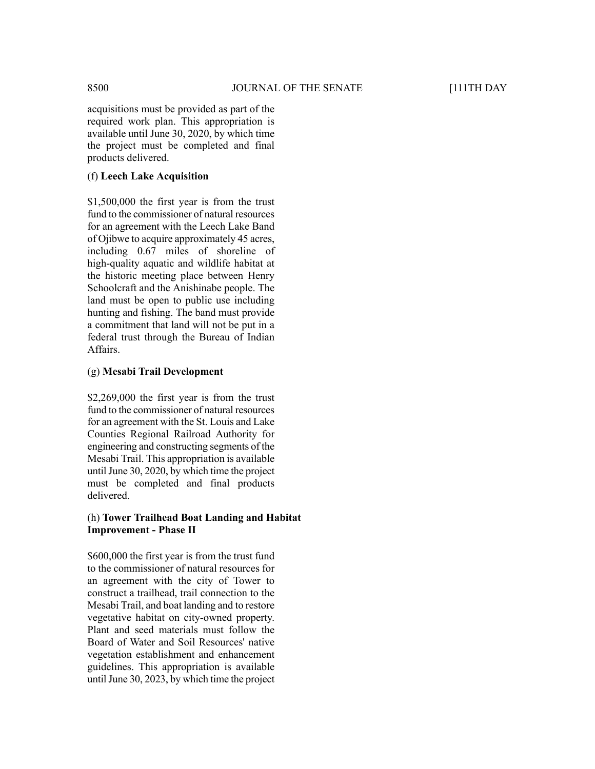acquisitions must be provided as part of the required work plan. This appropriation is available until June 30, 2020, by which time the project must be completed and final products delivered.

(f) **Leech Lake Acquisition**

$1,500,000 the first year is from the trust fund to the commissioner of natural resources for an agreement with the Leech Lake Band of Ojibwe to acquire approximately 45 acres, including 0.67 miles of shoreline of high-quality aquatic and wildlife habitat at the historic meeting place between Henry Schoolcraft and the Anishinabe people. The land must be open to public use including hunting and fishing. The band must provide a commitment that land will not be put in a federal trust through the Bureau of Indian Affairs.

(g) **Mesabi Trail Development**

$2,269,000 the first year is from the trust fund to the commissioner of natural resources for an agreement with the St. Louis and Lake Counties Regional Railroad Authority for engineering and constructing segments of the Mesabi Trail. This appropriation is available until June 30, 2020, by which time the project must be completed and final products delivered.

(h) **Tower Trailhead Boat Landing and Habitat Improvement - Phase II**

$600,000 the first year is from the trust fund to the commissioner of natural resources for an agreement with the city of Tower to construct a trailhead, trail connection to the Mesabi Trail, and boat landing and to restore vegetative habitat on city-owned property. Plant and seed materials must follow the Board of Water and Soil Resources' native vegetation establishment and enhancement guidelines. This appropriation is available until June 30, 2023, by which time the project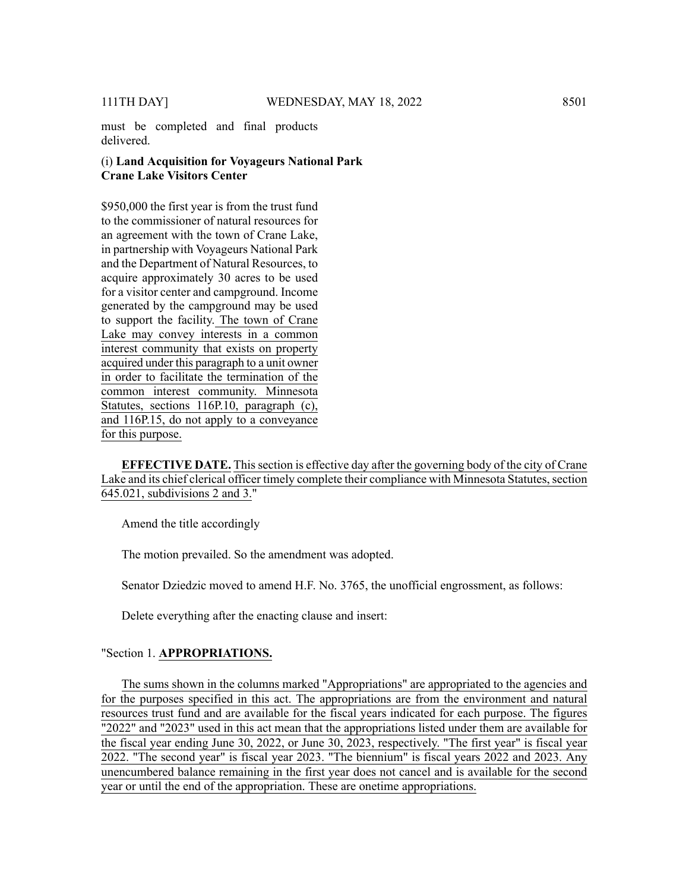must be completed and final products delivered.

(i) **Land Acquisition for Voyageurs National Park Crane Lake Visitors Center**

$950,000 the first year is from the trust fund to the commissioner of natural resources for an agreement with the town of Crane Lake, in partnership with Voyageurs National Park and the Department of Natural Resources, to acquire approximately 30 acres to be used for a visitor center and campground. Income generated by the campground may be used to support the facility. The town of Crane Lake may convey interests in a common interest community that exists on property acquired under this paragraph to a unit owner in order to facilitate the termination of the common interest community. Minnesota Statutes, sections 116P.10, paragraph (c), and 116P.15, do not apply to a conveyance for this purpose.

**EFFECTIVE DATE.** This section is effective day after the governing body of the city of Crane Lake and its chief clerical officer timely complete their compliance with Minnesota Statutes, section 645.021, subdivisions 2 and 3."

Amend the title accordingly

The motion prevailed. So the amendment was adopted.

Senator Dziedzic moved to amend H.F. No. 3765, the unofficial engrossment, as follows:

Delete everything after the enacting clause and insert:

"Section 1. **APPROPRIATIONS.**

The sums shown in the columns marked "Appropriations" are appropriated to the agencies and for the purposes specified in this act. The appropriations are from the environment and natural resources trust fund and are available for the fiscal years indicated for each purpose. The figures "2022" and "2023" used in this act mean that the appropriations listed under them are available for the fiscal year ending June 30, 2022, or June 30, 2023, respectively. "The first year" is fiscal year 2022. "The second year" is fiscal year 2023. "The biennium" is fiscal years 2022 and 2023. Any unencumbered balance remaining in the first year does not cancel and is available for the second year or until the end of the appropriation. These are onetime appropriations.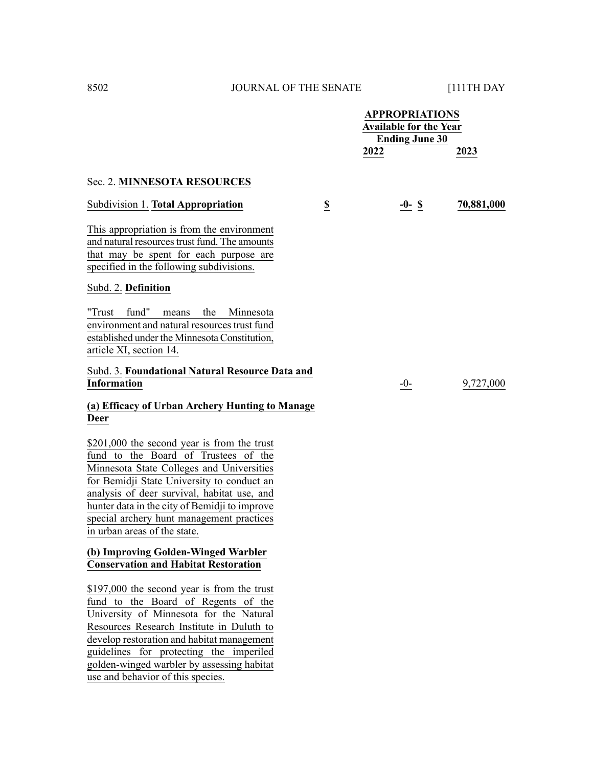| | | APPROPRIATIONS Available for the Year Ending June 30 | |
|---|---|---|---|
| | | 2022 | 2023 |

Sec. 2. **MINNESOTA RESOURCES**

| | | | |
|---|---|---|---|
| Subdivision 1. **Total Appropriation** | $ | -0- $ | 70,881,000 |

This appropriation is from the environment and natural resources trust fund. The amounts that may be spent for each purpose are specified in the following subdivisions.

Subd. 2. **Definition**

"Trust fund" means the Minnesota environment and natural resources trust fund established under the Minnesota Constitution, article XI, section 14.

| | | | |
|---|---|---|---|
| Subd. 3. **Foundational Natural Resource Data and Information** | | -0- | 9,727,000 |

**(a) Efficacy of Urban Archery Hunting to Manage Deer**

$201,000 the second year is from the trust fund to the Board of Trustees of the Minnesota State Colleges and Universities for Bemidji State University to conduct an analysis of deer survival, habitat use, and hunter data in the city of Bemidji to improve special archery hunt management practices in urban areas of the state.

**(b) Improving Golden-Winged Warbler Conservation and Habitat Restoration**

$197,000 the second year is from the trust fund to the Board of Regents of the University of Minnesota for the Natural Resources Research Institute in Duluth to develop restoration and habitat management guidelines for protecting the imperiled golden-winged warbler by assessing habitat use and behavior of this species.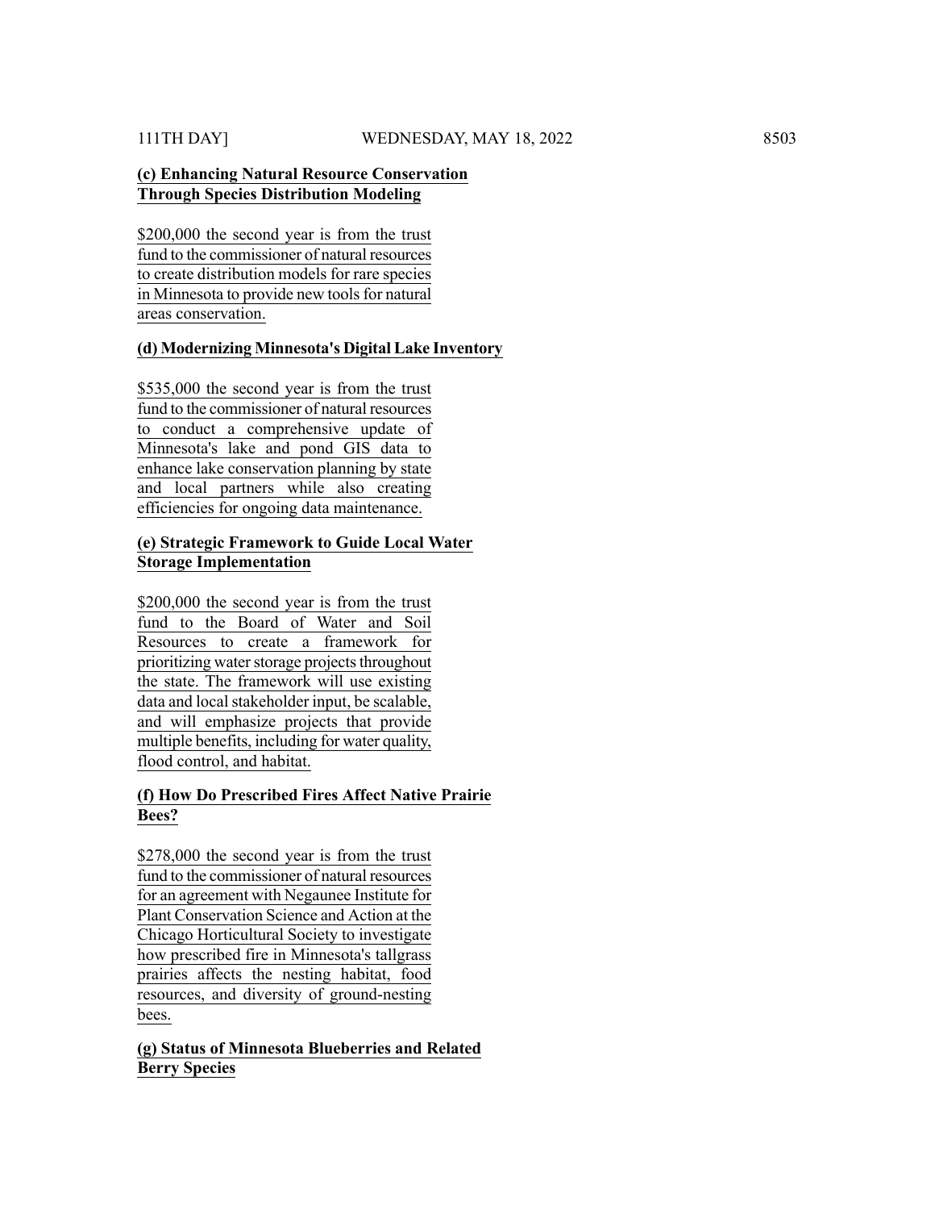**(c) Enhancing Natural Resource Conservation Through Species Distribution Modeling**

$200,000 the second year is from the trust fund to the commissioner of natural resources to create distribution models for rare species in Minnesota to provide new tools for natural areas conservation.

**(d) Modernizing Minnesota's Digital Lake Inventory**

$535,000 the second year is from the trust fund to the commissioner of natural resources to conduct a comprehensive update of Minnesota's lake and pond GIS data to enhance lake conservation planning by state and local partners while also creating efficiencies for ongoing data maintenance.

**(e) Strategic Framework to Guide Local Water Storage Implementation**

$200,000 the second year is from the trust fund to the Board of Water and Soil Resources to create a framework for prioritizing water storage projects throughout the state. The framework will use existing data and local stakeholder input, be scalable, and will emphasize projects that provide multiple benefits, including for water quality, flood control, and habitat.

**(f) How Do Prescribed Fires Affect Native Prairie Bees?**

$278,000 the second year is from the trust fund to the commissioner of natural resources for an agreement with Negaunee Institute for Plant Conservation Science and Action at the Chicago Horticultural Society to investigate how prescribed fire in Minnesota's tallgrass prairies affects the nesting habitat, food resources, and diversity of ground-nesting bees.

**(g) Status of Minnesota Blueberries and Related Berry Species**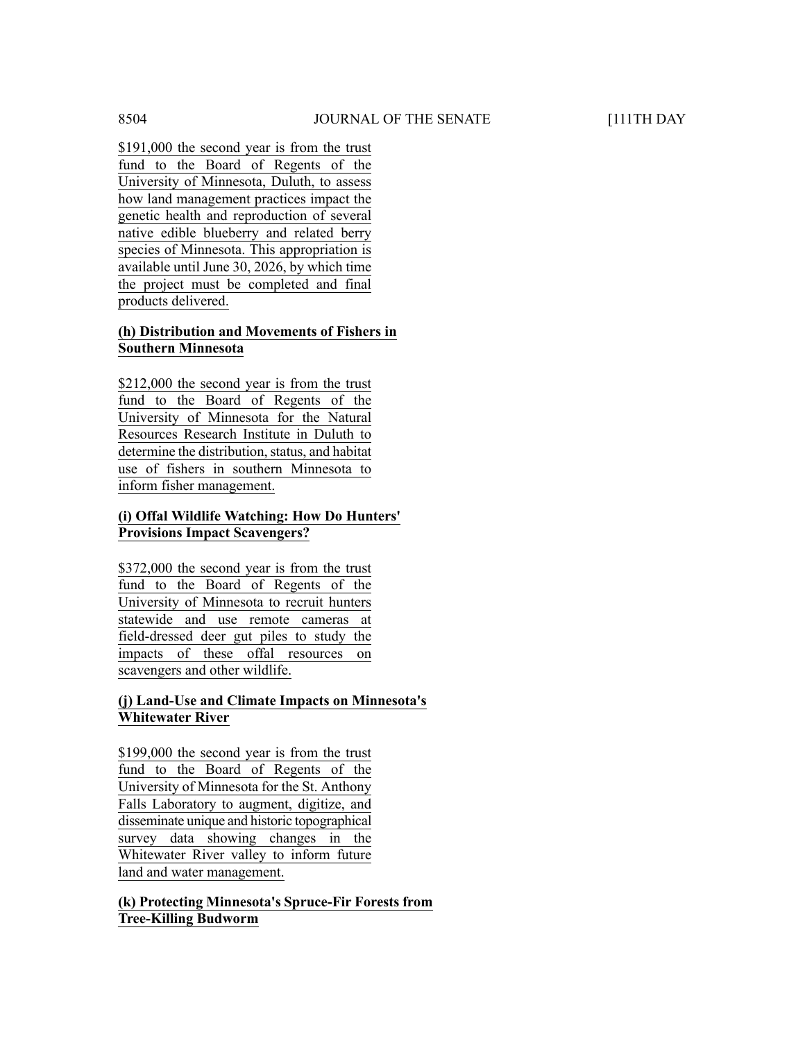$191,000 the second year is from the trust fund to the Board of Regents of the University of Minnesota, Duluth, to assess how land management practices impact the genetic health and reproduction of several native edible blueberry and related berry species of Minnesota. This appropriation is available until June 30, 2026, by which time the project must be completed and final products delivered.

**(h) Distribution and Movements of Fishers in Southern Minnesota**

$212,000 the second year is from the trust fund to the Board of Regents of the University of Minnesota for the Natural Resources Research Institute in Duluth to determine the distribution, status, and habitat use of fishers in southern Minnesota to inform fisher management.

**(i) Offal Wildlife Watching: How Do Hunters' Provisions Impact Scavengers?**

$372,000 the second year is from the trust fund to the Board of Regents of the University of Minnesota to recruit hunters statewide and use remote cameras at field-dressed deer gut piles to study the impacts of these offal resources on scavengers and other wildlife.

**(j) Land-Use and Climate Impacts on Minnesota's Whitewater River**

$199,000 the second year is from the trust fund to the Board of Regents of the University of Minnesota for the St. Anthony Falls Laboratory to augment, digitize, and disseminate unique and historic topographical survey data showing changes in the Whitewater River valley to inform future land and water management.

**(k) Protecting Minnesota's Spruce-Fir Forests from Tree-Killing Budworm**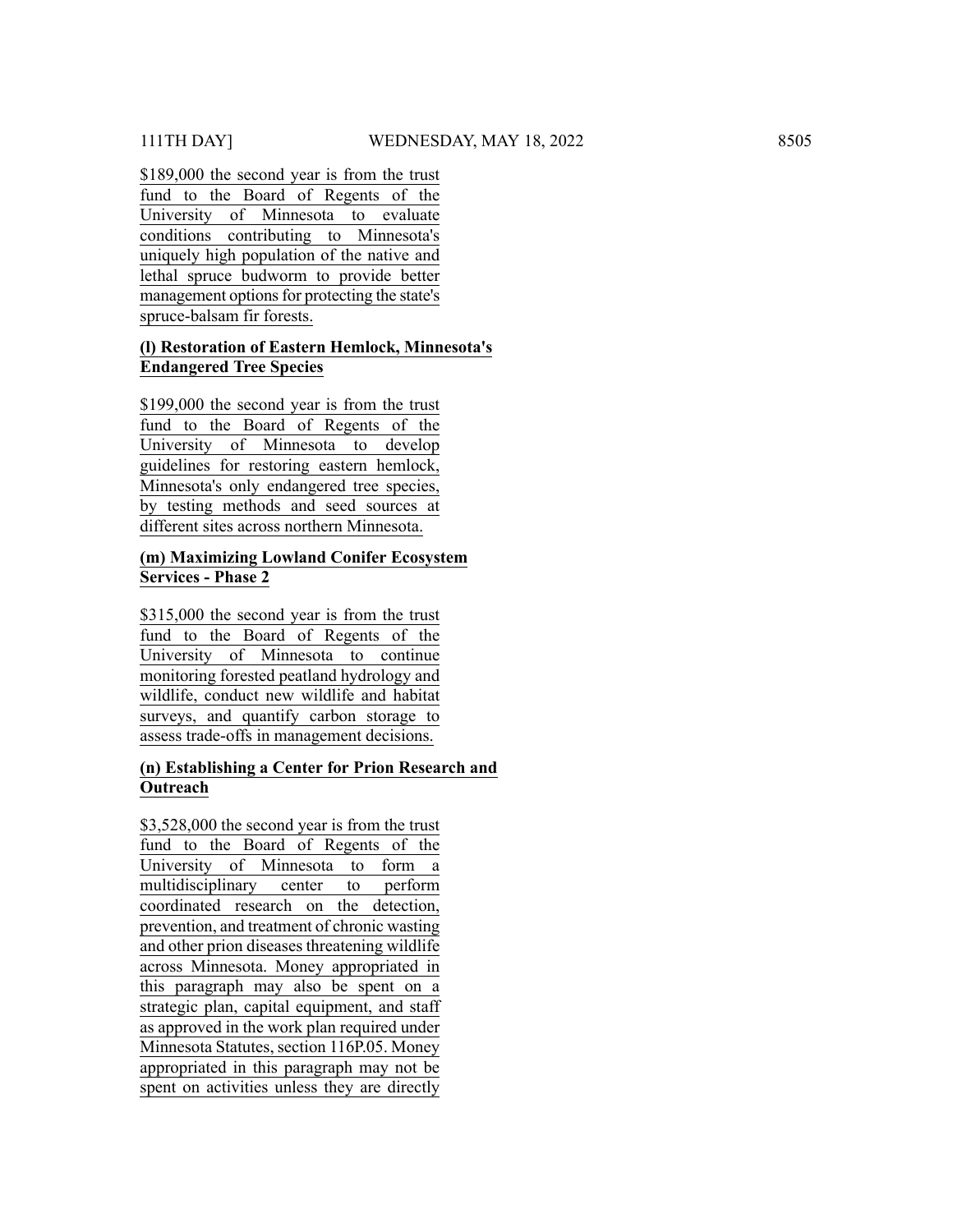$189,000 the second year is from the trust fund to the Board of Regents of the University of Minnesota to evaluate conditions contributing to Minnesota's uniquely high population of the native and lethal spruce budworm to provide better management options for protecting the state's spruce-balsam fir forests.

**(l) Restoration of Eastern Hemlock, Minnesota's Endangered Tree Species**

$199,000 the second year is from the trust fund to the Board of Regents of the University of Minnesota to develop guidelines for restoring eastern hemlock, Minnesota's only endangered tree species, by testing methods and seed sources at different sites across northern Minnesota.

**(m) Maximizing Lowland Conifer Ecosystem Services - Phase 2**

$315,000 the second year is from the trust fund to the Board of Regents of the University of Minnesota to continue monitoring forested peatland hydrology and wildlife, conduct new wildlife and habitat surveys, and quantify carbon storage to assess trade-offs in management decisions.

**(n) Establishing a Center for Prion Research and Outreach**

$3,528,000 the second year is from the trust fund to the Board of Regents of the University of Minnesota to form a multidisciplinary center to perform coordinated research on the detection, prevention, and treatment of chronic wasting and other prion diseases threatening wildlife across Minnesota. Money appropriated in this paragraph may also be spent on a strategic plan, capital equipment, and staff as approved in the work plan required under Minnesota Statutes, section 116P.05. Money appropriated in this paragraph may not be spent on activities unless they are directly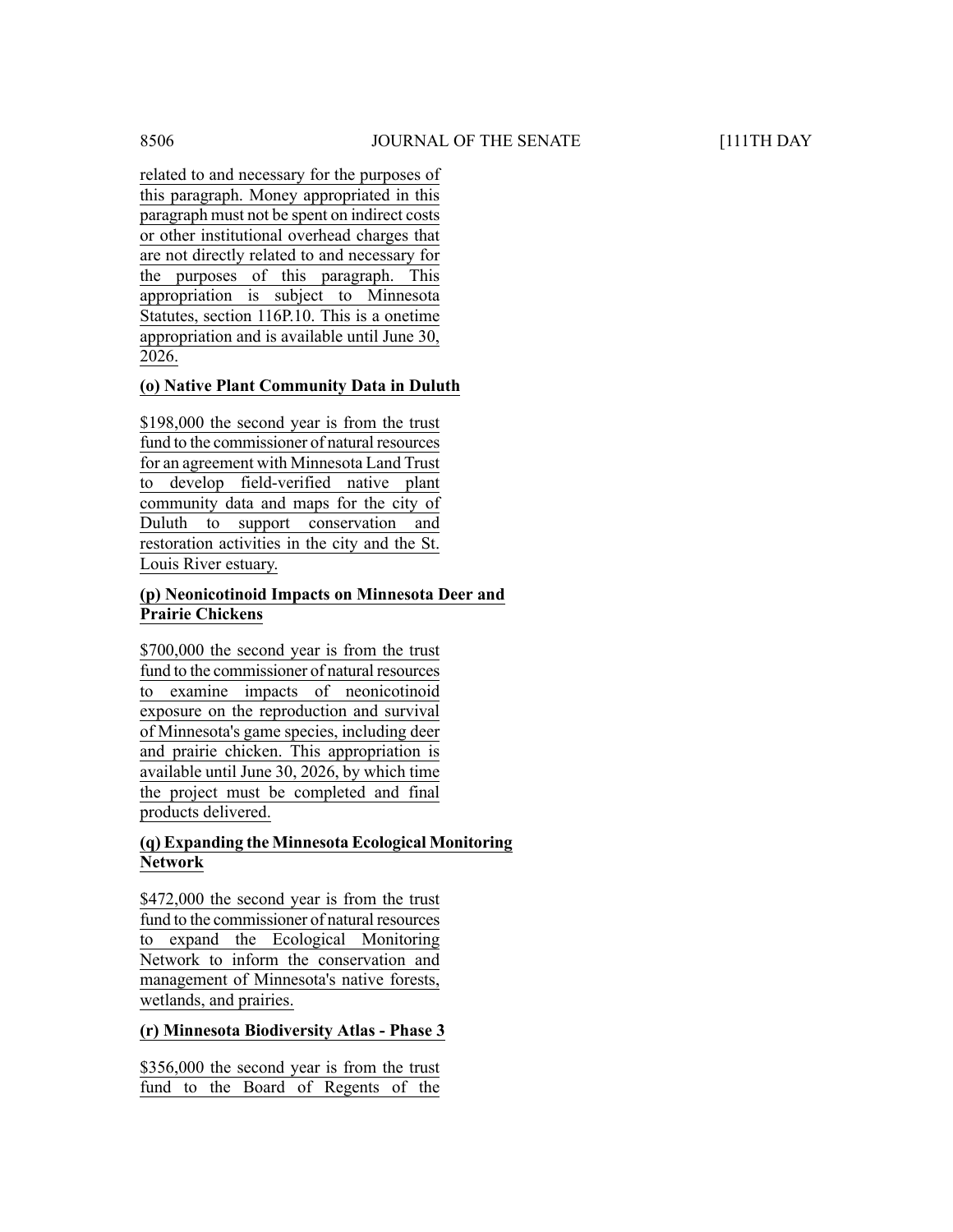related to and necessary for the purposes of this paragraph. Money appropriated in this paragraph must not be spent on indirect costs or other institutional overhead charges that are not directly related to and necessary for the purposes of this paragraph. This appropriation is subject to Minnesota Statutes, section 116P.10. This is a onetime appropriation and is available until June 30, 2026.

**(o) Native Plant Community Data in Duluth**

$198,000 the second year is from the trust fund to the commissioner of natural resources for an agreement with Minnesota Land Trust to develop field-verified native plant community data and maps for the city of Duluth to support conservation and restoration activities in the city and the St. Louis River estuary.

**(p) Neonicotinoid Impacts on Minnesota Deer and Prairie Chickens**

$700,000 the second year is from the trust fund to the commissioner of natural resources to examine impacts of neonicotinoid exposure on the reproduction and survival of Minnesota's game species, including deer and prairie chicken. This appropriation is available until June 30, 2026, by which time the project must be completed and final products delivered.

**(q) Expanding the Minnesota Ecological Monitoring Network**

$472,000 the second year is from the trust fund to the commissioner of natural resources to expand the Ecological Monitoring Network to inform the conservation and management of Minnesota's native forests, wetlands, and prairies.

**(r) Minnesota Biodiversity Atlas - Phase 3**

$356,000 the second year is from the trust fund to the Board of Regents of the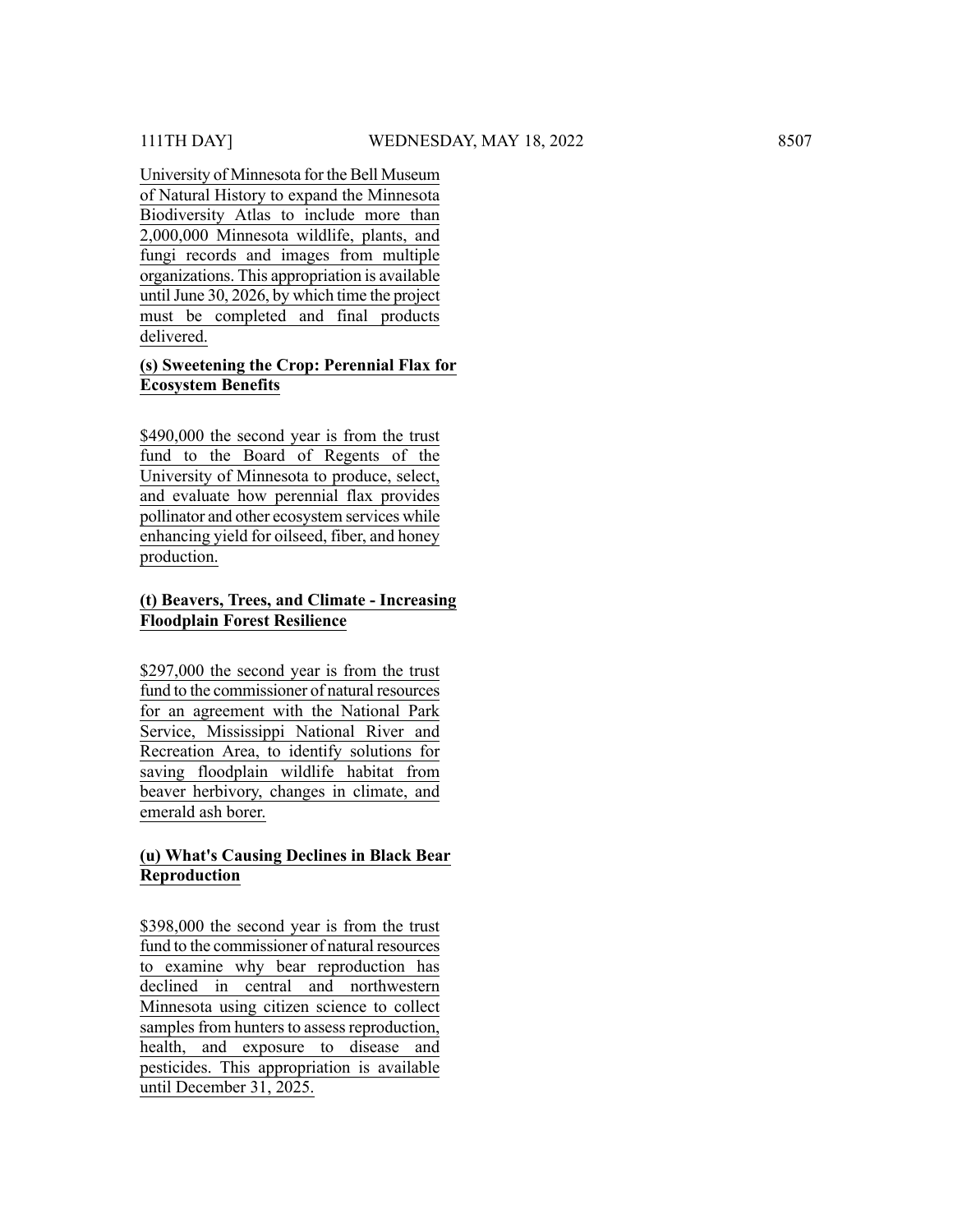University of Minnesota for the Bell Museum of Natural History to expand the Minnesota Biodiversity Atlas to include more than 2,000,000 Minnesota wildlife, plants, and fungi records and images from multiple organizations. This appropriation is available until June 30, 2026, by which time the project must be completed and final products delivered.

**(s) Sweetening the Crop: Perennial Flax for Ecosystem Benefits**

$490,000 the second year is from the trust fund to the Board of Regents of the University of Minnesota to produce, select, and evaluate how perennial flax provides pollinator and other ecosystem services while enhancing yield for oilseed, fiber, and honey production.

**(t) Beavers, Trees, and Climate - Increasing Floodplain Forest Resilience**

$297,000 the second year is from the trust fund to the commissioner of natural resources for an agreement with the National Park Service, Mississippi National River and Recreation Area, to identify solutions for saving floodplain wildlife habitat from beaver herbivory, changes in climate, and emerald ash borer.

**(u) What's Causing Declines in Black Bear Reproduction**

$398,000 the second year is from the trust fund to the commissioner of natural resources to examine why bear reproduction has declined in central and northwestern Minnesota using citizen science to collect samples from hunters to assess reproduction, health, and exposure to disease and pesticides. This appropriation is available until December 31, 2025.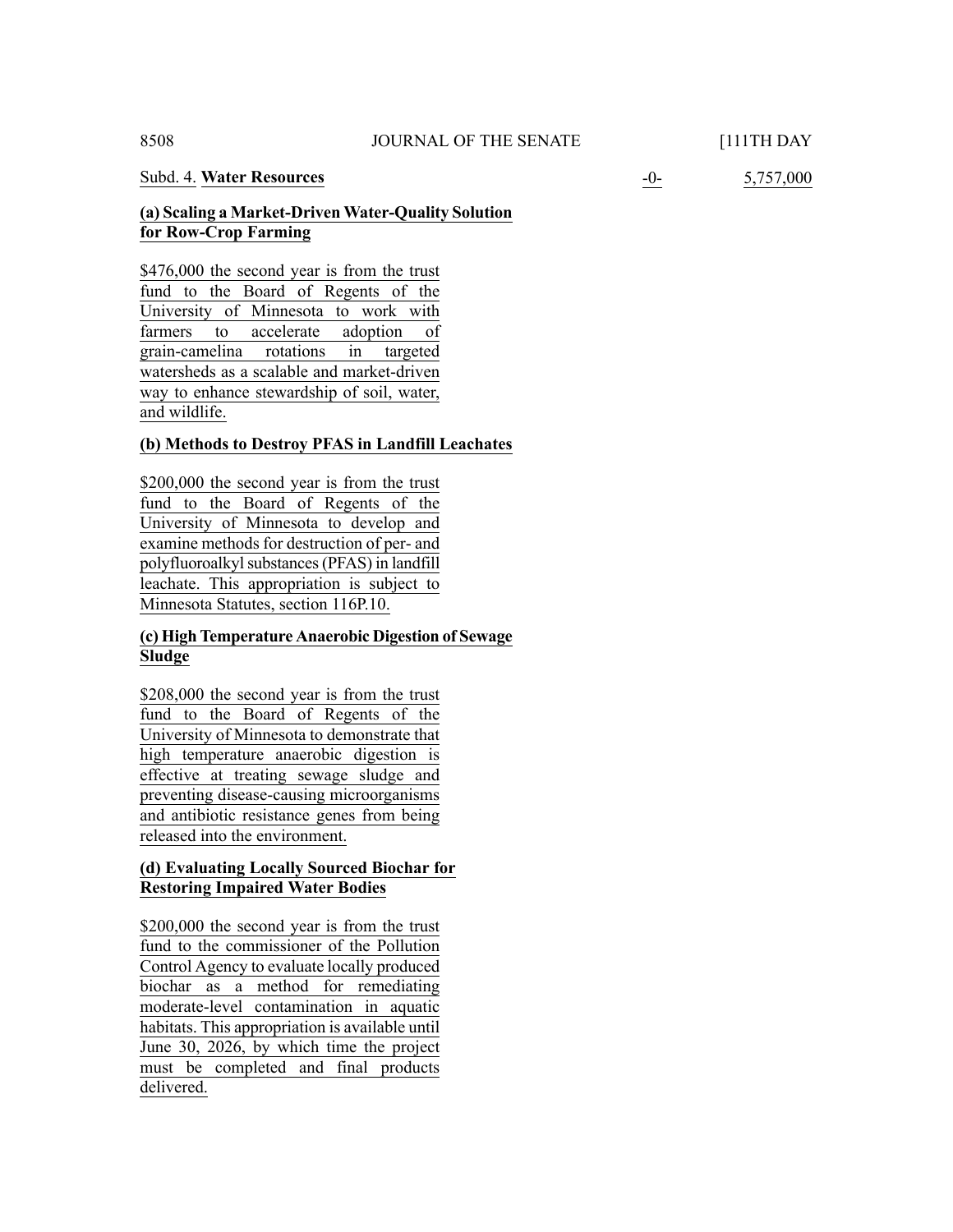Subd. 4. **Water Resources** -0- 5,757,000

**(a) Scaling a Market-Driven Water-Quality Solution for Row-Crop Farming**

$476,000 the second year is from the trust fund to the Board of Regents of the University of Minnesota to work with farmers to accelerate adoption of grain-camelina rotations in targeted watersheds as a scalable and market-driven way to enhance stewardship of soil, water, and wildlife.

**(b) Methods to Destroy PFAS in Landfill Leachates**

$200,000 the second year is from the trust fund to the Board of Regents of the University of Minnesota to develop and examine methods for destruction of per- and polyfluoroalkyl substances (PFAS) in landfill leachate. This appropriation is subject to Minnesota Statutes, section 116P.10.

**(c) High Temperature Anaerobic Digestion of Sewage Sludge**

$208,000 the second year is from the trust fund to the Board of Regents of the University of Minnesota to demonstrate that high temperature anaerobic digestion is effective at treating sewage sludge and preventing disease-causing microorganisms and antibiotic resistance genes from being released into the environment.

**(d) Evaluating Locally Sourced Biochar for Restoring Impaired Water Bodies**

$200,000 the second year is from the trust fund to the commissioner of the Pollution Control Agency to evaluate locally produced biochar as a method for remediating moderate-level contamination in aquatic habitats. This appropriation is available until June 30, 2026, by which time the project must be completed and final products delivered.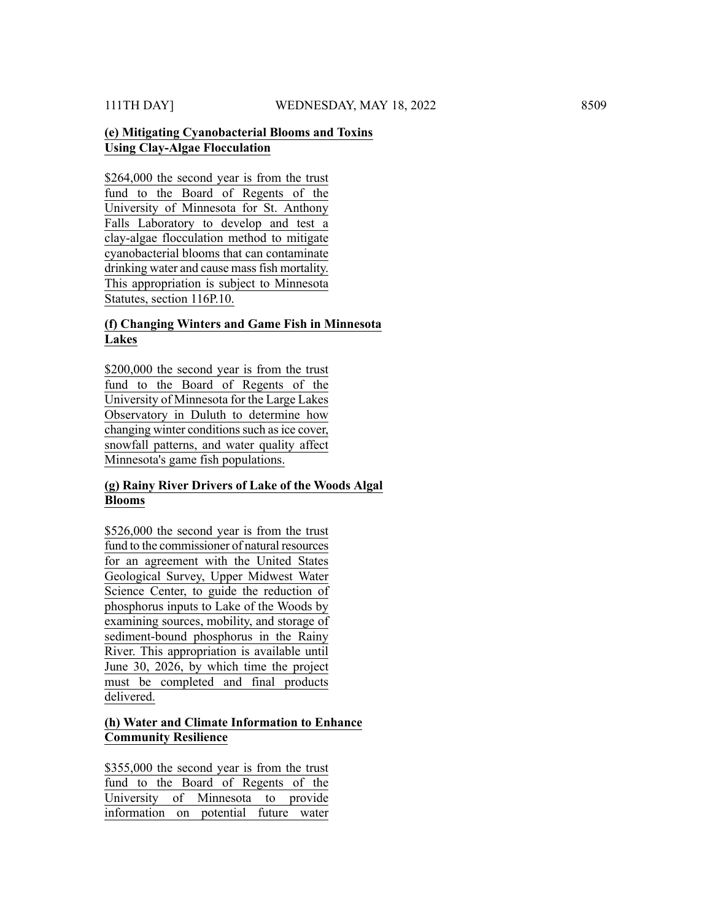**(e) Mitigating Cyanobacterial Blooms and Toxins Using Clay-Algae Flocculation**

$264,000 the second year is from the trust fund to the Board of Regents of the University of Minnesota for St. Anthony Falls Laboratory to develop and test a clay-algae flocculation method to mitigate cyanobacterial blooms that can contaminate drinking water and cause mass fish mortality. This appropriation is subject to Minnesota Statutes, section 116P.10.

**(f) Changing Winters and Game Fish in Minnesota Lakes**

$200,000 the second year is from the trust fund to the Board of Regents of the University of Minnesota for the Large Lakes Observatory in Duluth to determine how changing winter conditions such as ice cover, snowfall patterns, and water quality affect Minnesota's game fish populations.

**(g) Rainy River Drivers of Lake of the Woods Algal Blooms**

$526,000 the second year is from the trust fund to the commissioner of natural resources for an agreement with the United States Geological Survey, Upper Midwest Water Science Center, to guide the reduction of phosphorus inputs to Lake of the Woods by examining sources, mobility, and storage of sediment-bound phosphorus in the Rainy River. This appropriation is available until June 30, 2026, by which time the project must be completed and final products delivered.

**(h) Water and Climate Information to Enhance Community Resilience**

$355,000 the second year is from the trust fund to the Board of Regents of the University of Minnesota to provide information on potential future water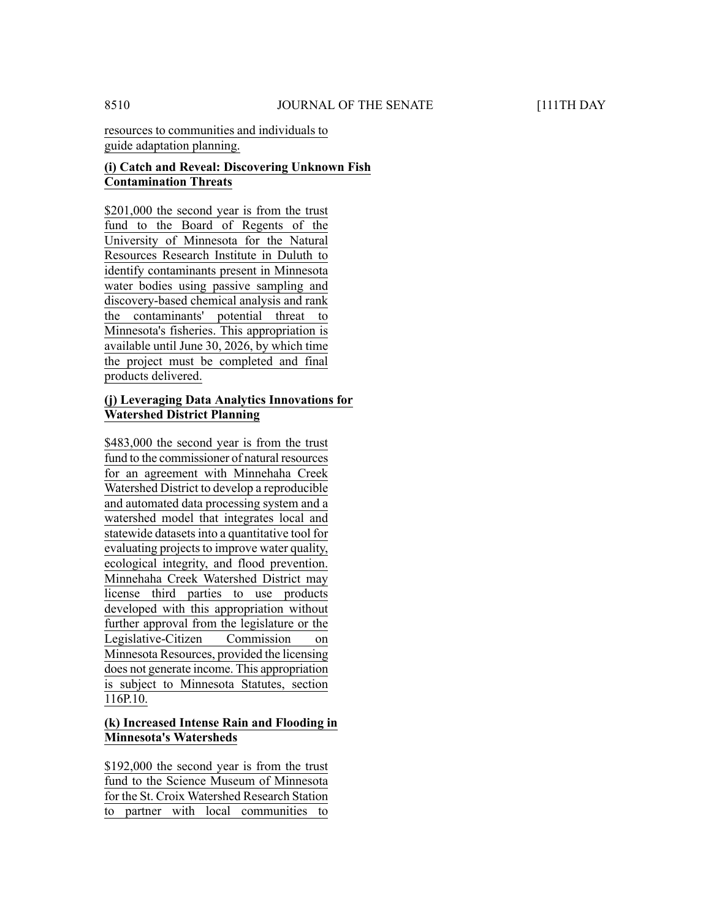resources to communities and individuals to guide adaptation planning.

**(i) Catch and Reveal: Discovering Unknown Fish Contamination Threats**

$201,000 the second year is from the trust fund to the Board of Regents of the University of Minnesota for the Natural Resources Research Institute in Duluth to identify contaminants present in Minnesota water bodies using passive sampling and discovery-based chemical analysis and rank the contaminants' potential threat to Minnesota's fisheries. This appropriation is available until June 30, 2026, by which time the project must be completed and final products delivered.

**(j) Leveraging Data Analytics Innovations for Watershed District Planning**

$483,000 the second year is from the trust fund to the commissioner of natural resources for an agreement with Minnehaha Creek Watershed District to develop a reproducible and automated data processing system and a watershed model that integrates local and statewide datasets into a quantitative tool for evaluating projects to improve water quality, ecological integrity, and flood prevention. Minnehaha Creek Watershed District may license third parties to use products developed with this appropriation without further approval from the legislature or the Legislative-Citizen Commission on Minnesota Resources, provided the licensing does not generate income. This appropriation is subject to Minnesota Statutes, section 116P.10.

**(k) Increased Intense Rain and Flooding in Minnesota's Watersheds**

$192,000 the second year is from the trust fund to the Science Museum of Minnesota for the St. Croix Watershed Research Station to partner with local communities to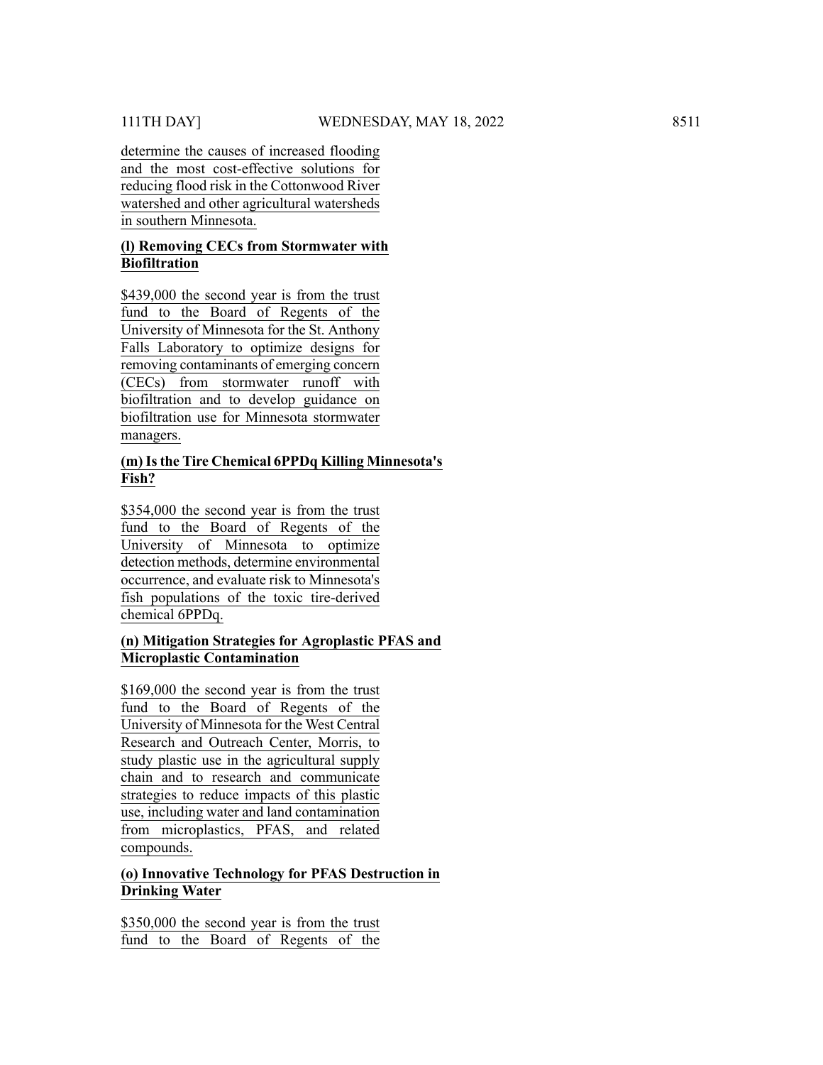determine the causes of increased flooding and the most cost-effective solutions for reducing flood risk in the Cottonwood River watershed and other agricultural watersheds in southern Minnesota.

**(l) Removing CECs from Stormwater with Biofiltration**

$439,000 the second year is from the trust fund to the Board of Regents of the University of Minnesota for the St. Anthony Falls Laboratory to optimize designs for removing contaminants of emerging concern (CECs) from stormwater runoff with biofiltration and to develop guidance on biofiltration use for Minnesota stormwater managers.

**(m) Is the Tire Chemical 6PPDq Killing Minnesota's Fish?**

$354,000 the second year is from the trust fund to the Board of Regents of the University of Minnesota to optimize detection methods, determine environmental occurrence, and evaluate risk to Minnesota's fish populations of the toxic tire-derived chemical 6PPDq.

**(n) Mitigation Strategies for Agroplastic PFAS and Microplastic Contamination**

$169,000 the second year is from the trust fund to the Board of Regents of the University of Minnesota for the West Central Research and Outreach Center, Morris, to study plastic use in the agricultural supply chain and to research and communicate strategies to reduce impacts of this plastic use, including water and land contamination from microplastics, PFAS, and related compounds.

**(o) Innovative Technology for PFAS Destruction in Drinking Water**

$350,000 the second year is from the trust fund to the Board of Regents of the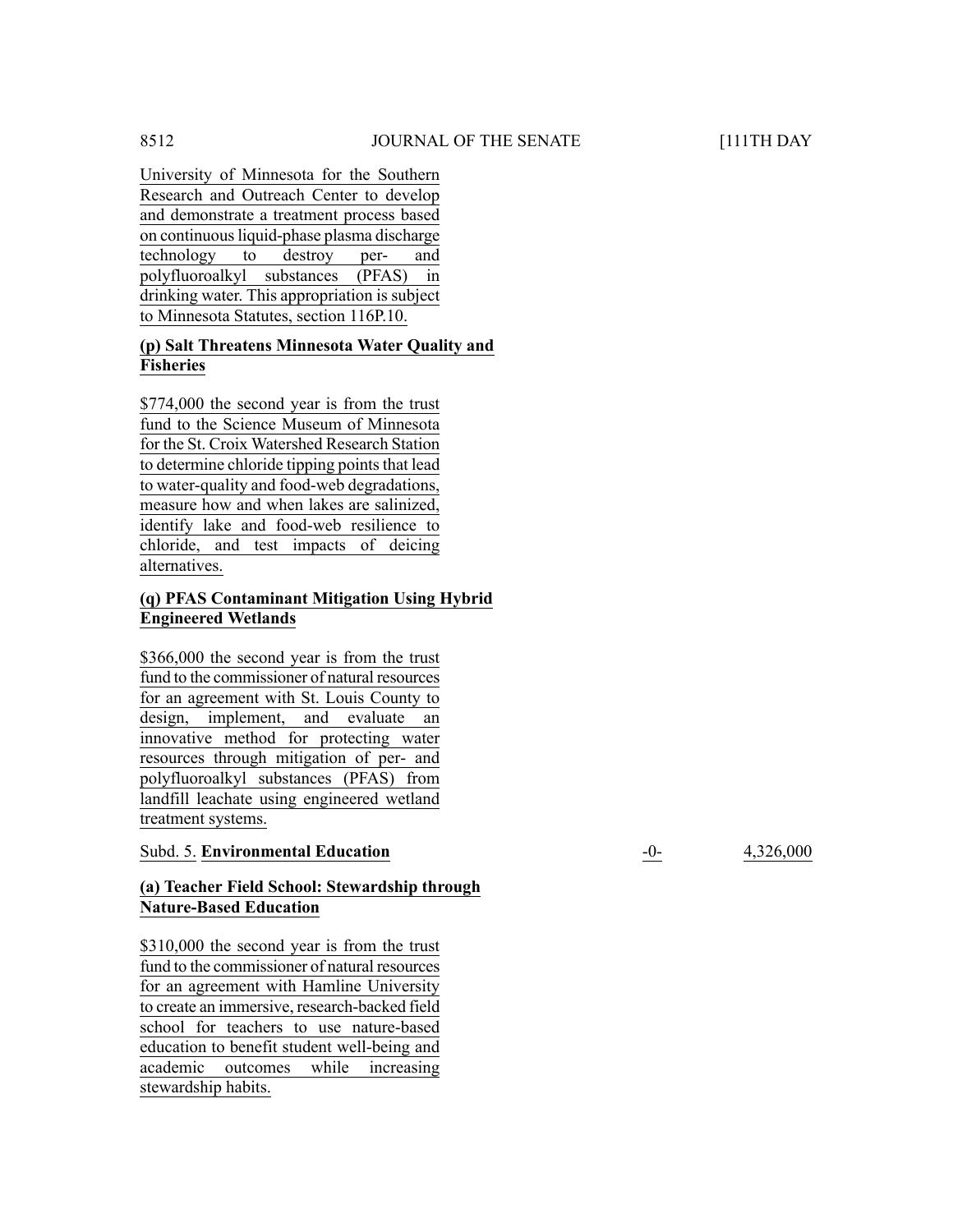University of Minnesota for the Southern Research and Outreach Center to develop and demonstrate a treatment process based on continuous liquid-phase plasma discharge technology to destroy per- and polyfluoroalkyl substances (PFAS) in drinking water. This appropriation is subject to Minnesota Statutes, section 116P.10.

**(p) Salt Threatens Minnesota Water Quality and Fisheries**

$774,000 the second year is from the trust fund to the Science Museum of Minnesota for the St. Croix Watershed Research Station to determine chloride tipping points that lead to water-quality and food-web degradations, measure how and when lakes are salinized, identify lake and food-web resilience to chloride, and test impacts of deicing alternatives.

**(q) PFAS Contaminant Mitigation Using Hybrid Engineered Wetlands**

$366,000 the second year is from the trust fund to the commissioner of natural resources for an agreement with St. Louis County to design, implement, and evaluate an innovative method for protecting water resources through mitigation of per- and polyfluoroalkyl substances (PFAS) from landfill leachate using engineered wetland treatment systems.

| Subd. 5. **Environmental Education** | -0- | 4,326,000 |
|---|---|---|

**(a) Teacher Field School: Stewardship through Nature-Based Education**

$310,000 the second year is from the trust fund to the commissioner of natural resources for an agreement with Hamline University to create an immersive, research-backed field school for teachers to use nature-based education to benefit student well-being and academic outcomes while increasing stewardship habits.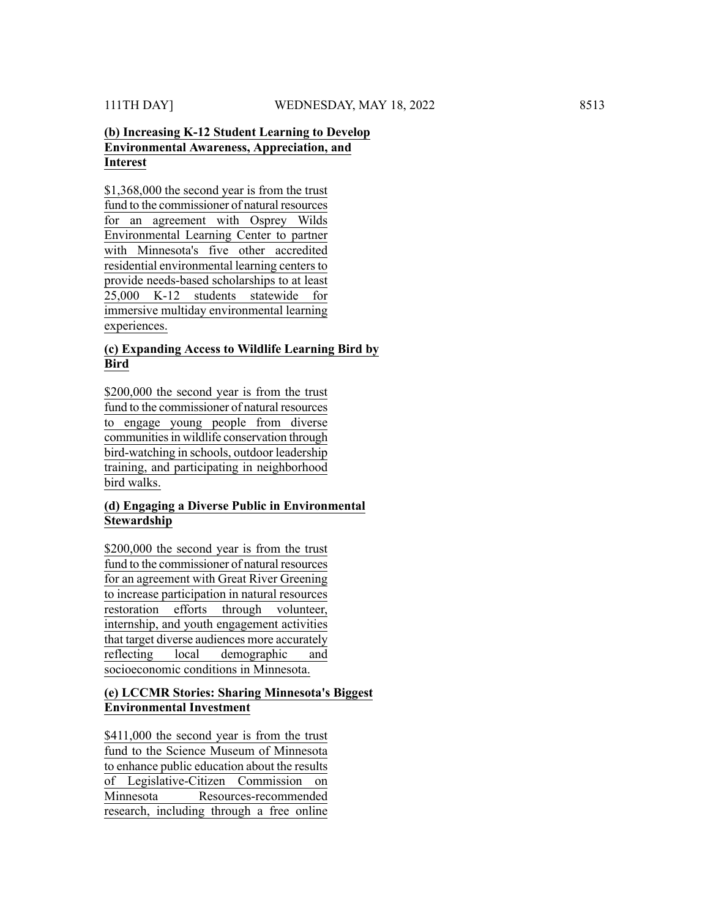**(b) Increasing K-12 Student Learning to Develop Environmental Awareness, Appreciation, and Interest**

$1,368,000 the second year is from the trust fund to the commissioner of natural resources for an agreement with Osprey Wilds Environmental Learning Center to partner with Minnesota's five other accredited residential environmental learning centers to provide needs-based scholarships to at least 25,000 K-12 students statewide for immersive multiday environmental learning experiences.

**(c) Expanding Access to Wildlife Learning Bird by Bird**

$200,000 the second year is from the trust fund to the commissioner of natural resources to engage young people from diverse communities in wildlife conservation through bird-watching in schools, outdoor leadership training, and participating in neighborhood bird walks.

**(d) Engaging a Diverse Public in Environmental Stewardship**

$200,000 the second year is from the trust fund to the commissioner of natural resources for an agreement with Great River Greening to increase participation in natural resources restoration efforts through volunteer, internship, and youth engagement activities that target diverse audiences more accurately reflecting local demographic and socioeconomic conditions in Minnesota.

**(e) LCCMR Stories: Sharing Minnesota's Biggest Environmental Investment**

$411,000 the second year is from the trust fund to the Science Museum of Minnesota to enhance public education about the results of Legislative-Citizen Commission on Minnesota Resources-recommended research, including through a free online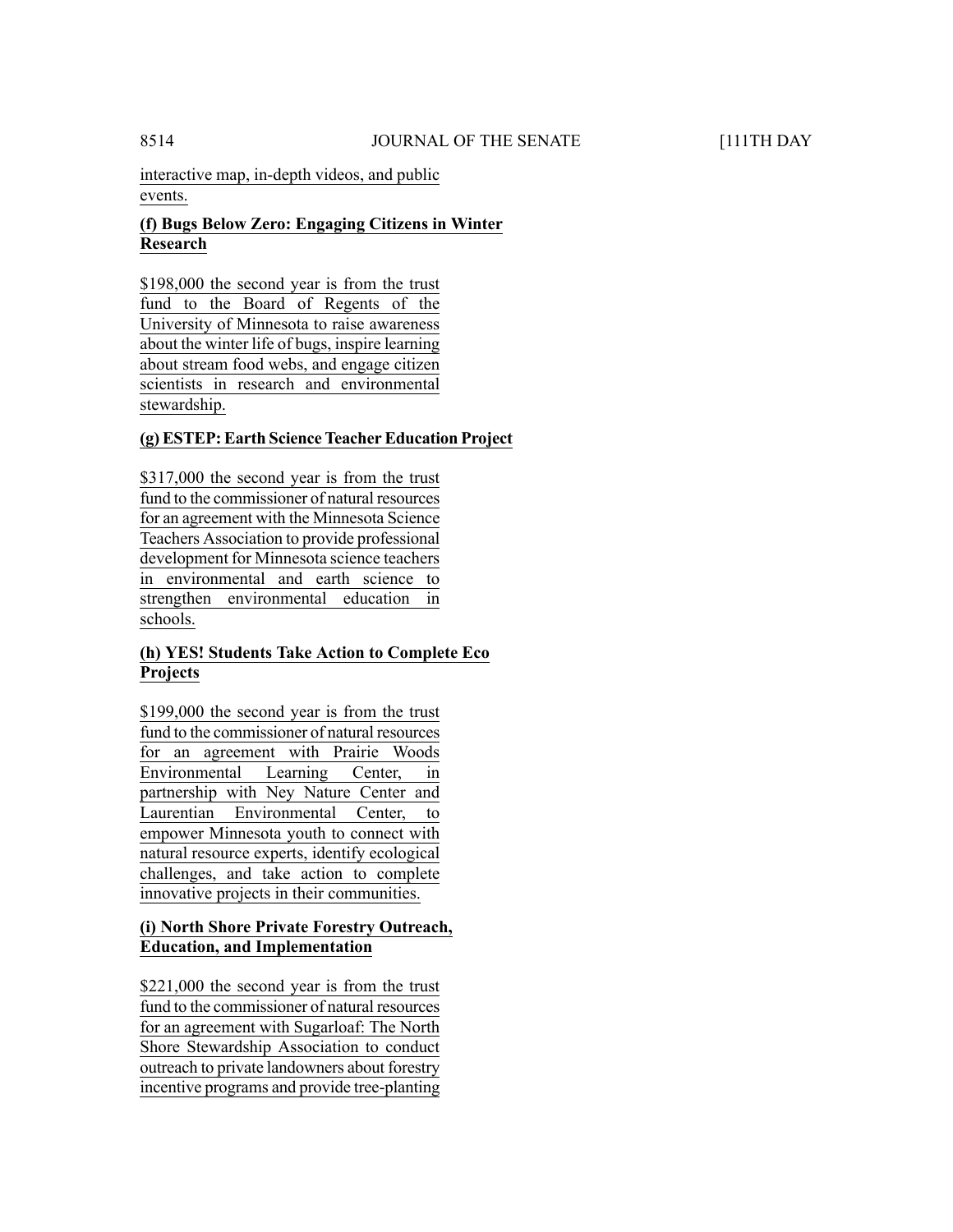interactive map, in-depth videos, and public events.

**(f) Bugs Below Zero: Engaging Citizens in Winter Research**

$198,000 the second year is from the trust fund to the Board of Regents of the University of Minnesota to raise awareness about the winter life of bugs, inspire learning about stream food webs, and engage citizen scientists in research and environmental stewardship.

**(g) ESTEP: Earth Science Teacher Education Project**

$317,000 the second year is from the trust fund to the commissioner of natural resources for an agreement with the Minnesota Science Teachers Association to provide professional development for Minnesota science teachers in environmental and earth science to strengthen environmental education in schools.

**(h) YES! Students Take Action to Complete Eco Projects**

$199,000 the second year is from the trust fund to the commissioner of natural resources for an agreement with Prairie Woods Environmental Learning Center, in partnership with Ney Nature Center and Laurentian Environmental Center, to empower Minnesota youth to connect with natural resource experts, identify ecological challenges, and take action to complete innovative projects in their communities.

**(i) North Shore Private Forestry Outreach, Education, and Implementation**

$221,000 the second year is from the trust fund to the commissioner of natural resources for an agreement with Sugarloaf: The North Shore Stewardship Association to conduct outreach to private landowners about forestry incentive programs and provide tree-planting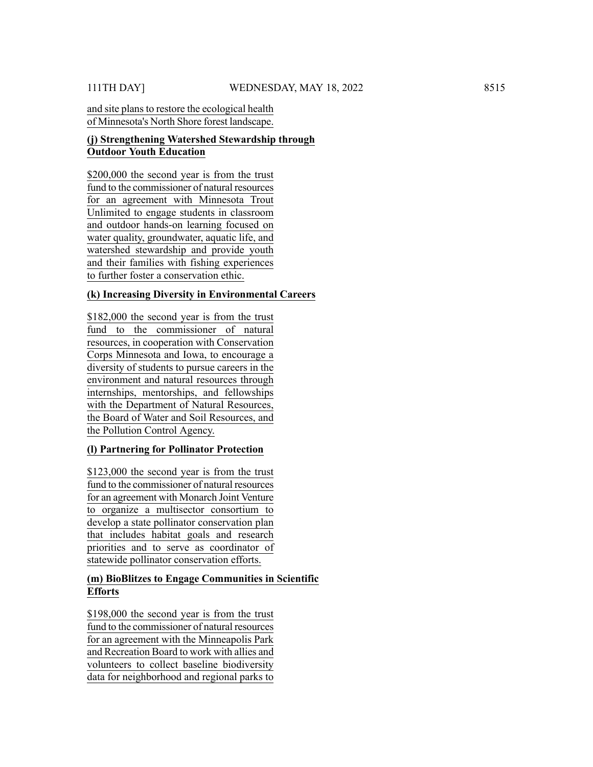and site plans to restore the ecological health of Minnesota's North Shore forest landscape.

**(j) Strengthening Watershed Stewardship through Outdoor Youth Education**

$200,000 the second year is from the trust fund to the commissioner of natural resources for an agreement with Minnesota Trout Unlimited to engage students in classroom and outdoor hands-on learning focused on water quality, groundwater, aquatic life, and watershed stewardship and provide youth and their families with fishing experiences to further foster a conservation ethic.

**(k) Increasing Diversity in Environmental Careers**

$182,000 the second year is from the trust fund to the commissioner of natural resources, in cooperation with Conservation Corps Minnesota and Iowa, to encourage a diversity of students to pursue careers in the environment and natural resources through internships, mentorships, and fellowships with the Department of Natural Resources, the Board of Water and Soil Resources, and the Pollution Control Agency.

**(l) Partnering for Pollinator Protection**

$123,000 the second year is from the trust fund to the commissioner of natural resources for an agreement with Monarch Joint Venture to organize a multisector consortium to develop a state pollinator conservation plan that includes habitat goals and research priorities and to serve as coordinator of statewide pollinator conservation efforts.

**(m) BioBlitzes to Engage Communities in Scientific Efforts**

$198,000 the second year is from the trust fund to the commissioner of natural resources for an agreement with the Minneapolis Park and Recreation Board to work with allies and volunteers to collect baseline biodiversity data for neighborhood and regional parks to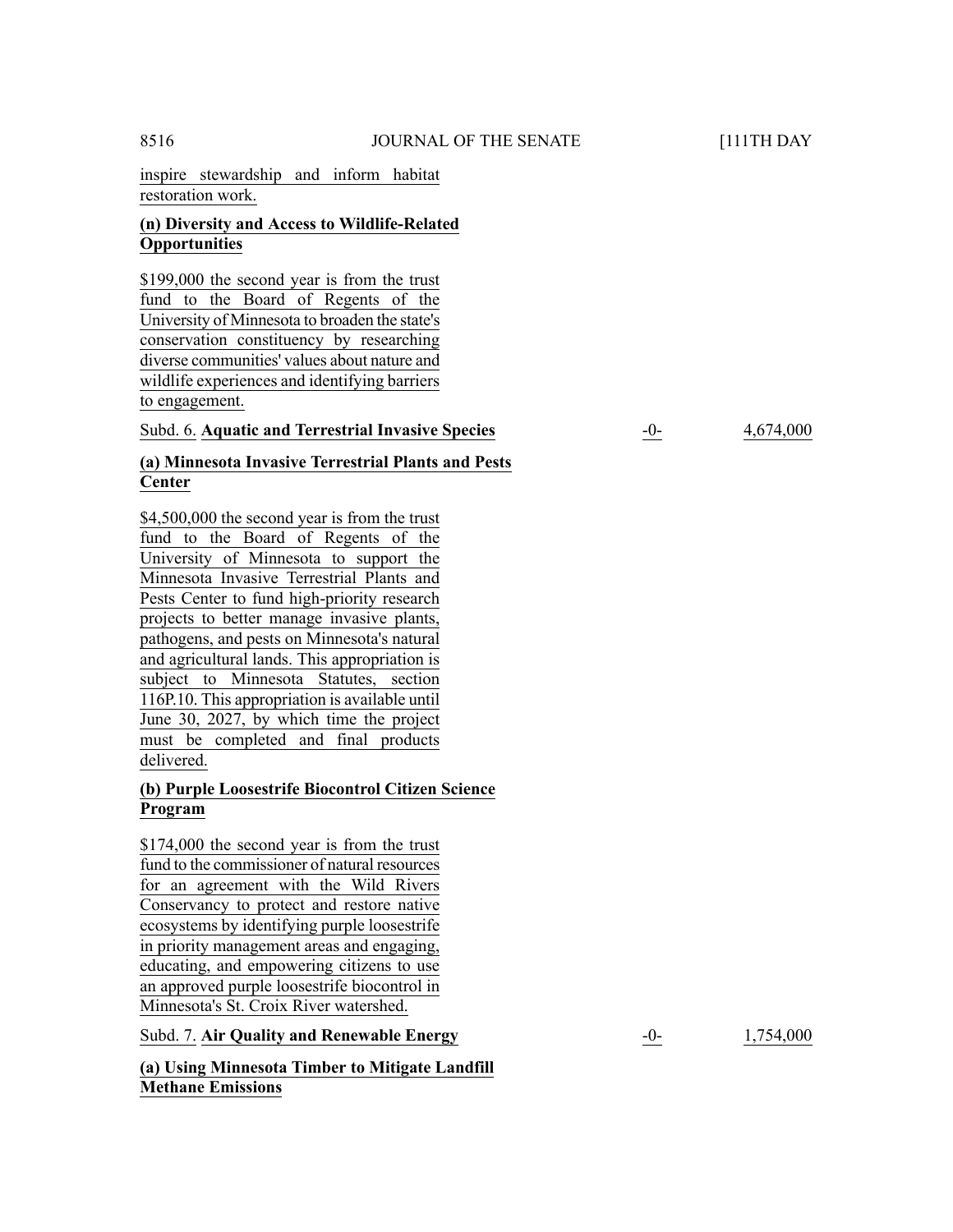inspire stewardship and inform habitat restoration work.

**(n) Diversity and Access to Wildlife-Related Opportunities**

$199,000 the second year is from the trust fund to the Board of Regents of the University of Minnesota to broaden the state's conservation constituency by researching diverse communities' values about nature and wildlife experiences and identifying barriers to engagement.

| | | |
|---|---|---|
| Subd. 6. **Aquatic and Terrestrial Invasive Species** | -0- | 4,674,000 |

**(a) Minnesota Invasive Terrestrial Plants and Pests Center**

$4,500,000 the second year is from the trust fund to the Board of Regents of the University of Minnesota to support the Minnesota Invasive Terrestrial Plants and Pests Center to fund high-priority research projects to better manage invasive plants, pathogens, and pests on Minnesota's natural and agricultural lands. This appropriation is subject to Minnesota Statutes, section 116P.10. This appropriation is available until June 30, 2027, by which time the project must be completed and final products delivered.

**(b) Purple Loosestrife Biocontrol Citizen Science Program**

$174,000 the second year is from the trust fund to the commissioner of natural resources for an agreement with the Wild Rivers Conservancy to protect and restore native ecosystems by identifying purple loosestrife in priority management areas and engaging, educating, and empowering citizens to use an approved purple loosestrife biocontrol in Minnesota's St. Croix River watershed.

| | | |
|---|---|---|
| Subd. 7. **Air Quality and Renewable Energy** | -0- | 1,754,000 |

**(a) Using Minnesota Timber to Mitigate Landfill Methane Emissions**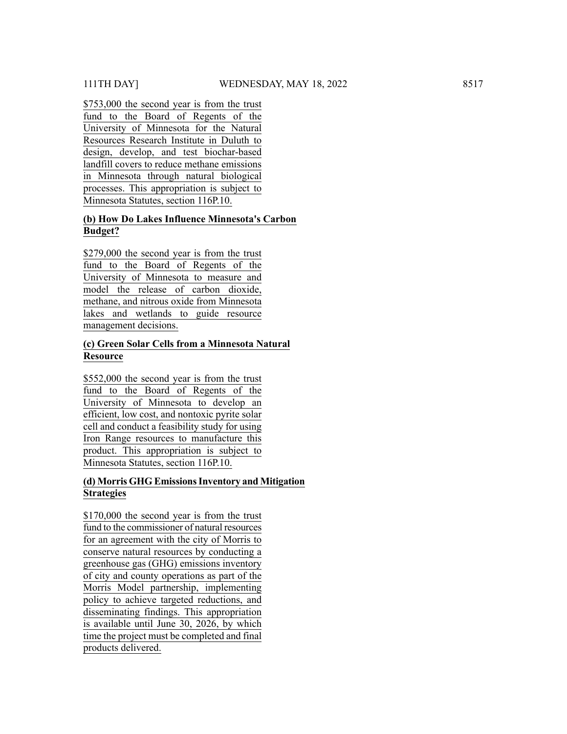$753,000 the second year is from the trust fund to the Board of Regents of the University of Minnesota for the Natural Resources Research Institute in Duluth to design, develop, and test biochar-based landfill covers to reduce methane emissions in Minnesota through natural biological processes. This appropriation is subject to Minnesota Statutes, section 116P.10.

**(b) How Do Lakes Influence Minnesota's Carbon Budget?**

$279,000 the second year is from the trust fund to the Board of Regents of the University of Minnesota to measure and model the release of carbon dioxide, methane, and nitrous oxide from Minnesota lakes and wetlands to guide resource management decisions.

**(c) Green Solar Cells from a Minnesota Natural Resource**

$552,000 the second year is from the trust fund to the Board of Regents of the University of Minnesota to develop an efficient, low cost, and nontoxic pyrite solar cell and conduct a feasibility study for using Iron Range resources to manufacture this product. This appropriation is subject to Minnesota Statutes, section 116P.10.

**(d) Morris GHG Emissions Inventory and Mitigation Strategies**

$170,000 the second year is from the trust fund to the commissioner of natural resources for an agreement with the city of Morris to conserve natural resources by conducting a greenhouse gas (GHG) emissions inventory of city and county operations as part of the Morris Model partnership, implementing policy to achieve targeted reductions, and disseminating findings. This appropriation is available until June 30, 2026, by which time the project must be completed and final products delivered.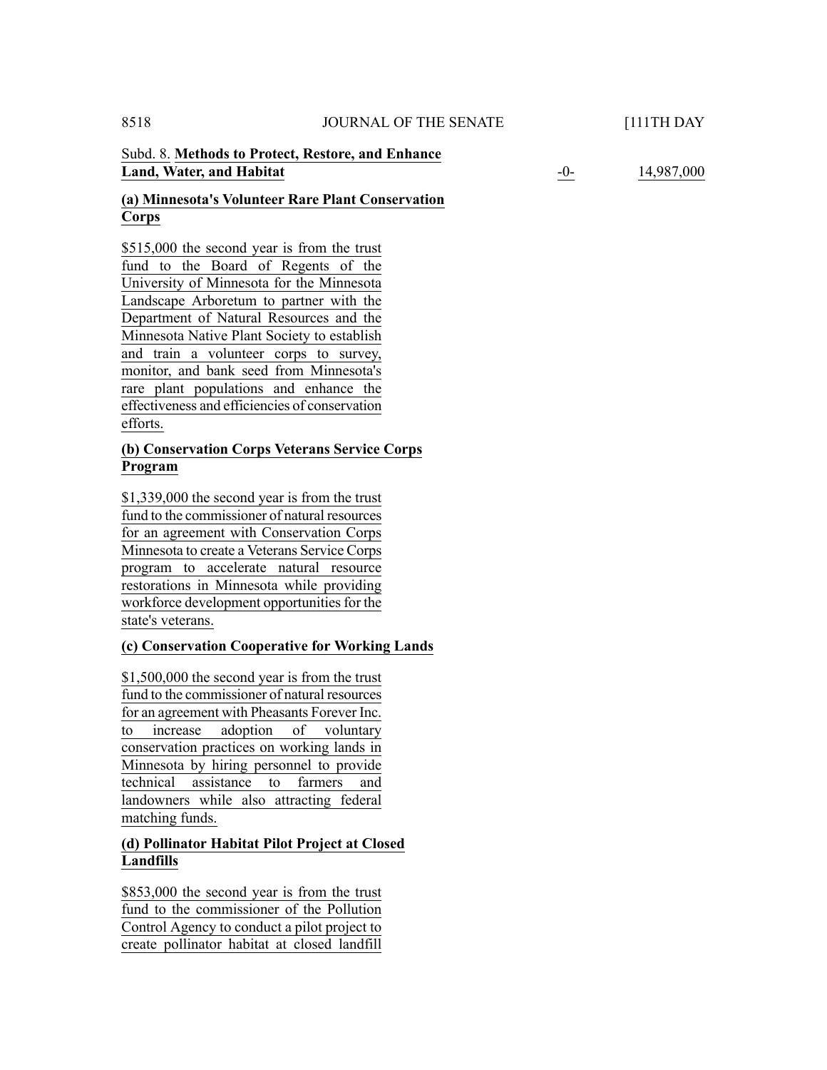Subd. 8. **Methods to Protect, Restore, and Enhance Land, Water, and Habitat** | -0- | 14,987,000

**(a) Minnesota's Volunteer Rare Plant Conservation Corps**

$515,000 the second year is from the trust fund to the Board of Regents of the University of Minnesota for the Minnesota Landscape Arboretum to partner with the Department of Natural Resources and the Minnesota Native Plant Society to establish and train a volunteer corps to survey, monitor, and bank seed from Minnesota's rare plant populations and enhance the effectiveness and efficiencies of conservation efforts.

**(b) Conservation Corps Veterans Service Corps Program**

$1,339,000 the second year is from the trust fund to the commissioner of natural resources for an agreement with Conservation Corps Minnesota to create a Veterans Service Corps program to accelerate natural resource restorations in Minnesota while providing workforce development opportunities for the state's veterans.

**(c) Conservation Cooperative for Working Lands**

$1,500,000 the second year is from the trust fund to the commissioner of natural resources for an agreement with Pheasants Forever Inc. to increase adoption of voluntary conservation practices on working lands in Minnesota by hiring personnel to provide technical assistance to farmers and landowners while also attracting federal matching funds.

**(d) Pollinator Habitat Pilot Project at Closed Landfills**

$853,000 the second year is from the trust fund to the commissioner of the Pollution Control Agency to conduct a pilot project to create pollinator habitat at closed landfill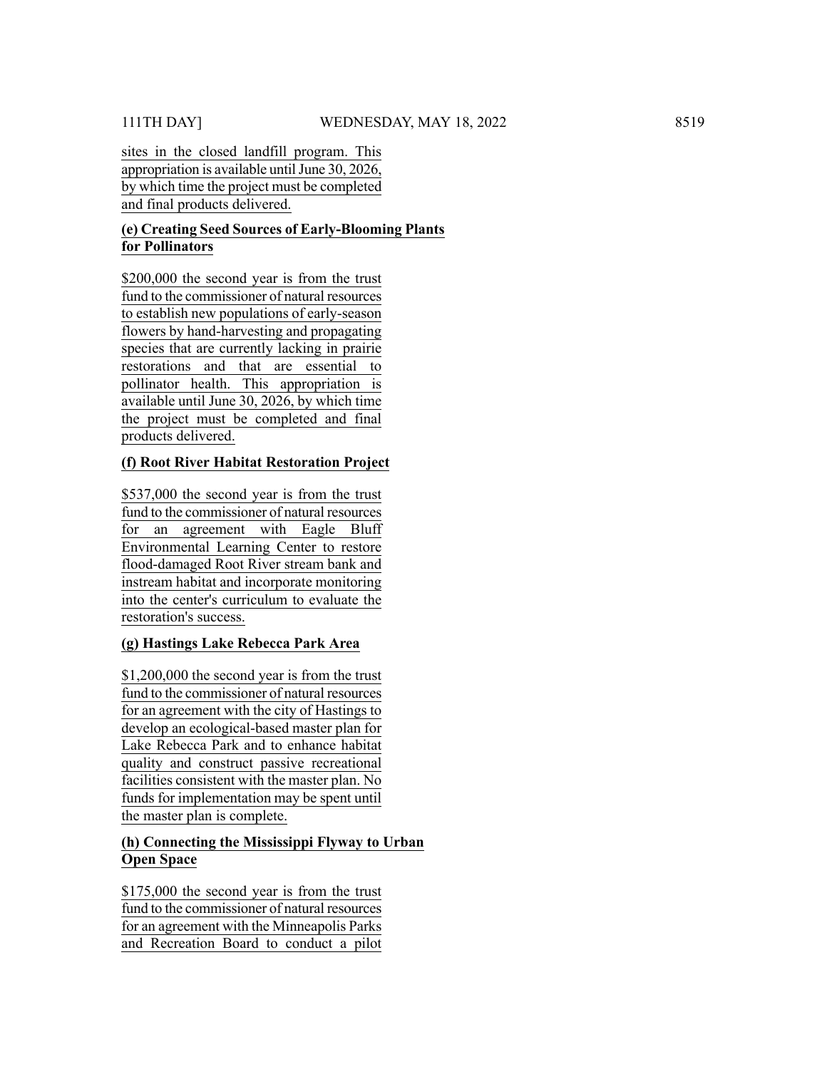sites in the closed landfill program. This appropriation is available until June 30, 2026, by which time the project must be completed and final products delivered.

**(e) Creating Seed Sources of Early-Blooming Plants for Pollinators**

$200,000 the second year is from the trust fund to the commissioner of natural resources to establish new populations of early-season flowers by hand-harvesting and propagating species that are currently lacking in prairie restorations and that are essential to pollinator health. This appropriation is available until June 30, 2026, by which time the project must be completed and final products delivered.

**(f) Root River Habitat Restoration Project**

$537,000 the second year is from the trust fund to the commissioner of natural resources for an agreement with Eagle Bluff Environmental Learning Center to restore flood-damaged Root River stream bank and instream habitat and incorporate monitoring into the center's curriculum to evaluate the restoration's success.

**(g) Hastings Lake Rebecca Park Area**

$1,200,000 the second year is from the trust fund to the commissioner of natural resources for an agreement with the city of Hastings to develop an ecological-based master plan for Lake Rebecca Park and to enhance habitat quality and construct passive recreational facilities consistent with the master plan. No funds for implementation may be spent until the master plan is complete.

**(h) Connecting the Mississippi Flyway to Urban Open Space**

$175,000 the second year is from the trust fund to the commissioner of natural resources for an agreement with the Minneapolis Parks and Recreation Board to conduct a pilot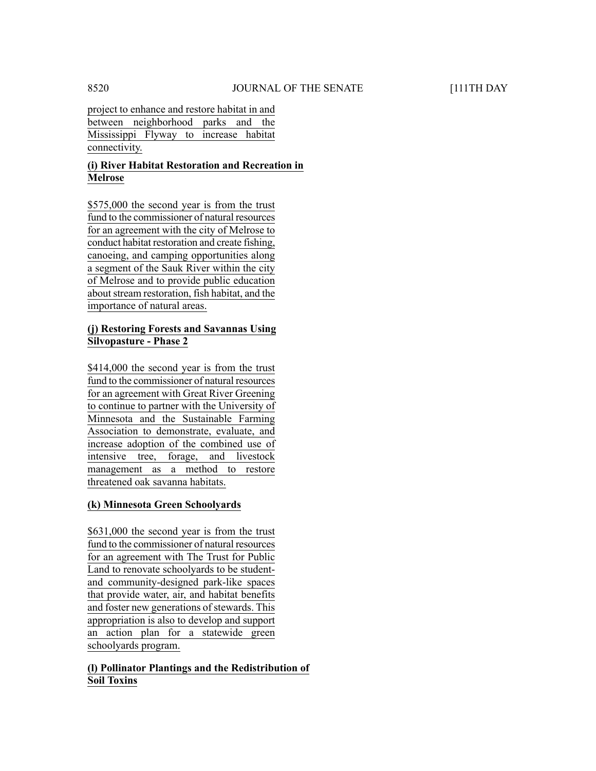project to enhance and restore habitat in and between neighborhood parks and the Mississippi Flyway to increase habitat connectivity.

**(i) River Habitat Restoration and Recreation in Melrose**

$575,000 the second year is from the trust fund to the commissioner of natural resources for an agreement with the city of Melrose to conduct habitat restoration and create fishing, canoeing, and camping opportunities along a segment of the Sauk River within the city of Melrose and to provide public education about stream restoration, fish habitat, and the importance of natural areas.

**(j) Restoring Forests and Savannas Using Silvopasture - Phase 2**

$414,000 the second year is from the trust fund to the commissioner of natural resources for an agreement with Great River Greening to continue to partner with the University of Minnesota and the Sustainable Farming Association to demonstrate, evaluate, and increase adoption of the combined use of intensive tree, forage, and livestock management as a method to restore threatened oak savanna habitats.

**(k) Minnesota Green Schoolyards**

$631,000 the second year is from the trust fund to the commissioner of natural resources for an agreement with The Trust for Public Land to renovate schoolyards to be student- and community-designed park-like spaces that provide water, air, and habitat benefits and foster new generations of stewards. This appropriation is also to develop and support an action plan for a statewide green schoolyards program.

**(l) Pollinator Plantings and the Redistribution of Soil Toxins**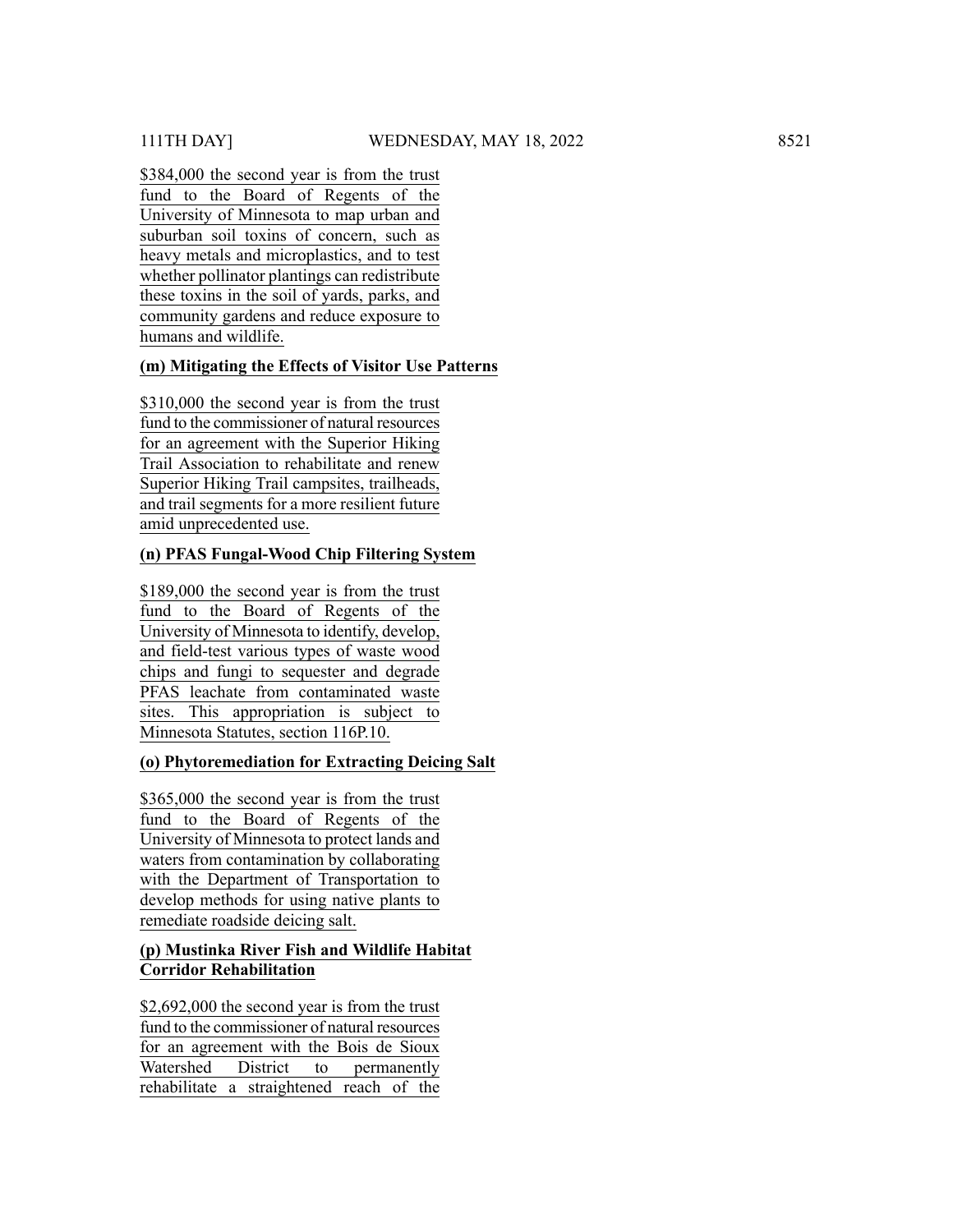$384,000 the second year is from the trust fund to the Board of Regents of the University of Minnesota to map urban and suburban soil toxins of concern, such as heavy metals and microplastics, and to test whether pollinator plantings can redistribute these toxins in the soil of yards, parks, and community gardens and reduce exposure to humans and wildlife.

**(m) Mitigating the Effects of Visitor Use Patterns**

$310,000 the second year is from the trust fund to the commissioner of natural resources for an agreement with the Superior Hiking Trail Association to rehabilitate and renew Superior Hiking Trail campsites, trailheads, and trail segments for a more resilient future amid unprecedented use.

**(n) PFAS Fungal-Wood Chip Filtering System**

$189,000 the second year is from the trust fund to the Board of Regents of the University of Minnesota to identify, develop, and field-test various types of waste wood chips and fungi to sequester and degrade PFAS leachate from contaminated waste sites. This appropriation is subject to Minnesota Statutes, section 116P.10.

**(o) Phytoremediation for Extracting Deicing Salt**

$365,000 the second year is from the trust fund to the Board of Regents of the University of Minnesota to protect lands and waters from contamination by collaborating with the Department of Transportation to develop methods for using native plants to remediate roadside deicing salt.

**(p) Mustinka River Fish and Wildlife Habitat Corridor Rehabilitation**

$2,692,000 the second year is from the trust fund to the commissioner of natural resources for an agreement with the Bois de Sioux Watershed District to permanently rehabilitate a straightened reach of the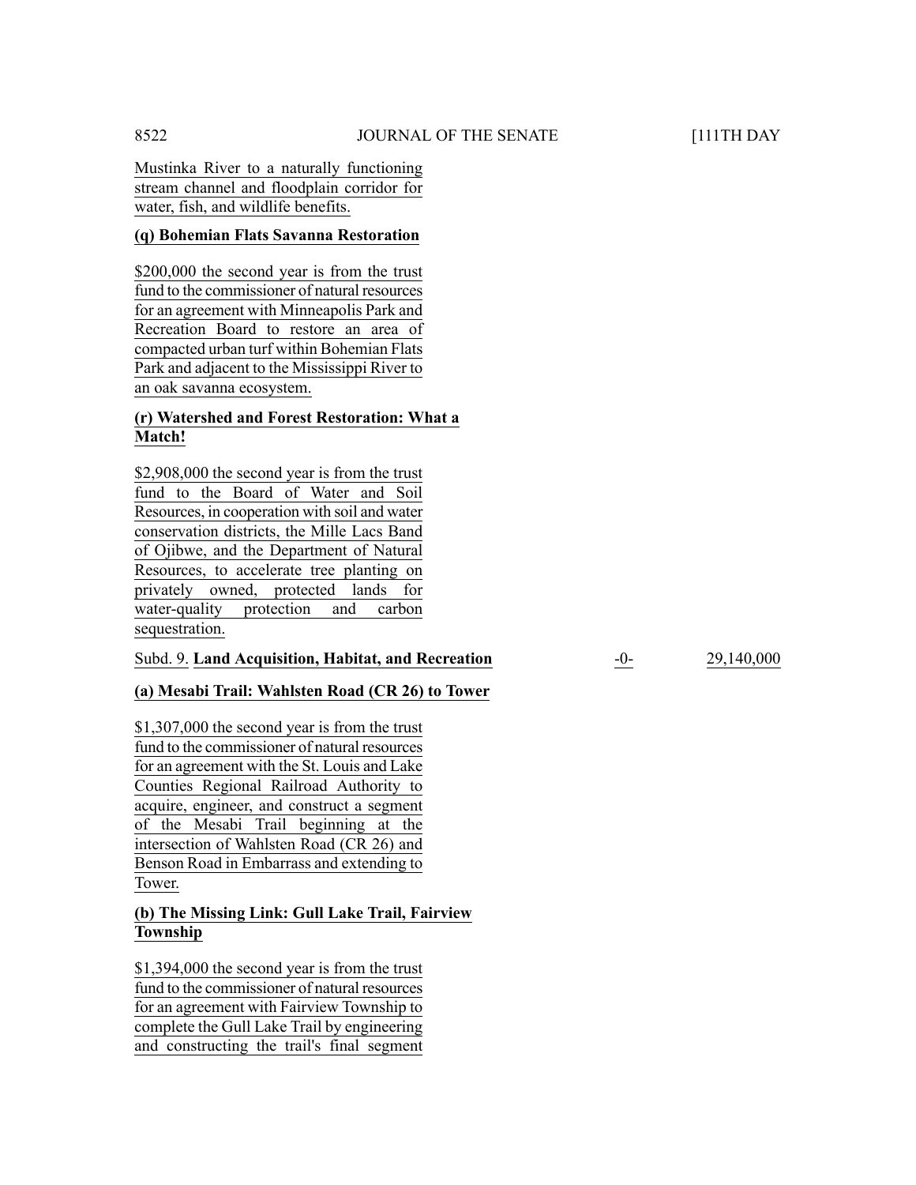Mustinka River to a naturally functioning stream channel and floodplain corridor for water, fish, and wildlife benefits.

**(q) Bohemian Flats Savanna Restoration**

$200,000 the second year is from the trust fund to the commissioner of natural resources for an agreement with Minneapolis Park and Recreation Board to restore an area of compacted urban turf within Bohemian Flats Park and adjacent to the Mississippi River to an oak savanna ecosystem.

**(r) Watershed and Forest Restoration: What a Match!**

$2,908,000 the second year is from the trust fund to the Board of Water and Soil Resources, in cooperation with soil and water conservation districts, the Mille Lacs Band of Ojibwe, and the Department of Natural Resources, to accelerate tree planting on privately owned, protected lands for water-quality protection and carbon sequestration.

| | | |
|---|---|---|
| Subd. 9. **Land Acquisition, Habitat, and Recreation** | -0- | 29,140,000 |

**(a) Mesabi Trail: Wahlsten Road (CR 26) to Tower**

$1,307,000 the second year is from the trust fund to the commissioner of natural resources for an agreement with the St. Louis and Lake Counties Regional Railroad Authority to acquire, engineer, and construct a segment of the Mesabi Trail beginning at the intersection of Wahlsten Road (CR 26) and Benson Road in Embarrass and extending to Tower.

**(b) The Missing Link: Gull Lake Trail, Fairview Township**

$1,394,000 the second year is from the trust fund to the commissioner of natural resources for an agreement with Fairview Township to complete the Gull Lake Trail by engineering and constructing the trail's final segment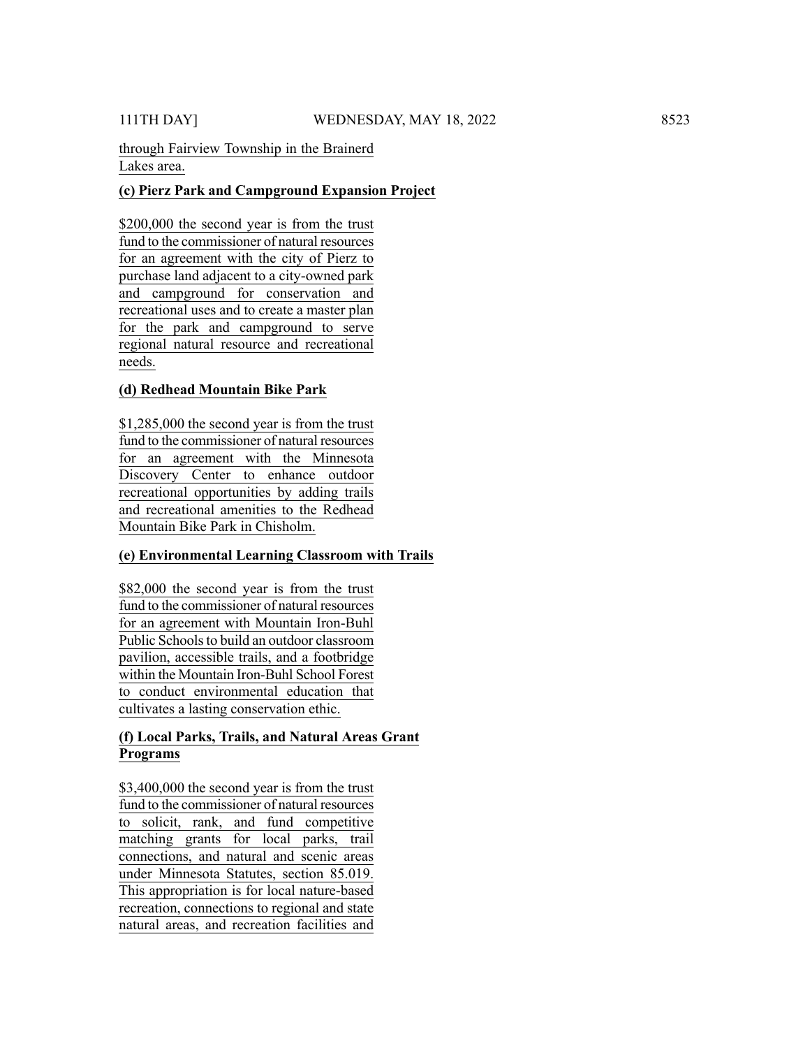through Fairview Township in the Brainerd Lakes area.

**(c) Pierz Park and Campground Expansion Project**

$200,000 the second year is from the trust fund to the commissioner of natural resources for an agreement with the city of Pierz to purchase land adjacent to a city-owned park and campground for conservation and recreational uses and to create a master plan for the park and campground to serve regional natural resource and recreational needs.

**(d) Redhead Mountain Bike Park**

$1,285,000 the second year is from the trust fund to the commissioner of natural resources for an agreement with the Minnesota Discovery Center to enhance outdoor recreational opportunities by adding trails and recreational amenities to the Redhead Mountain Bike Park in Chisholm.

**(e) Environmental Learning Classroom with Trails**

$82,000 the second year is from the trust fund to the commissioner of natural resources for an agreement with Mountain Iron-Buhl Public Schools to build an outdoor classroom pavilion, accessible trails, and a footbridge within the Mountain Iron-Buhl School Forest to conduct environmental education that cultivates a lasting conservation ethic.

**(f) Local Parks, Trails, and Natural Areas Grant Programs**

$3,400,000 the second year is from the trust fund to the commissioner of natural resources to solicit, rank, and fund competitive matching grants for local parks, trail connections, and natural and scenic areas under Minnesota Statutes, section 85.019. This appropriation is for local nature-based recreation, connections to regional and state natural areas, and recreation facilities and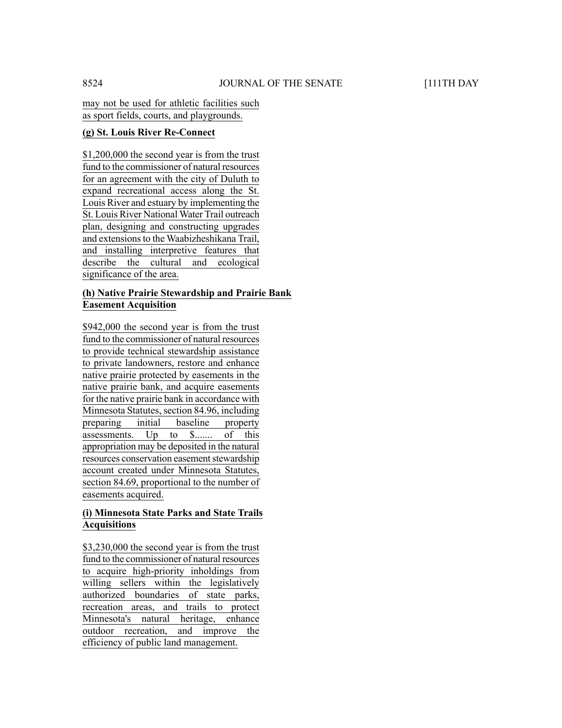may not be used for athletic facilities such as sport fields, courts, and playgrounds.

**(g) St. Louis River Re-Connect**

$1,200,000 the second year is from the trust fund to the commissioner of natural resources for an agreement with the city of Duluth to expand recreational access along the St. Louis River and estuary by implementing the St. Louis River National Water Trail outreach plan, designing and constructing upgrades and extensions to the Waabizheshikana Trail, and installing interpretive features that describe the cultural and ecological significance of the area.

**(h) Native Prairie Stewardship and Prairie Bank Easement Acquisition**

$942,000 the second year is from the trust fund to the commissioner of natural resources to provide technical stewardship assistance to private landowners, restore and enhance native prairie protected by easements in the native prairie bank, and acquire easements for the native prairie bank in accordance with Minnesota Statutes, section 84.96, including preparing initial baseline property assessments. Up to $....... of this appropriation may be deposited in the natural resources conservation easement stewardship account created under Minnesota Statutes, section 84.69, proportional to the number of easements acquired.

**(i) Minnesota State Parks and State Trails Acquisitions**

$3,230,000 the second year is from the trust fund to the commissioner of natural resources to acquire high-priority inholdings from willing sellers within the legislatively authorized boundaries of state parks, recreation areas, and trails to protect Minnesota's natural heritage, enhance outdoor recreation, and improve the efficiency of public land management.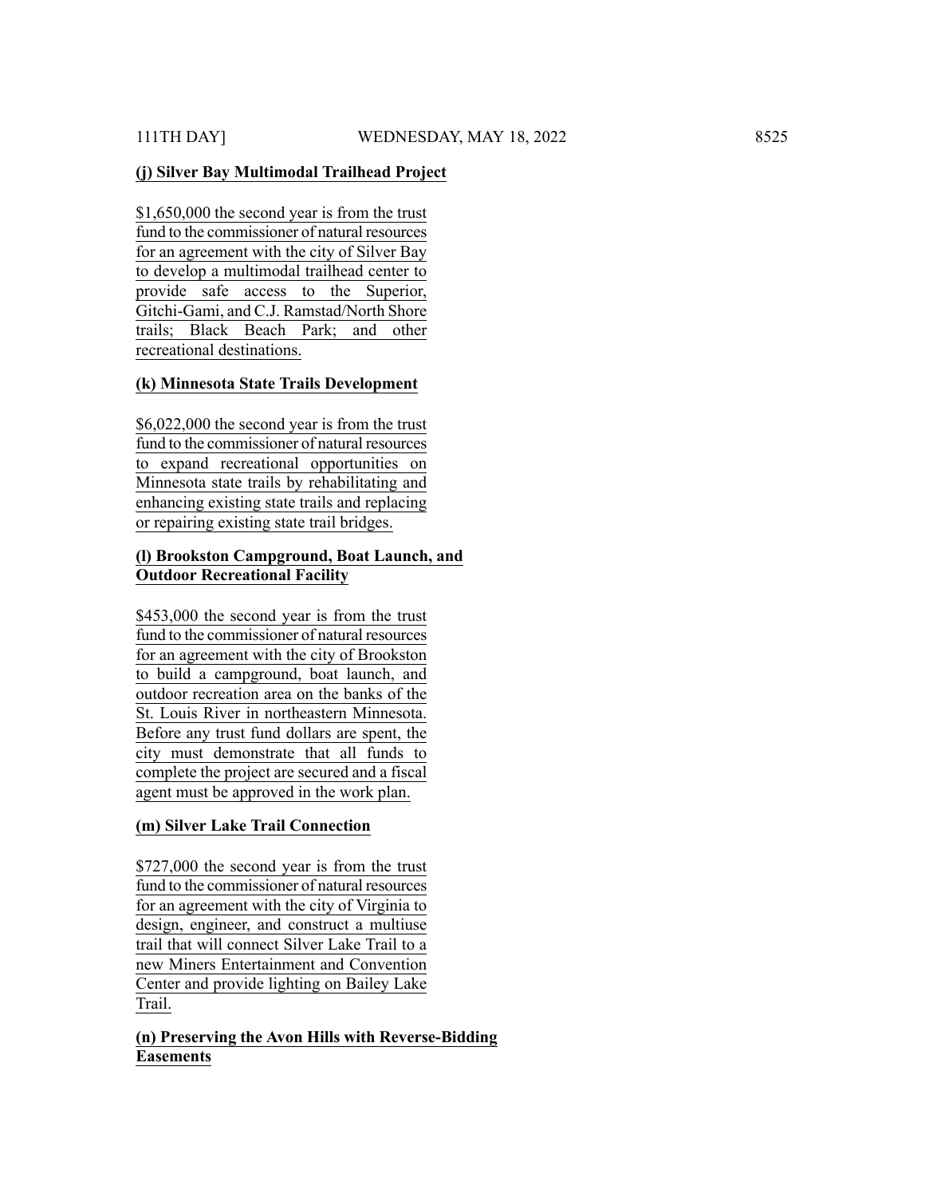**(j) Silver Bay Multimodal Trailhead Project**

$1,650,000 the second year is from the trust fund to the commissioner of natural resources for an agreement with the city of Silver Bay to develop a multimodal trailhead center to provide safe access to the Superior, Gitchi-Gami, and C.J. Ramstad/North Shore trails; Black Beach Park; and other recreational destinations.

**(k) Minnesota State Trails Development**

$6,022,000 the second year is from the trust fund to the commissioner of natural resources to expand recreational opportunities on Minnesota state trails by rehabilitating and enhancing existing state trails and replacing or repairing existing state trail bridges.

**(l) Brookston Campground, Boat Launch, and Outdoor Recreational Facility**

$453,000 the second year is from the trust fund to the commissioner of natural resources for an agreement with the city of Brookston to build a campground, boat launch, and outdoor recreation area on the banks of the St. Louis River in northeastern Minnesota. Before any trust fund dollars are spent, the city must demonstrate that all funds to complete the project are secured and a fiscal agent must be approved in the work plan.

**(m) Silver Lake Trail Connection**

$727,000 the second year is from the trust fund to the commissioner of natural resources for an agreement with the city of Virginia to design, engineer, and construct a multiuse trail that will connect Silver Lake Trail to a new Miners Entertainment and Convention Center and provide lighting on Bailey Lake Trail.

**(n) Preserving the Avon Hills with Reverse-Bidding Easements**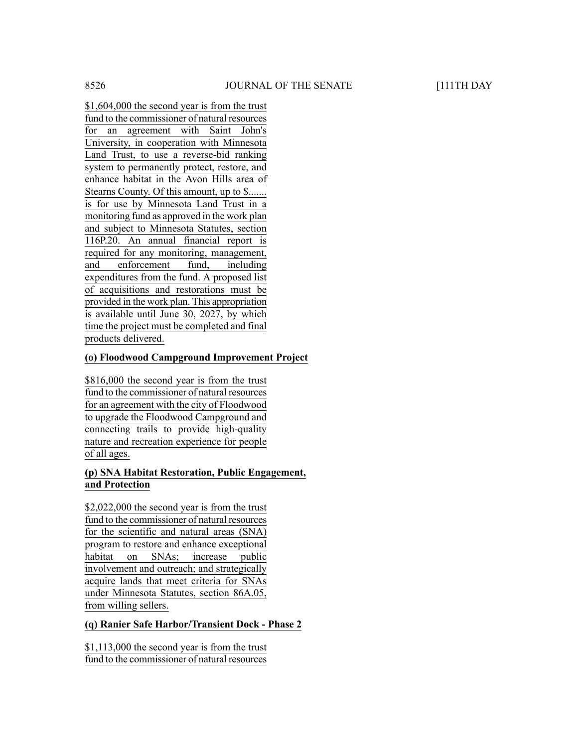$1,604,000 the second year is from the trust fund to the commissioner of natural resources for an agreement with Saint John's University, in cooperation with Minnesota Land Trust, to use a reverse-bid ranking system to permanently protect, restore, and enhance habitat in the Avon Hills area of Stearns County. Of this amount, up to $....... is for use by Minnesota Land Trust in a monitoring fund as approved in the work plan and subject to Minnesota Statutes, section 116P.20. An annual financial report is required for any monitoring, management, and enforcement fund, including expenditures from the fund. A proposed list of acquisitions and restorations must be provided in the work plan. This appropriation is available until June 30, 2027, by which time the project must be completed and final products delivered.

**(o) Floodwood Campground Improvement Project**

$816,000 the second year is from the trust fund to the commissioner of natural resources for an agreement with the city of Floodwood to upgrade the Floodwood Campground and connecting trails to provide high-quality nature and recreation experience for people of all ages.

**(p) SNA Habitat Restoration, Public Engagement, and Protection**

$2,022,000 the second year is from the trust fund to the commissioner of natural resources for the scientific and natural areas (SNA) program to restore and enhance exceptional habitat on SNAs; increase public involvement and outreach; and strategically acquire lands that meet criteria for SNAs under Minnesota Statutes, section 86A.05, from willing sellers.

**(q) Ranier Safe Harbor/Transient Dock - Phase 2**

$1,113,000 the second year is from the trust fund to the commissioner of natural resources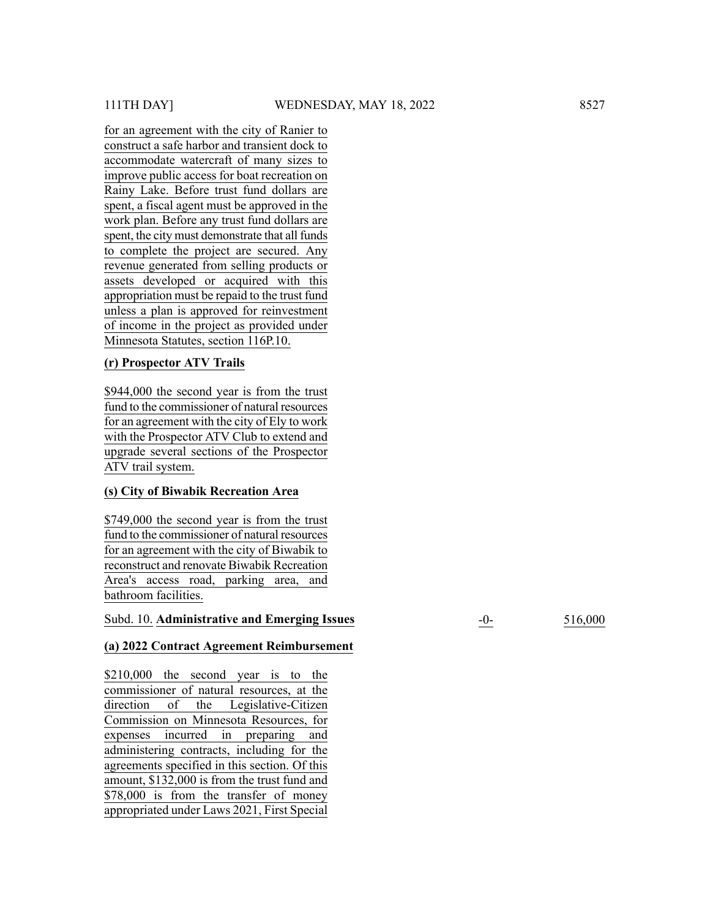for an agreement with the city of Ranier to construct a safe harbor and transient dock to accommodate watercraft of many sizes to improve public access for boat recreation on Rainy Lake. Before trust fund dollars are spent, a fiscal agent must be approved in the work plan. Before any trust fund dollars are spent, the city must demonstrate that all funds to complete the project are secured. Any revenue generated from selling products or assets developed or acquired with this appropriation must be repaid to the trust fund unless a plan is approved for reinvestment of income in the project as provided under Minnesota Statutes, section 116P.10.

**(r) Prospector ATV Trails**

$944,000 the second year is from the trust fund to the commissioner of natural resources for an agreement with the city of Ely to work with the Prospector ATV Club to extend and upgrade several sections of the Prospector ATV trail system.

**(s) City of Biwabik Recreation Area**

$749,000 the second year is from the trust fund to the commissioner of natural resources for an agreement with the city of Biwabik to reconstruct and renovate Biwabik Recreation Area's access road, parking area, and bathroom facilities.

| Subd. 10. **Administrative and Emerging Issues** | -0- | 516,000 |
|---|---|---|

**(a) 2022 Contract Agreement Reimbursement**

$210,000 the second year is to the commissioner of natural resources, at the direction of the Legislative-Citizen Commission on Minnesota Resources, for expenses incurred in preparing and administering contracts, including for the agreements specified in this section. Of this amount, $132,000 is from the trust fund and $78,000 is from the transfer of money appropriated under Laws 2021, First Special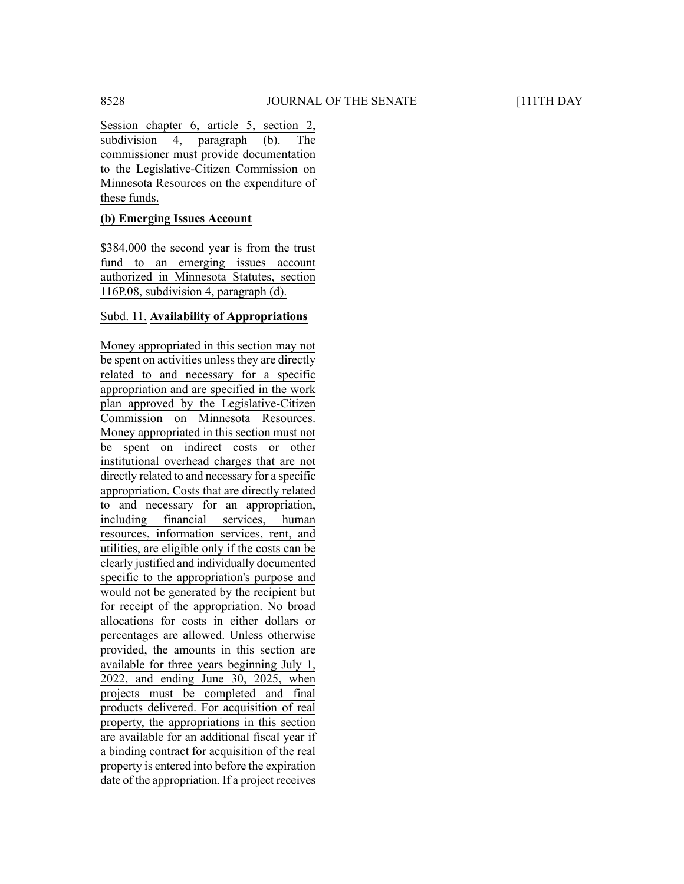Session chapter 6, article 5, section 2, subdivision 4, paragraph (b). The commissioner must provide documentation to the Legislative-Citizen Commission on Minnesota Resources on the expenditure of these funds.

**(b) Emerging Issues Account**

$384,000 the second year is from the trust fund to an emerging issues account authorized in Minnesota Statutes, section 116P.08, subdivision 4, paragraph (d).

Subd. 11. **Availability of Appropriations**

Money appropriated in this section may not be spent on activities unless they are directly related to and necessary for a specific appropriation and are specified in the work plan approved by the Legislative-Citizen Commission on Minnesota Resources. Money appropriated in this section must not be spent on indirect costs or other institutional overhead charges that are not directly related to and necessary for a specific appropriation. Costs that are directly related to and necessary for an appropriation, including financial services, human resources, information services, rent, and utilities, are eligible only if the costs can be clearly justified and individually documented specific to the appropriation's purpose and would not be generated by the recipient but for receipt of the appropriation. No broad allocations for costs in either dollars or percentages are allowed. Unless otherwise provided, the amounts in this section are available for three years beginning July 1, 2022, and ending June 30, 2025, when projects must be completed and final products delivered. For acquisition of real property, the appropriations in this section are available for an additional fiscal year if a binding contract for acquisition of the real property is entered into before the expiration date of the appropriation. If a project receives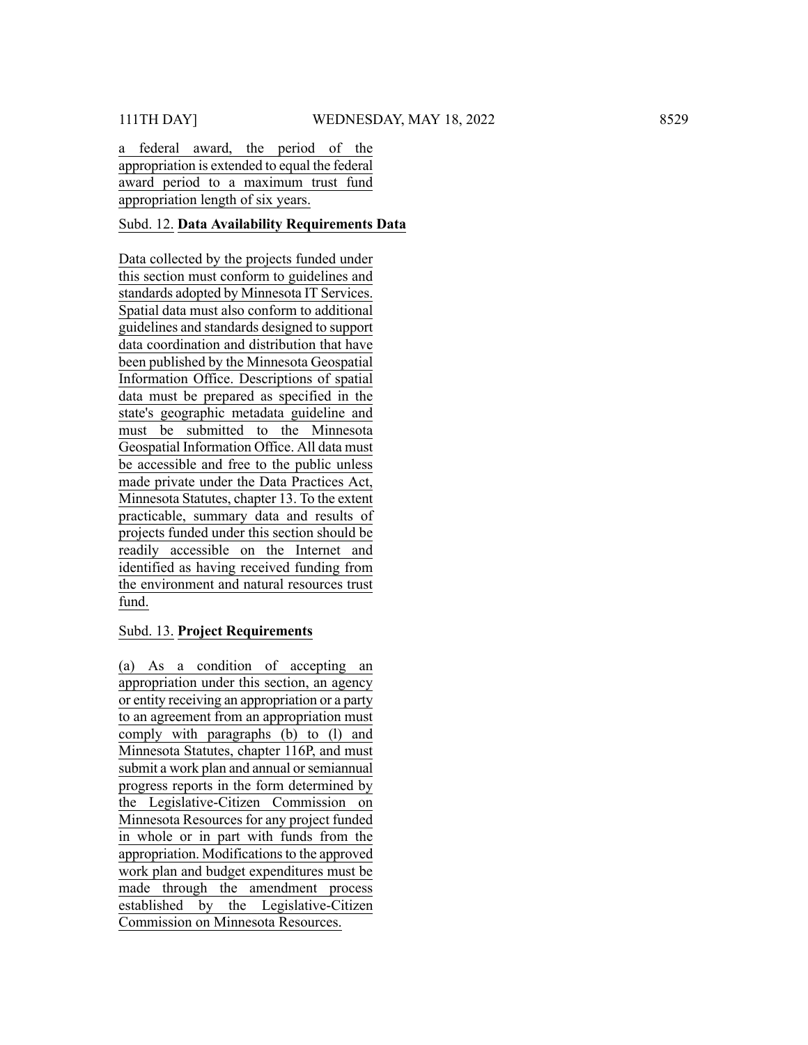a federal award, the period of the appropriation is extended to equal the federal award period to a maximum trust fund appropriation length of six years.

Subd. 12. **Data Availability Requirements Data**

Data collected by the projects funded under this section must conform to guidelines and standards adopted by Minnesota IT Services. Spatial data must also conform to additional guidelines and standards designed to support data coordination and distribution that have been published by the Minnesota Geospatial Information Office. Descriptions of spatial data must be prepared as specified in the state's geographic metadata guideline and must be submitted to the Minnesota Geospatial Information Office. All data must be accessible and free to the public unless made private under the Data Practices Act, Minnesota Statutes, chapter 13. To the extent practicable, summary data and results of projects funded under this section should be readily accessible on the Internet and identified as having received funding from the environment and natural resources trust fund.

Subd. 13. **Project Requirements**

(a) As a condition of accepting an appropriation under this section, an agency or entity receiving an appropriation or a party to an agreement from an appropriation must comply with paragraphs (b) to (l) and Minnesota Statutes, chapter 116P, and must submit a work plan and annual or semiannual progress reports in the form determined by the Legislative-Citizen Commission on Minnesota Resources for any project funded in whole or in part with funds from the appropriation. Modifications to the approved work plan and budget expenditures must be made through the amendment process established by the Legislative-Citizen Commission on Minnesota Resources.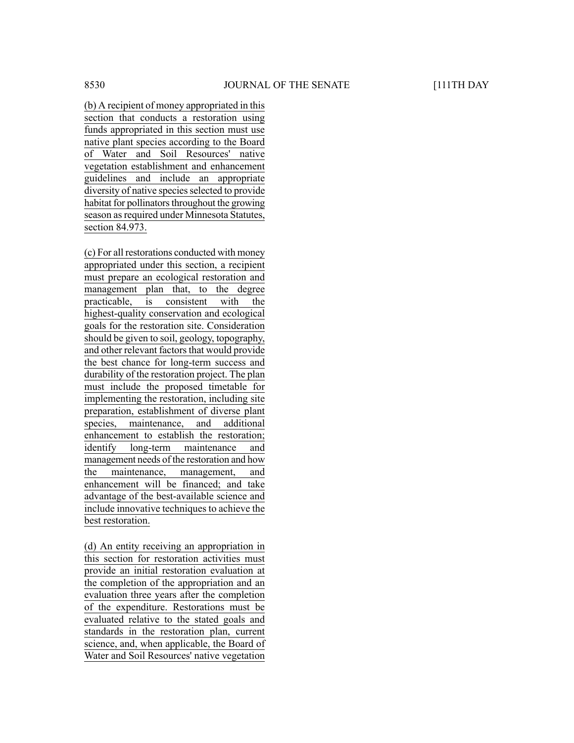(b) A recipient of money appropriated in this section that conducts a restoration using funds appropriated in this section must use native plant species according to the Board of Water and Soil Resources' native vegetation establishment and enhancement guidelines and include an appropriate diversity of native species selected to provide habitat for pollinators throughout the growing season as required under Minnesota Statutes, section 84.973.

(c) For all restorations conducted with money appropriated under this section, a recipient must prepare an ecological restoration and management plan that, to the degree practicable, is consistent with the highest-quality conservation and ecological goals for the restoration site. Consideration should be given to soil, geology, topography, and other relevant factors that would provide the best chance for long-term success and durability of the restoration project. The plan must include the proposed timetable for implementing the restoration, including site preparation, establishment of diverse plant species, maintenance, and additional enhancement to establish the restoration; identify long-term maintenance and management needs of the restoration and how the maintenance, management, and enhancement will be financed; and take advantage of the best-available science and include innovative techniques to achieve the best restoration.

(d) An entity receiving an appropriation in this section for restoration activities must provide an initial restoration evaluation at the completion of the appropriation and an evaluation three years after the completion of the expenditure. Restorations must be evaluated relative to the stated goals and standards in the restoration plan, current science, and, when applicable, the Board of Water and Soil Resources' native vegetation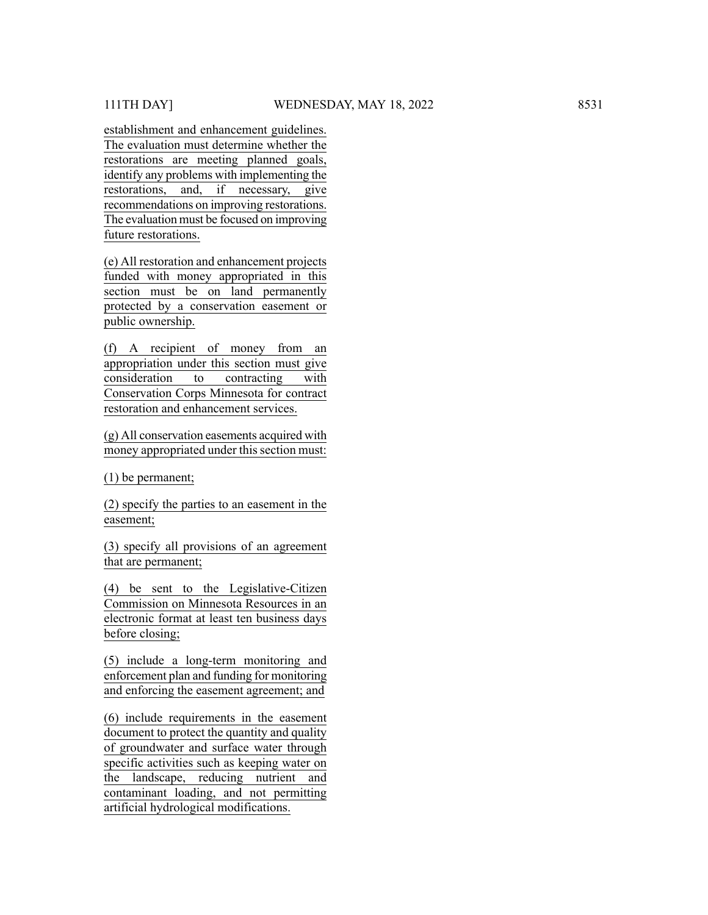establishment and enhancement guidelines. The evaluation must determine whether the restorations are meeting planned goals, identify any problems with implementing the restorations, and, if necessary, give recommendations on improving restorations. The evaluation must be focused on improving future restorations.

(e) All restoration and enhancement projects funded with money appropriated in this section must be on land permanently protected by a conservation easement or public ownership.

(f) A recipient of money from an appropriation under this section must give consideration to contracting with Conservation Corps Minnesota for contract restoration and enhancement services.

(g) All conservation easements acquired with money appropriated under this section must:

(1) be permanent;

(2) specify the parties to an easement in the easement;

(3) specify all provisions of an agreement that are permanent;

(4) be sent to the Legislative-Citizen Commission on Minnesota Resources in an electronic format at least ten business days before closing;

(5) include a long-term monitoring and enforcement plan and funding for monitoring and enforcing the easement agreement; and

(6) include requirements in the easement document to protect the quantity and quality of groundwater and surface water through specific activities such as keeping water on the landscape, reducing nutrient and contaminant loading, and not permitting artificial hydrological modifications.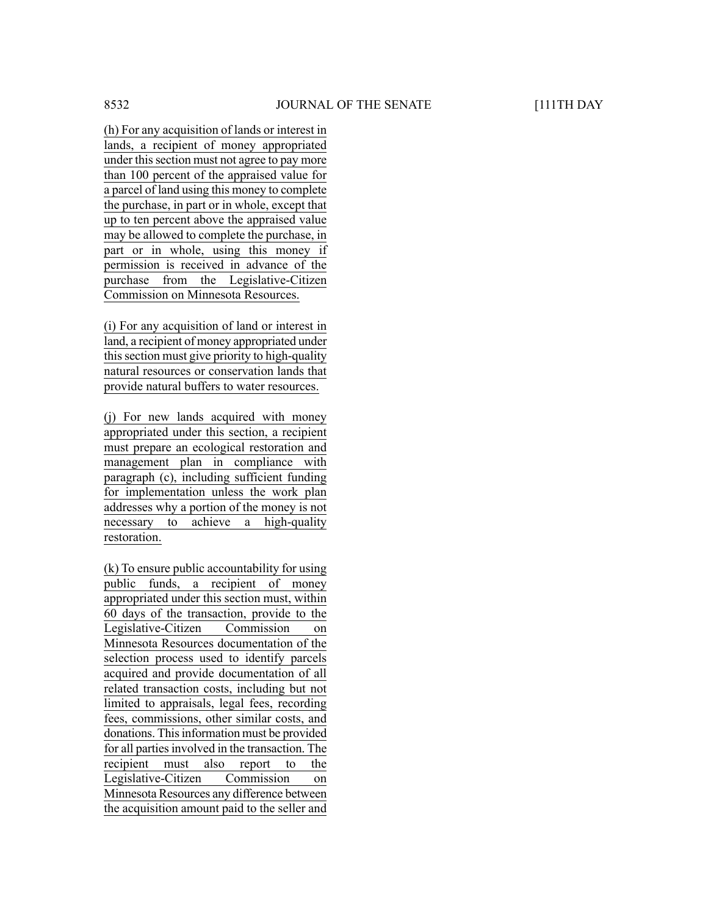(h) For any acquisition of lands or interest in lands, a recipient of money appropriated under this section must not agree to pay more than 100 percent of the appraised value for a parcel of land using this money to complete the purchase, in part or in whole, except that up to ten percent above the appraised value may be allowed to complete the purchase, in part or in whole, using this money if permission is received in advance of the purchase from the Legislative-Citizen Commission on Minnesota Resources.

(i) For any acquisition of land or interest in land, a recipient of money appropriated under this section must give priority to high-quality natural resources or conservation lands that provide natural buffers to water resources.

(j) For new lands acquired with money appropriated under this section, a recipient must prepare an ecological restoration and management plan in compliance with paragraph (c), including sufficient funding for implementation unless the work plan addresses why a portion of the money is not necessary to achieve a high-quality restoration.

(k) To ensure public accountability for using public funds, a recipient of money appropriated under this section must, within 60 days of the transaction, provide to the Legislative-Citizen Commission on Minnesota Resources documentation of the selection process used to identify parcels acquired and provide documentation of all related transaction costs, including but not limited to appraisals, legal fees, recording fees, commissions, other similar costs, and donations. This information must be provided for all parties involved in the transaction. The recipient must also report to the Legislative-Citizen Commission on Minnesota Resources any difference between the acquisition amount paid to the seller and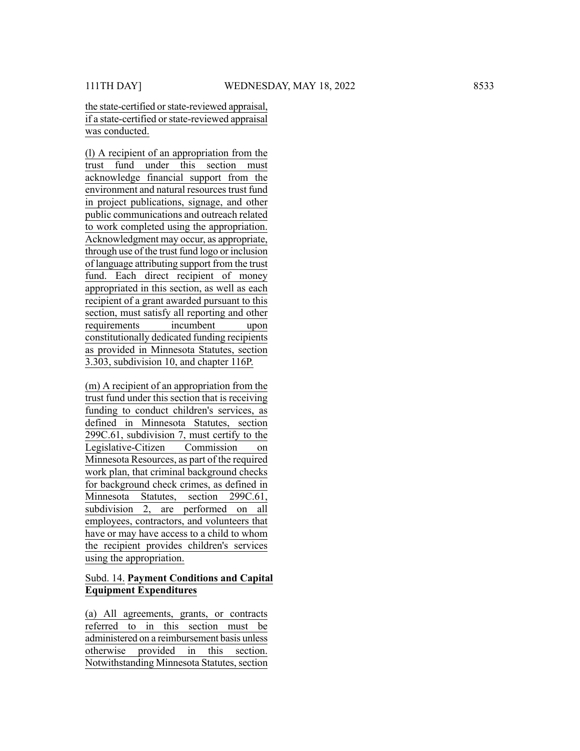the state-certified or state-reviewed appraisal, if a state-certified or state-reviewed appraisal was conducted.

(l) A recipient of an appropriation from the trust fund under this section must acknowledge financial support from the environment and natural resources trust fund in project publications, signage, and other public communications and outreach related to work completed using the appropriation. Acknowledgment may occur, as appropriate, through use of the trust fund logo or inclusion of language attributing support from the trust fund. Each direct recipient of money appropriated in this section, as well as each recipient of a grant awarded pursuant to this section, must satisfy all reporting and other requirements incumbent upon constitutionally dedicated funding recipients as provided in Minnesota Statutes, section 3.303, subdivision 10, and chapter 116P.

(m) A recipient of an appropriation from the trust fund under this section that is receiving funding to conduct children's services, as defined in Minnesota Statutes, section 299C.61, subdivision 7, must certify to the Legislative-Citizen Commission on Minnesota Resources, as part of the required work plan, that criminal background checks for background check crimes, as defined in Minnesota Statutes, section 299C.61, subdivision 2, are performed on all employees, contractors, and volunteers that have or may have access to a child to whom the recipient provides children's services using the appropriation.

Subd. 14. **Payment Conditions and Capital Equipment Expenditures**

(a) All agreements, grants, or contracts referred to in this section must be administered on a reimbursement basis unless otherwise provided in this section. Notwithstanding Minnesota Statutes, section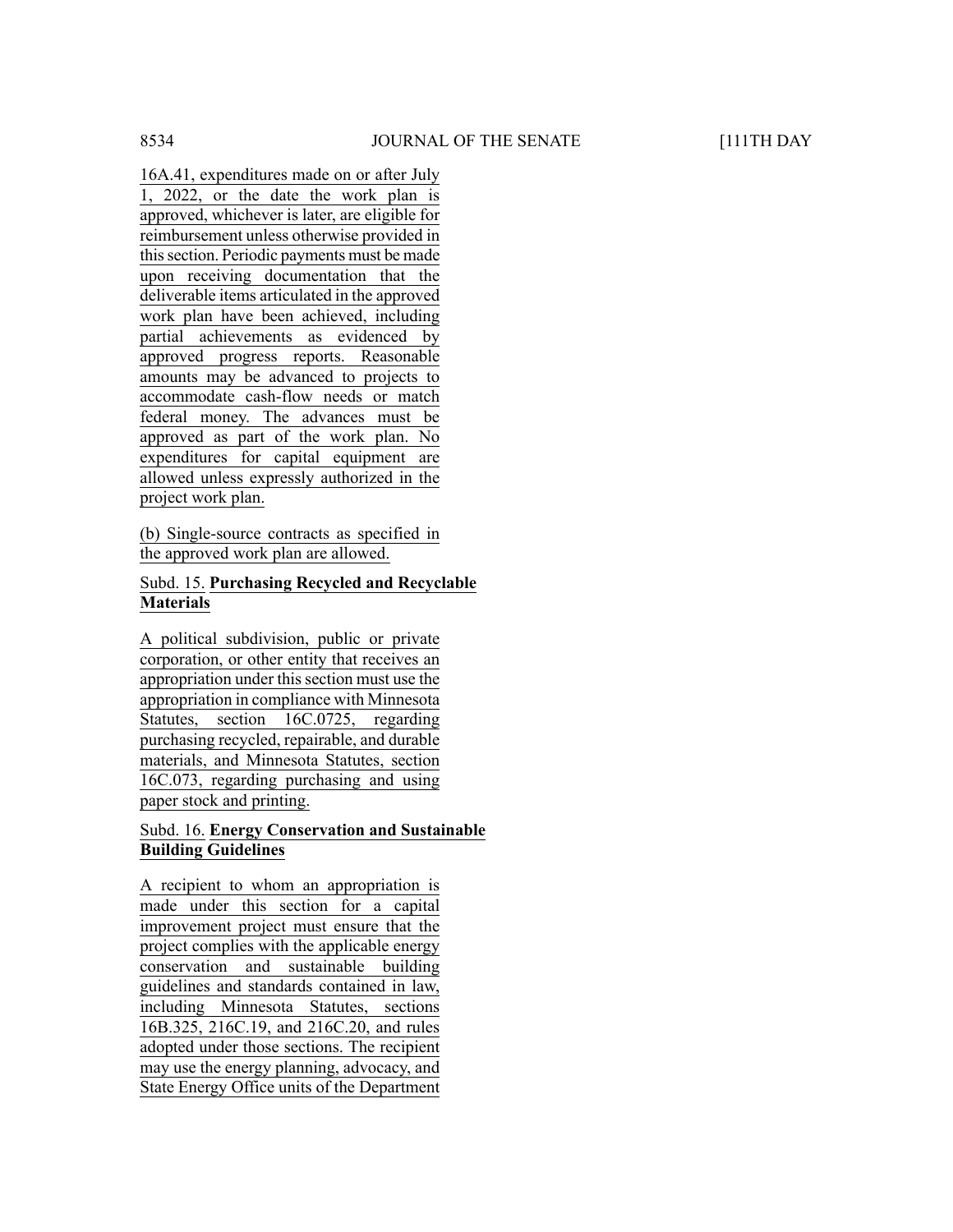16A.41, expenditures made on or after July 1, 2022, or the date the work plan is approved, whichever is later, are eligible for reimbursement unless otherwise provided in this section. Periodic payments must be made upon receiving documentation that the deliverable items articulated in the approved work plan have been achieved, including partial achievements as evidenced by approved progress reports. Reasonable amounts may be advanced to projects to accommodate cash-flow needs or match federal money. The advances must be approved as part of the work plan. No expenditures for capital equipment are allowed unless expressly authorized in the project work plan.

(b) Single-source contracts as specified in the approved work plan are allowed.

Subd. 15. **Purchasing Recycled and Recyclable Materials**

A political subdivision, public or private corporation, or other entity that receives an appropriation under this section must use the appropriation in compliance with Minnesota Statutes, section 16C.0725, regarding purchasing recycled, repairable, and durable materials, and Minnesota Statutes, section 16C.073, regarding purchasing and using paper stock and printing.

Subd. 16. **Energy Conservation and Sustainable Building Guidelines**

A recipient to whom an appropriation is made under this section for a capital improvement project must ensure that the project complies with the applicable energy conservation and sustainable building guidelines and standards contained in law, including Minnesota Statutes, sections 16B.325, 216C.19, and 216C.20, and rules adopted under those sections. The recipient may use the energy planning, advocacy, and State Energy Office units of the Department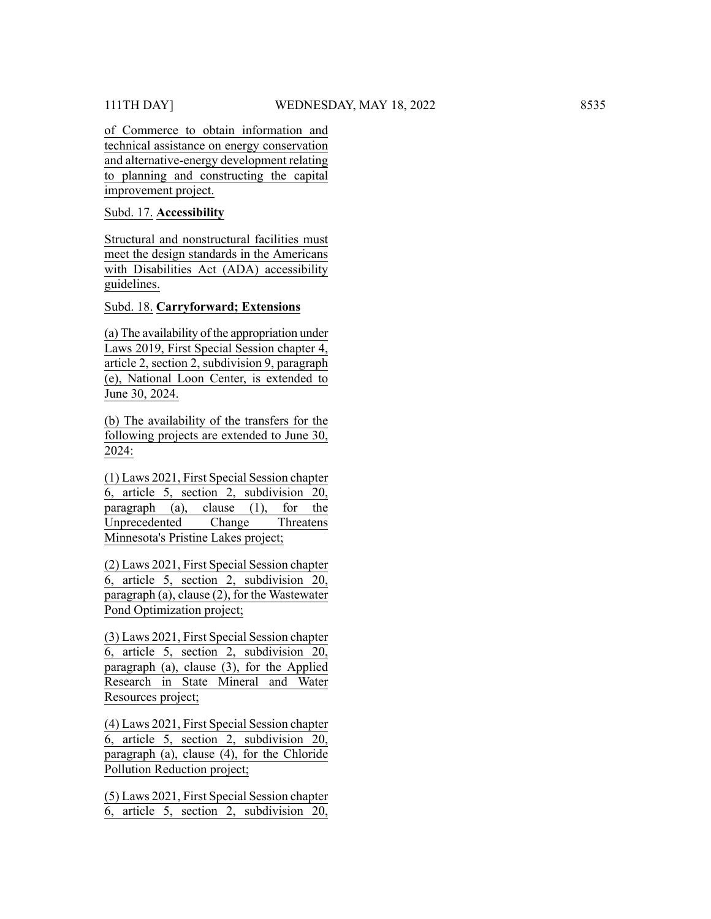of Commerce to obtain information and technical assistance on energy conservation and alternative-energy development relating to planning and constructing the capital improvement project.

Subd. 17. **Accessibility**

Structural and nonstructural facilities must meet the design standards in the Americans with Disabilities Act (ADA) accessibility guidelines.

Subd. 18. **Carryforward; Extensions**

(a) The availability of the appropriation under Laws 2019, First Special Session chapter 4, article 2, section 2, subdivision 9, paragraph (e), National Loon Center, is extended to June 30, 2024.

(b) The availability of the transfers for the following projects are extended to June 30, 2024:

(1) Laws 2021, First Special Session chapter 6, article 5, section 2, subdivision 20, paragraph (a), clause (1), for the Unprecedented Change Threatens Minnesota's Pristine Lakes project;

(2) Laws 2021, First Special Session chapter 6, article 5, section 2, subdivision 20, paragraph (a), clause (2), for the Wastewater Pond Optimization project;

(3) Laws 2021, First Special Session chapter 6, article 5, section 2, subdivision 20, paragraph (a), clause (3), for the Applied Research in State Mineral and Water Resources project;

(4) Laws 2021, First Special Session chapter 6, article 5, section 2, subdivision 20, paragraph (a), clause (4), for the Chloride Pollution Reduction project;

(5) Laws 2021, First Special Session chapter 6, article 5, section 2, subdivision 20,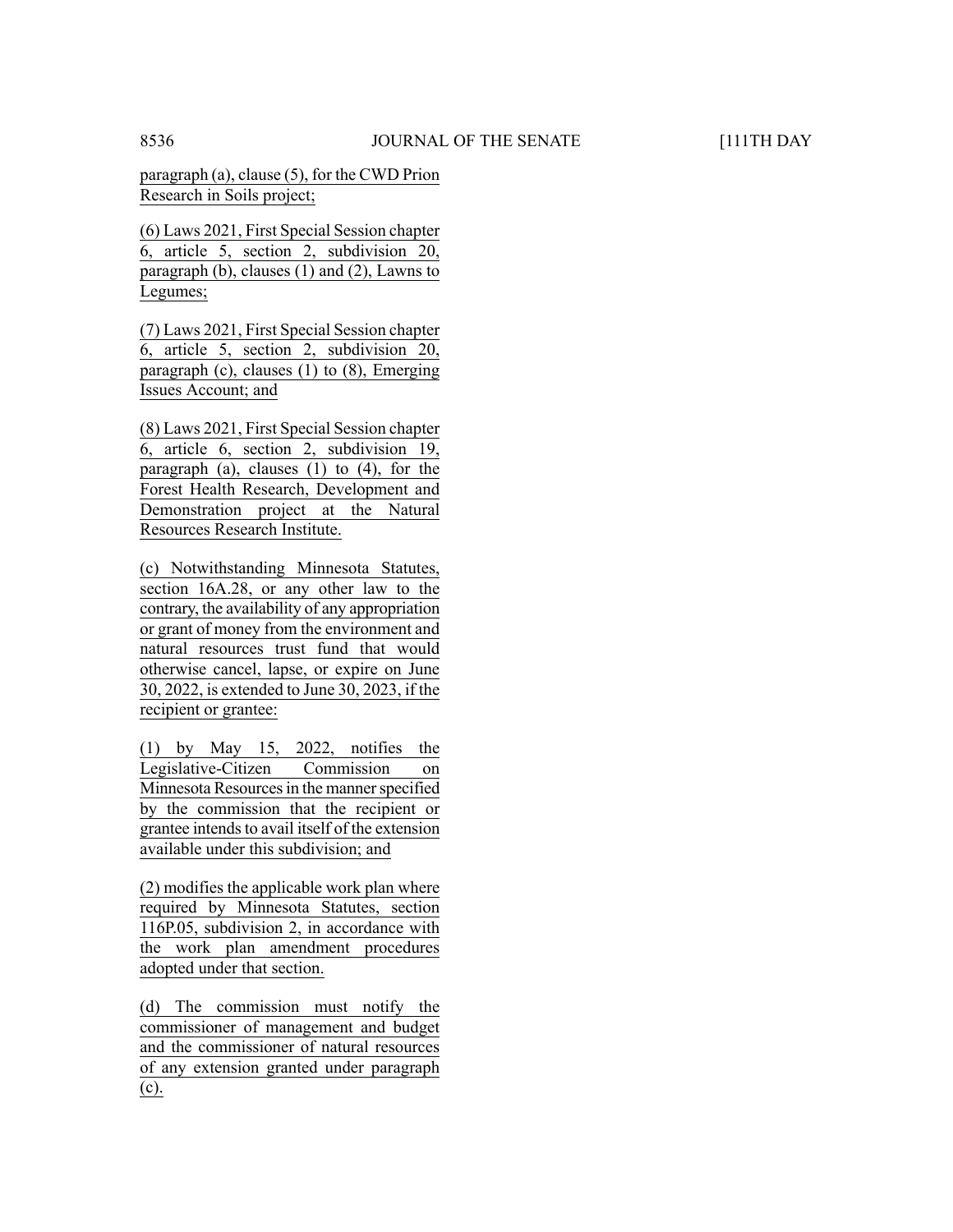paragraph (a), clause (5), for the CWD Prion Research in Soils project;

(6) Laws 2021, First Special Session chapter 6, article 5, section 2, subdivision 20, paragraph (b), clauses (1) and (2), Lawns to Legumes;

(7) Laws 2021, First Special Session chapter 6, article 5, section 2, subdivision 20, paragraph (c), clauses (1) to (8), Emerging Issues Account; and

(8) Laws 2021, First Special Session chapter 6, article 6, section 2, subdivision 19, paragraph (a), clauses (1) to (4), for the Forest Health Research, Development and Demonstration project at the Natural Resources Research Institute.

(c) Notwithstanding Minnesota Statutes, section 16A.28, or any other law to the contrary, the availability of any appropriation or grant of money from the environment and natural resources trust fund that would otherwise cancel, lapse, or expire on June 30, 2022, is extended to June 30, 2023, if the recipient or grantee:

(1) by May 15, 2022, notifies the Legislative-Citizen Commission on Minnesota Resources in the manner specified by the commission that the recipient or grantee intends to avail itself of the extension available under this subdivision; and

(2) modifies the applicable work plan where required by Minnesota Statutes, section 116P.05, subdivision 2, in accordance with the work plan amendment procedures adopted under that section.

(d) The commission must notify the commissioner of management and budget and the commissioner of natural resources of any extension granted under paragraph (c).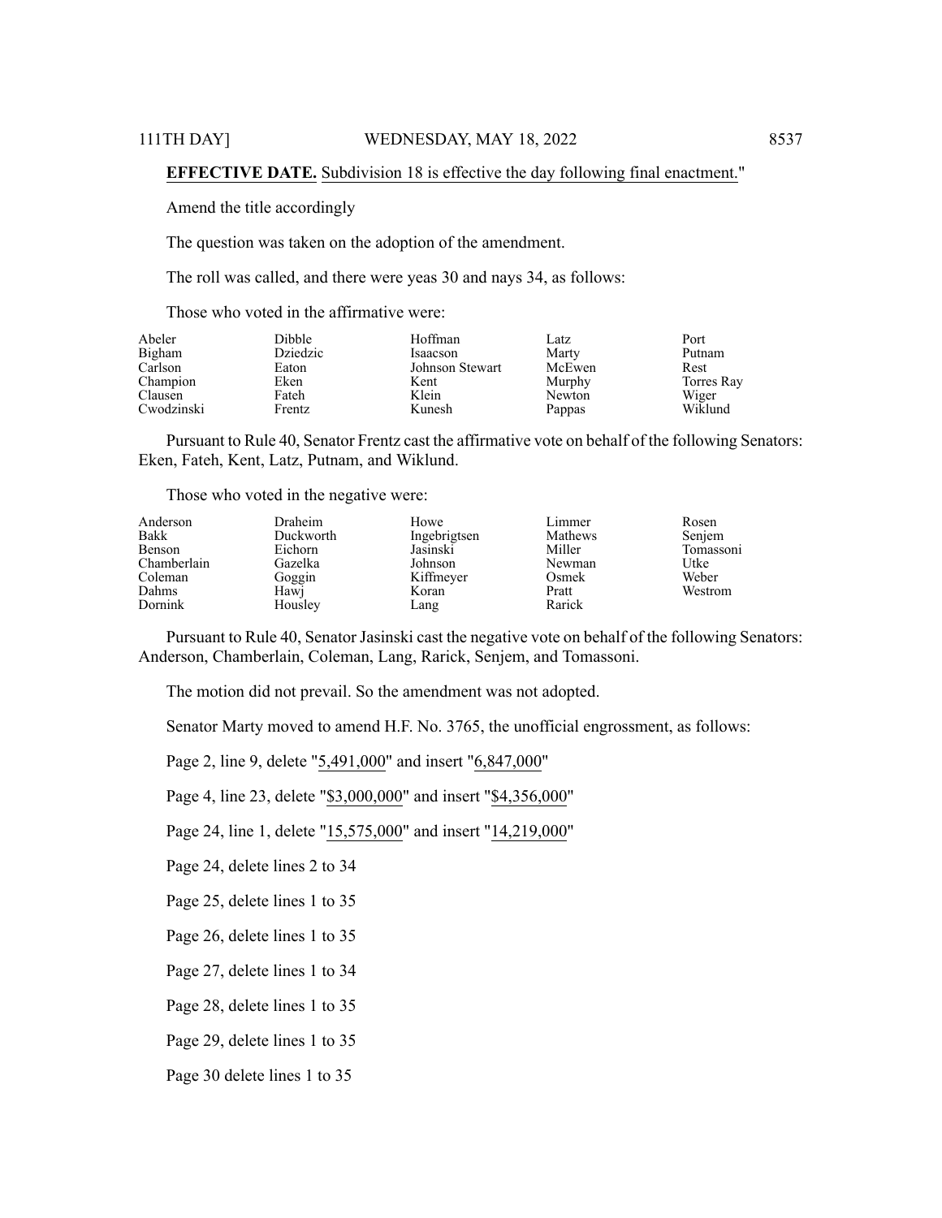**EFFECTIVE DATE.** Subdivision 18 is effective the day following final enactment."

Amend the title accordingly

The question was taken on the adoption of the amendment.

The roll was called, and there were yeas 30 and nays 34, as follows:

Those who voted in the affirmative were:

| | | | | |
|---|---|---|---|---|
| Abeler | Dibble | Hoffman | Latz | Port |
| Bigham | Dziedzic | Isaacson | Marty | Putnam |
| Carlson | Eaton | Johnson Stewart | McEwen | Rest |
| Champion | Eken | Kent | Murphy | Torres Ray |
| Clausen | Fateh | Klein | Newton | Wiger |
| Cwodzinski | Frentz | Kunesh | Pappas | Wiklund |

Pursuant to Rule 40, Senator Frentz cast the affirmative vote on behalf of the following Senators: Eken, Fateh, Kent, Latz, Putnam, and Wiklund.

Those who voted in the negative were:

| | | | | |
|---|---|---|---|---|
| Anderson | Draheim | Howe | Limmer | Rosen |
| Bakk | Duckworth | Ingebrigtsen | Mathews | Senjem |
| Benson | Eichorn | Jasinski | Miller | Tomassoni |
| Chamberlain | Gazelka | Johnson | Newman | Utke |
| Coleman | Goggin | Kiffmeyer | Osmek | Weber |
| Dahms | Hawj | Koran | Pratt | Westrom |
| Dornink | Housley | Lang | Rarick | |

Pursuant to Rule 40, Senator Jasinski cast the negative vote on behalf of the following Senators: Anderson, Chamberlain, Coleman, Lang, Rarick, Senjem, and Tomassoni.

The motion did not prevail. So the amendment was not adopted.

Senator Marty moved to amend H.F. No. 3765, the unofficial engrossment, as follows:

Page 2, line 9, delete "5,491,000" and insert "6,847,000"

Page 4, line 23, delete "$3,000,000" and insert "$4,356,000"

Page 24, line 1, delete "15,575,000" and insert "14,219,000"

Page 24, delete lines 2 to 34

Page 25, delete lines 1 to 35

Page 26, delete lines 1 to 35

Page 27, delete lines 1 to 34

Page 28, delete lines 1 to 35

Page 29, delete lines 1 to 35

Page 30 delete lines 1 to 35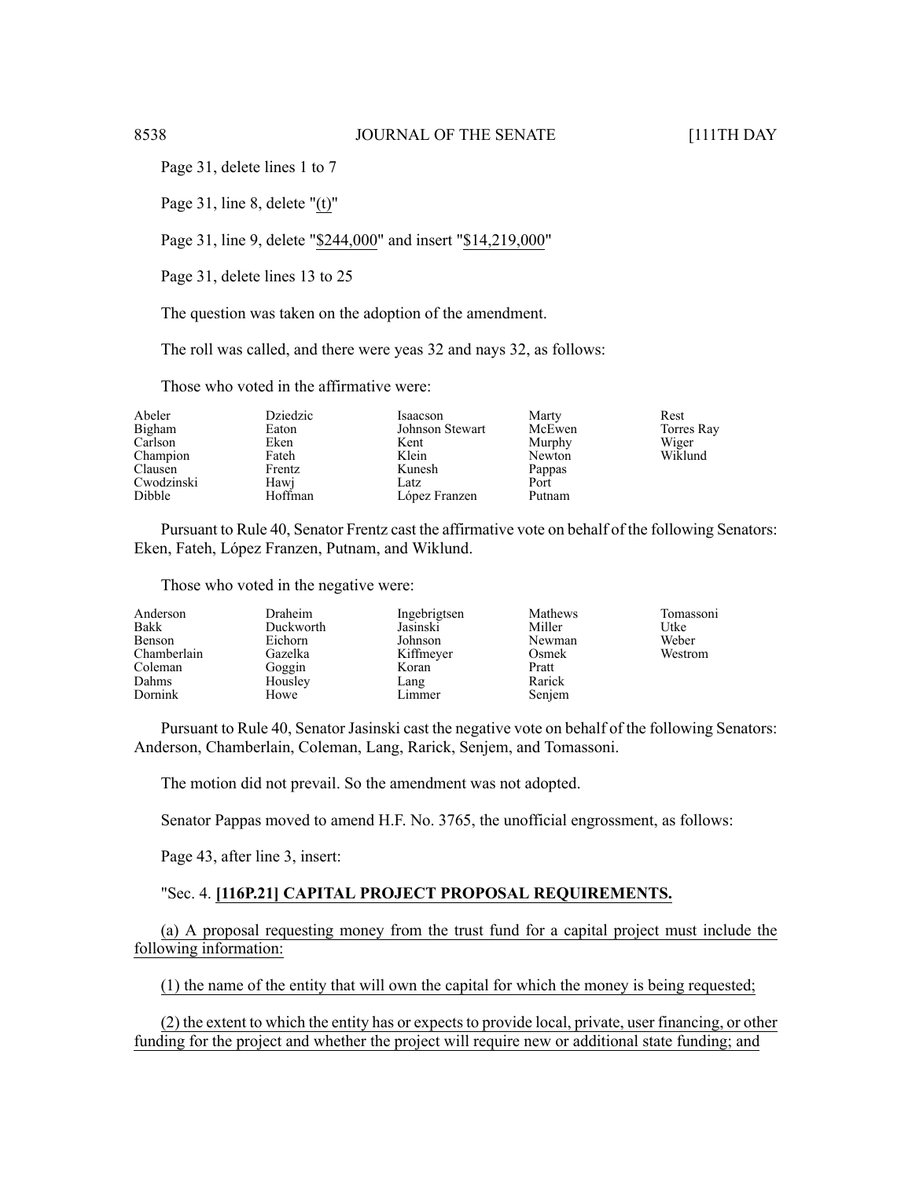Page 31, delete lines 1 to 7

Page 31, line 8, delete "(t)"

Page 31, line 9, delete "$244,000" and insert "$14,219,000"

Page 31, delete lines 13 to 25

The question was taken on the adoption of the amendment.

The roll was called, and there were yeas 32 and nays 32, as follows:

Those who voted in the affirmative were:

| | | | | |
|---|---|---|---|---|
| Abeler | Dziedzic | Isaacson | Marty | Rest |
| Bigham | Eaton | Johnson Stewart | McEwen | Torres Ray |
| Carlson | Eken | Kent | Murphy | Wiger |
| Champion | Fateh | Klein | Newton | Wiklund |
| Clausen | Frentz | Kunesh | Pappas | |
| Cwodzinski | Hawj | Latz | Port | |
| Dibble | Hoffman | López Franzen | Putnam | |

Pursuant to Rule 40, Senator Frentz cast the affirmative vote on behalf of the following Senators: Eken, Fateh, López Franzen, Putnam, and Wiklund.

Those who voted in the negative were:

| | | | | |
|---|---|---|---|---|
| Anderson | Draheim | Ingebrigtsen | Mathews | Tomassoni |
| Bakk | Duckworth | Jasinski | Miller | Utke |
| Benson | Eichorn | Johnson | Newman | Weber |
| Chamberlain | Gazelka | Kiffmeyer | Osmek | Westrom |
| Coleman | Goggin | Koran | Pratt | |
| Dahms | Housley | Lang | Rarick | |
| Dornink | Howe | Limmer | Senjem | |

Pursuant to Rule 40, Senator Jasinski cast the negative vote on behalf of the following Senators: Anderson, Chamberlain, Coleman, Lang, Rarick, Senjem, and Tomassoni.

The motion did not prevail. So the amendment was not adopted.

Senator Pappas moved to amend H.F. No. 3765, the unofficial engrossment, as follows:

Page 43, after line 3, insert:

"Sec. 4. **[116P.21] CAPITAL PROJECT PROPOSAL REQUIREMENTS.**

(a) A proposal requesting money from the trust fund for a capital project must include the following information:

(1) the name of the entity that will own the capital for which the money is being requested;

(2) the extent to which the entity has or expects to provide local, private, user financing, or other funding for the project and whether the project will require new or additional state funding; and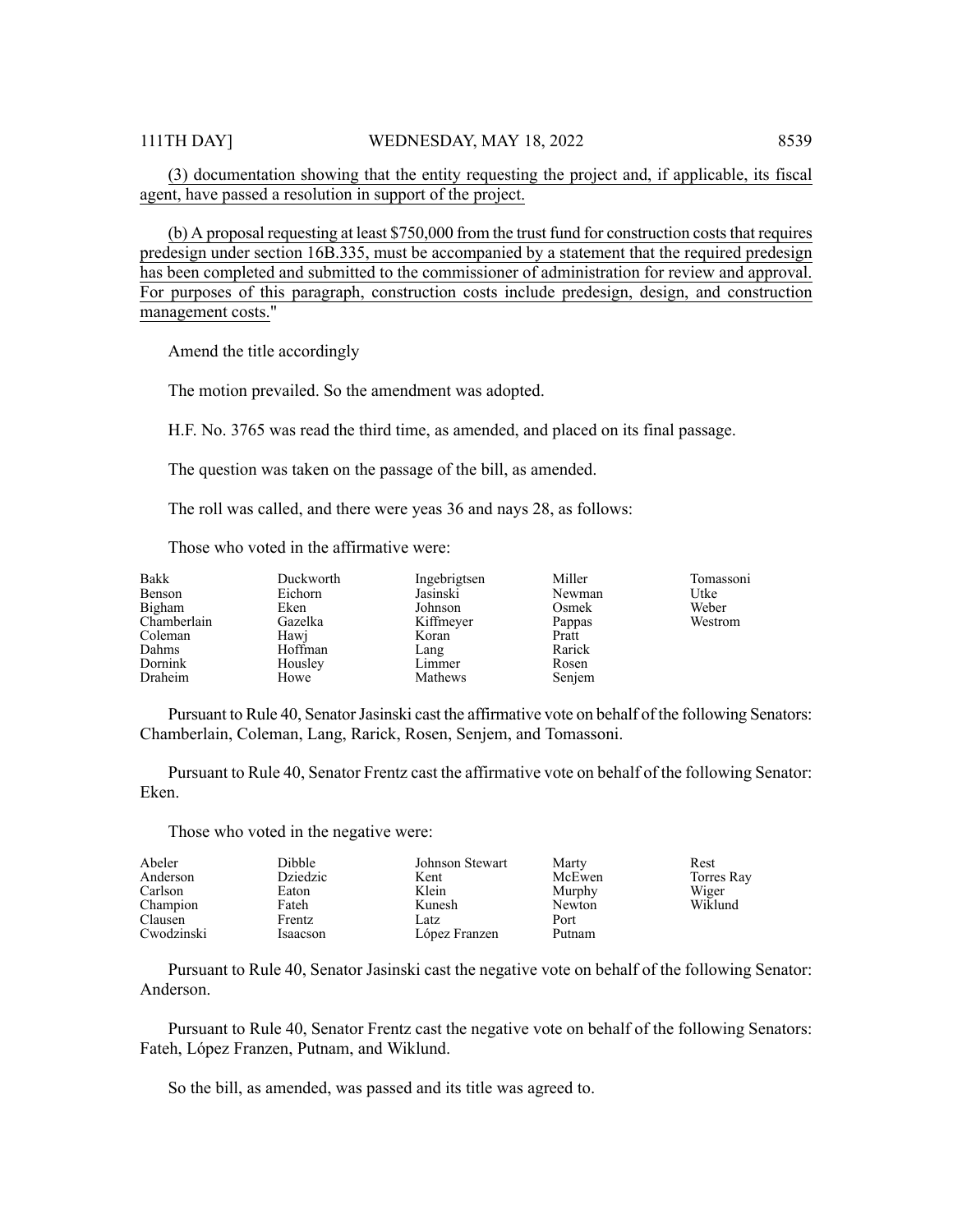(3) documentation showing that the entity requesting the project and, if applicable, its fiscal agent, have passed a resolution in support of the project.

(b) A proposal requesting at least $750,000 from the trust fund for construction costs that requires predesign under section 16B.335, must be accompanied by a statement that the required predesign has been completed and submitted to the commissioner of administration for review and approval. For purposes of this paragraph, construction costs include predesign, design, and construction management costs."

Amend the title accordingly

The motion prevailed. So the amendment was adopted.

H.F. No. 3765 was read the third time, as amended, and placed on its final passage.

The question was taken on the passage of the bill, as amended.

The roll was called, and there were yeas 36 and nays 28, as follows:

Those who voted in the affirmative were:

| | | | | |
|---|---|---|---|---|
| Bakk | Duckworth | Ingebrigtsen | Miller | Tomassoni |
| Benson | Eichorn | Jasinski | Newman | Utke |
| Bigham | Eken | Johnson | Osmek | Weber |
| Chamberlain | Gazelka | Kiffmeyer | Pappas | Westrom |
| Coleman | Hawj | Koran | Pratt | |
| Dahms | Hoffman | Lang | Rarick | |
| Dornink | Housley | Limmer | Rosen | |
| Draheim | Howe | Mathews | Senjem | |

Pursuant to Rule 40, Senator Jasinski cast the affirmative vote on behalf of the following Senators: Chamberlain, Coleman, Lang, Rarick, Rosen, Senjem, and Tomassoni.

Pursuant to Rule 40, Senator Frentz cast the affirmative vote on behalf of the following Senator: Eken.

Those who voted in the negative were:

| | | | | |
|---|---|---|---|---|
| Abeler | Dibble | Johnson Stewart | Marty | Rest |
| Anderson | Dziedzic | Kent | McEwen | Torres Ray |
| Carlson | Eaton | Klein | Murphy | Wiger |
| Champion | Fateh | Kunesh | Newton | Wiklund |
| Clausen | Frentz | Latz | Port | |
| Cwodzinski | Isaacson | López Franzen | Putnam | |

Pursuant to Rule 40, Senator Jasinski cast the negative vote on behalf of the following Senator: Anderson.

Pursuant to Rule 40, Senator Frentz cast the negative vote on behalf of the following Senators: Fateh, López Franzen, Putnam, and Wiklund.

So the bill, as amended, was passed and its title was agreed to.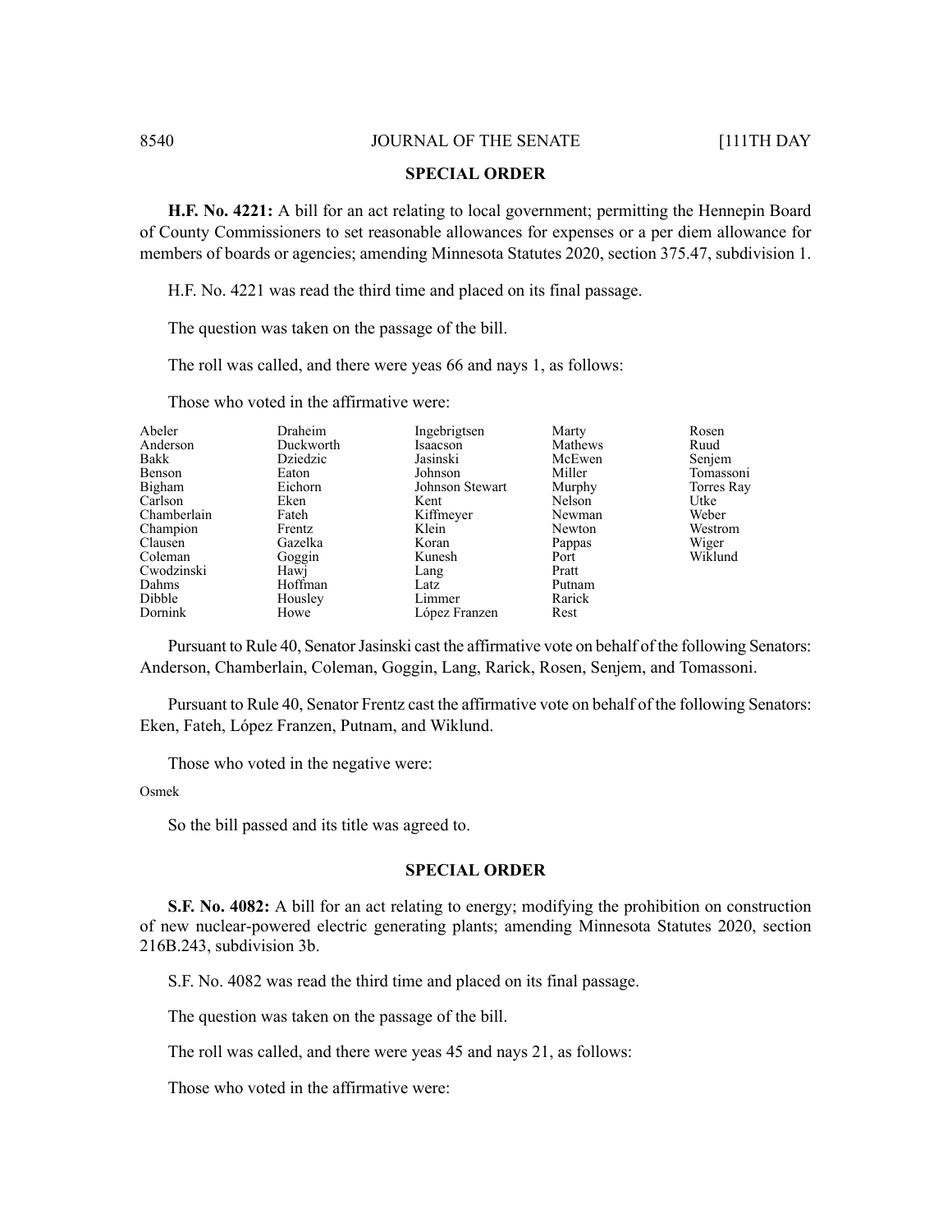## SPECIAL ORDER

**H.F. No. 4221:** A bill for an act relating to local government; permitting the Hennepin Board of County Commissioners to set reasonable allowances for expenses or a per diem allowance for members of boards or agencies; amending Minnesota Statutes 2020, section 375.47, subdivision 1.

H.F. No. 4221 was read the third time and placed on its final passage.

The question was taken on the passage of the bill.

The roll was called, and there were yeas 66 and nays 1, as follows:

Those who voted in the affirmative were:

| | | | | |
|---|---|---|---|---|
| Abeler | Draheim | Ingebrigtsen | Marty | Rosen |
| Anderson | Duckworth | Isaacson | Mathews | Ruud |
| Bakk | Dziedzic | Jasinski | McEwen | Senjem |
| Benson | Eaton | Johnson | Miller | Tomassoni |
| Bigham | Eichorn | Johnson Stewart | Murphy | Torres Ray |
| Carlson | Eken | Kent | Nelson | Utke |
| Chamberlain | Fateh | Kiffmeyer | Newman | Weber |
| Champion | Frentz | Klein | Newton | Westrom |
| Clausen | Gazelka | Koran | Pappas | Wiger |
| Coleman | Goggin | Kunesh | Port | Wiklund |
| Cwodzinski | Hawj | Lang | Pratt | |
| Dahms | Hoffman | Latz | Putnam | |
| Dibble | Housley | Limmer | Rarick | |
| Dornink | Howe | López Franzen | Rest | |

Pursuant to Rule 40, Senator Jasinski cast the affirmative vote on behalf of the following Senators: Anderson, Chamberlain, Coleman, Goggin, Lang, Rarick, Rosen, Senjem, and Tomassoni.

Pursuant to Rule 40, Senator Frentz cast the affirmative vote on behalf of the following Senators: Eken, Fateh, López Franzen, Putnam, and Wiklund.

Those who voted in the negative were:

Osmek

So the bill passed and its title was agreed to.

## SPECIAL ORDER

**S.F. No. 4082:** A bill for an act relating to energy; modifying the prohibition on construction of new nuclear-powered electric generating plants; amending Minnesota Statutes 2020, section 216B.243, subdivision 3b.

S.F. No. 4082 was read the third time and placed on its final passage.

The question was taken on the passage of the bill.

The roll was called, and there were yeas 45 and nays 21, as follows:

Those who voted in the affirmative were: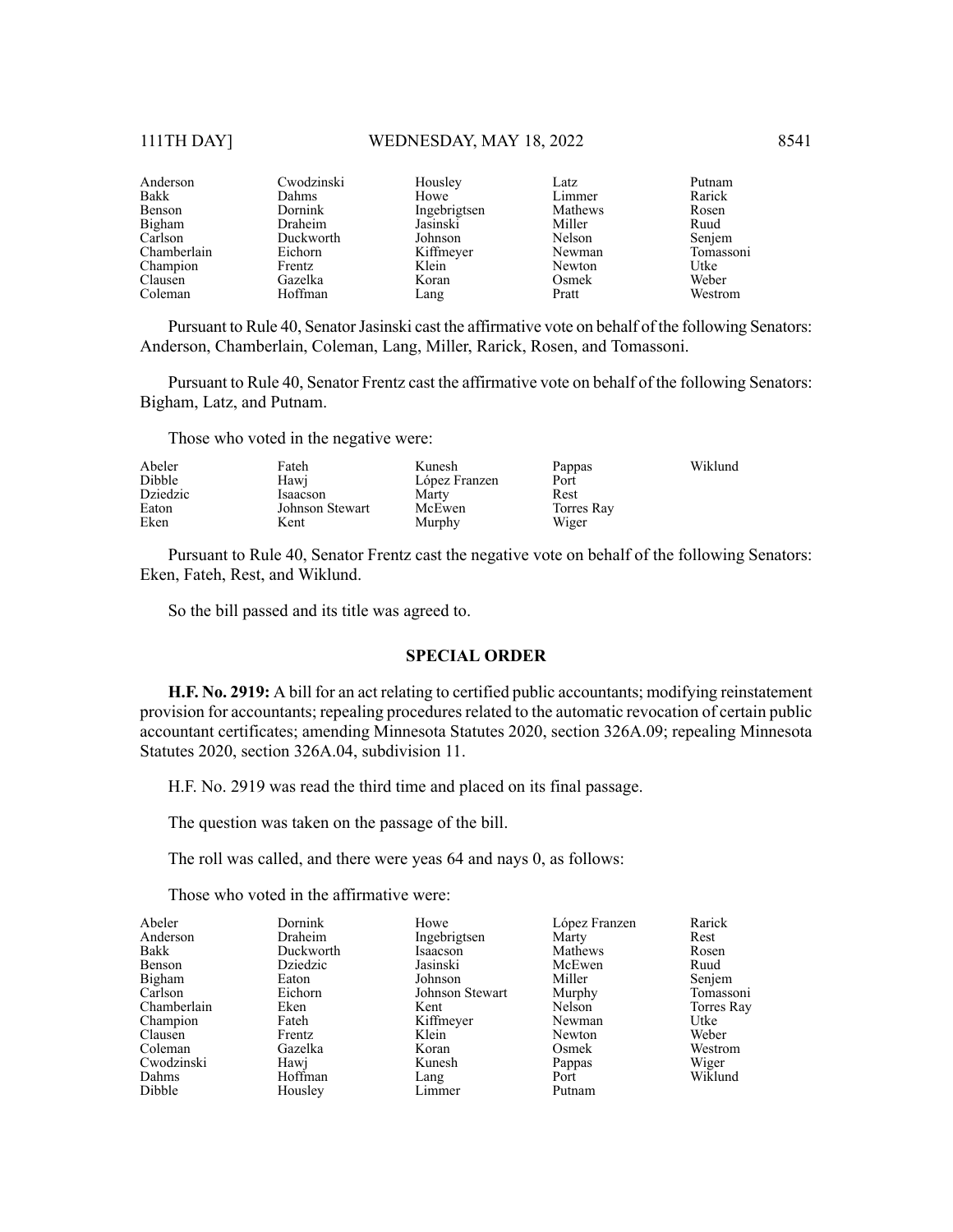| | | | | |
|---|---|---|---|---|
| Anderson | Cwodzinski | Housley | Latz | Putnam |
| Bakk | Dahms | Howe | Limmer | Rarick |
| Benson | Dornink | Ingebrigtsen | Mathews | Rosen |
| Bigham | Draheim | Jasinski | Miller | Ruud |
| Carlson | Duckworth | Johnson | Nelson | Senjem |
| Chamberlain | Eichorn | Kiffmeyer | Newman | Tomassoni |
| Champion | Frentz | Klein | Newton | Utke |
| Clausen | Gazelka | Koran | Osmek | Weber |
| Coleman | Hoffman | Lang | Pratt | Westrom |

Pursuant to Rule 40, Senator Jasinski cast the affirmative vote on behalf of the following Senators: Anderson, Chamberlain, Coleman, Lang, Miller, Rarick, Rosen, and Tomassoni.

Pursuant to Rule 40, Senator Frentz cast the affirmative vote on behalf of the following Senators: Bigham, Latz, and Putnam.

Those who voted in the negative were:

| | | | | |
|---|---|---|---|---|
| Abeler | Fateh | Kunesh | Pappas | Wiklund |
| Dibble | Hawj | López Franzen | Port | |
| Dziedzic | Isaacson | Marty | Rest | |
| Eaton | Johnson Stewart | McEwen | Torres Ray | |
| Eken | Kent | Murphy | Wiger | |

Pursuant to Rule 40, Senator Frentz cast the negative vote on behalf of the following Senators: Eken, Fateh, Rest, and Wiklund.

So the bill passed and its title was agreed to.

## SPECIAL ORDER

**H.F. No. 2919:** A bill for an act relating to certified public accountants; modifying reinstatement provision for accountants; repealing procedures related to the automatic revocation of certain public accountant certificates; amending Minnesota Statutes 2020, section 326A.09; repealing Minnesota Statutes 2020, section 326A.04, subdivision 11.

H.F. No. 2919 was read the third time and placed on its final passage.

The question was taken on the passage of the bill.

The roll was called, and there were yeas 64 and nays 0, as follows:

Those who voted in the affirmative were:

| | | | | |
|---|---|---|---|---|
| Abeler | Dornink | Howe | López Franzen | Rarick |
| Anderson | Draheim | Ingebrigtsen | Marty | Rest |
| Bakk | Duckworth | Isaacson | Mathews | Rosen |
| Benson | Dziedzic | Jasinski | McEwen | Ruud |
| Bigham | Eaton | Johnson | Miller | Senjem |
| Carlson | Eichorn | Johnson Stewart | Murphy | Tomassoni |
| Chamberlain | Eken | Kent | Nelson | Torres Ray |
| Champion | Fateh | Kiffmeyer | Newman | Utke |
| Clausen | Frentz | Klein | Newton | Weber |
| Coleman | Gazelka | Koran | Osmek | Westrom |
| Cwodzinski | Hawj | Kunesh | Pappas | Wiger |
| Dahms | Hoffman | Lang | Port | Wiklund |
| Dibble | Housley | Limmer | Putnam | |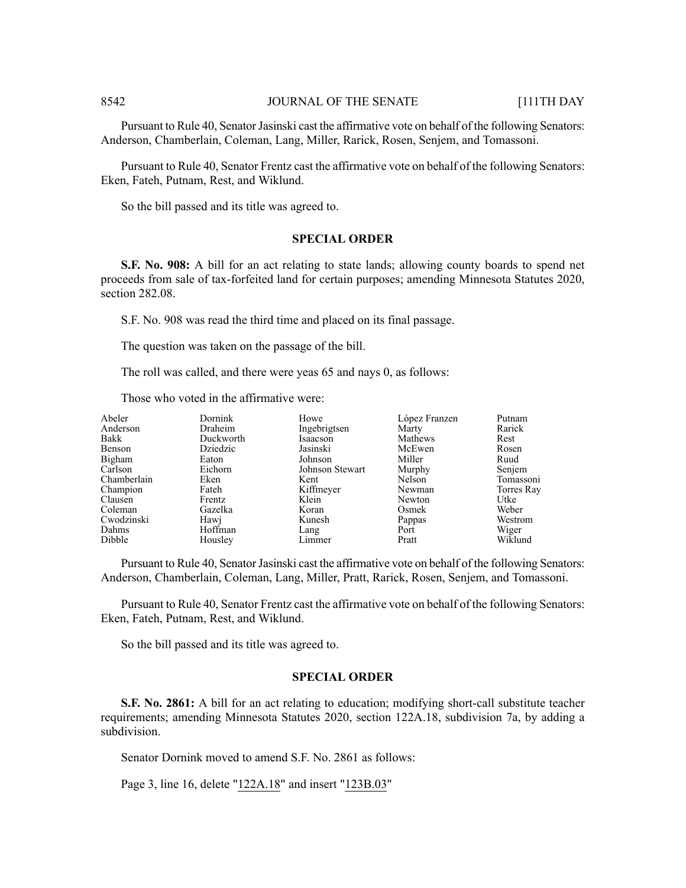Pursuant to Rule 40, Senator Jasinski cast the affirmative vote on behalf of the following Senators: Anderson, Chamberlain, Coleman, Lang, Miller, Rarick, Rosen, Senjem, and Tomassoni.

Pursuant to Rule 40, Senator Frentz cast the affirmative vote on behalf of the following Senators: Eken, Fateh, Putnam, Rest, and Wiklund.

So the bill passed and its title was agreed to.

## SPECIAL ORDER

**S.F. No. 908:** A bill for an act relating to state lands; allowing county boards to spend net proceeds from sale of tax-forfeited land for certain purposes; amending Minnesota Statutes 2020, section 282.08.

S.F. No. 908 was read the third time and placed on its final passage.

The question was taken on the passage of the bill.

The roll was called, and there were yeas 65 and nays 0, as follows:

Those who voted in the affirmative were:

| | | | | |
|---|---|---|---|---|
| Abeler | Dornink | Howe | López Franzen | Putnam |
| Anderson | Draheim | Ingebrigtsen | Marty | Rarick |
| Bakk | Duckworth | Isaacson | Mathews | Rest |
| Benson | Dziedzic | Jasinski | McEwen | Rosen |
| Bigham | Eaton | Johnson | Miller | Ruud |
| Carlson | Eichorn | Johnson Stewart | Murphy | Senjem |
| Chamberlain | Eken | Kent | Nelson | Tomassoni |
| Champion | Fateh | Kiffmeyer | Newman | Torres Ray |
| Clausen | Frentz | Klein | Newton | Utke |
| Coleman | Gazelka | Koran | Osmek | Weber |
| Cwodzinski | Hawj | Kunesh | Pappas | Westrom |
| Dahms | Hoffman | Lang | Port | Wiger |
| Dibble | Housley | Limmer | Pratt | Wiklund |

Pursuant to Rule 40, Senator Jasinski cast the affirmative vote on behalf of the following Senators: Anderson, Chamberlain, Coleman, Lang, Miller, Pratt, Rarick, Rosen, Senjem, and Tomassoni.

Pursuant to Rule 40, Senator Frentz cast the affirmative vote on behalf of the following Senators: Eken, Fateh, Putnam, Rest, and Wiklund.

So the bill passed and its title was agreed to.

## SPECIAL ORDER

**S.F. No. 2861:** A bill for an act relating to education; modifying short-call substitute teacher requirements; amending Minnesota Statutes 2020, section 122A.18, subdivision 7a, by adding a subdivision.

Senator Dornink moved to amend S.F. No. 2861 as follows:

Page 3, line 16, delete "122A.18" and insert "123B.03"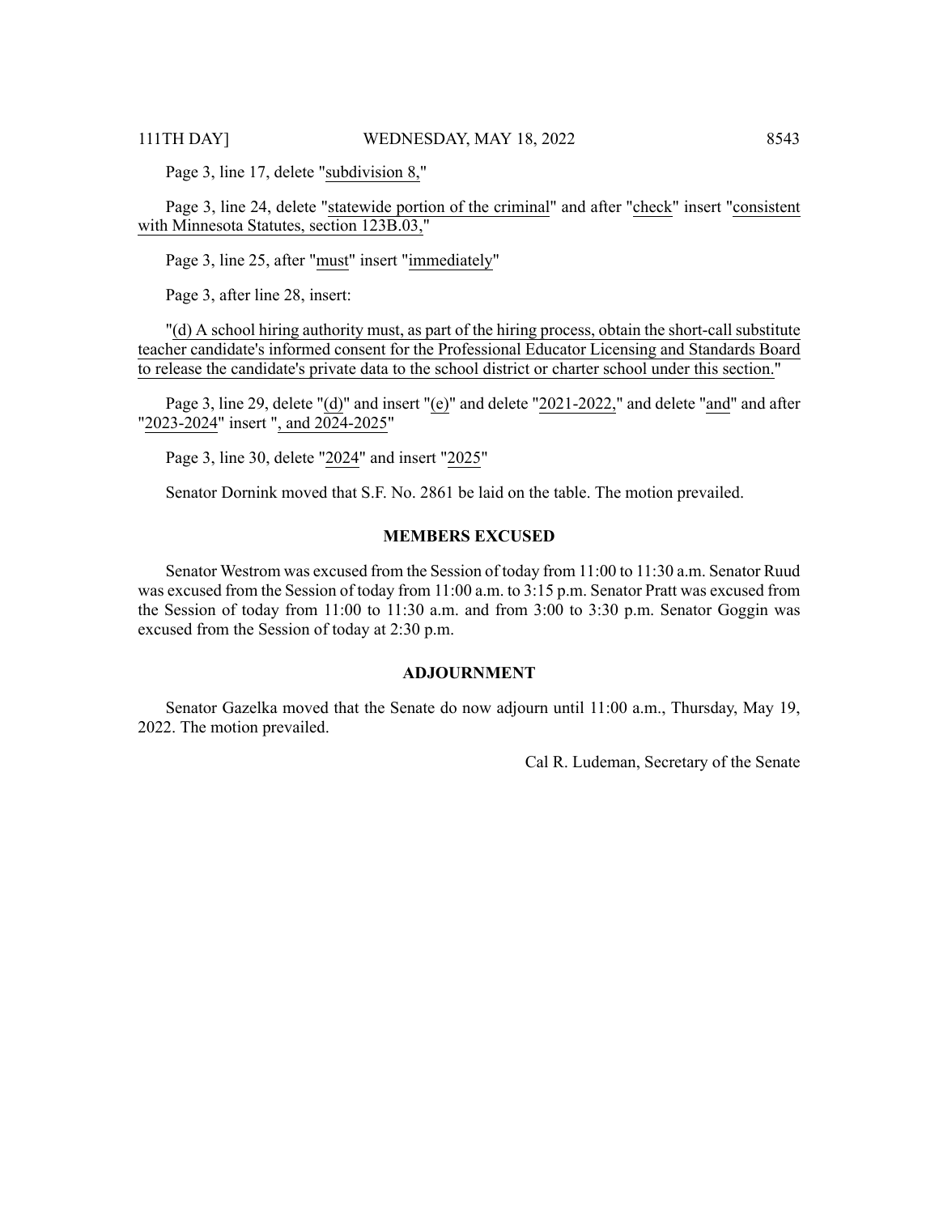Page 3, line 17, delete "subdivision 8,"

Page 3, line 24, delete "statewide portion of the criminal" and after "check" insert "consistent with Minnesota Statutes, section 123B.03,"

Page 3, line 25, after "must" insert "immediately"

Page 3, after line 28, insert:

"(d) A school hiring authority must, as part of the hiring process, obtain the short-call substitute teacher candidate's informed consent for the Professional Educator Licensing and Standards Board to release the candidate's private data to the school district or charter school under this section."

Page 3, line 29, delete "(d)" and insert "(e)" and delete "2021-2022," and delete "and" and after "2023-2024" insert ", and 2024-2025"

Page 3, line 30, delete "2024" and insert "2025"

Senator Dornink moved that S.F. No. 2861 be laid on the table. The motion prevailed.

### MEMBERS EXCUSED

Senator Westrom was excused from the Session of today from 11:00 to 11:30 a.m. Senator Ruud was excused from the Session of today from 11:00 a.m. to 3:15 p.m. Senator Pratt was excused from the Session of today from 11:00 to 11:30 a.m. and from 3:00 to 3:30 p.m. Senator Goggin was excused from the Session of today at 2:30 p.m.

### ADJOURNMENT

Senator Gazelka moved that the Senate do now adjourn until 11:00 a.m., Thursday, May 19, 2022. The motion prevailed.

Cal R. Ludeman, Secretary of the Senate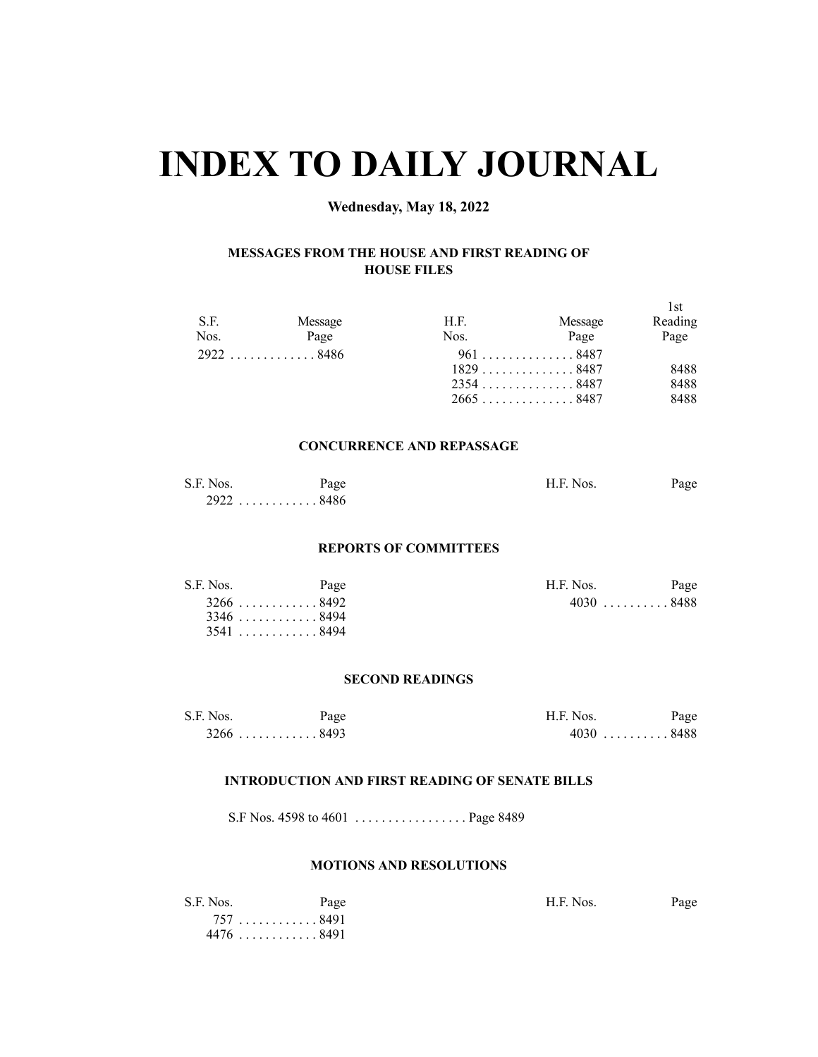# INDEX TO DAILY JOURNAL

**Wednesday, May 18, 2022**

### MESSAGES FROM THE HOUSE AND FIRST READING OF HOUSE FILES

| S.F. Nos. | Message Page | H.F. Nos. | Message Page | 1st Reading Page |
|---|---|---|---|---|
| 2922 | 8486 | 961 | 8487 | |
| | | 1829 | 8487 | 8488 |
| | | 2354 | 8487 | 8488 |
| | | 2665 | 8487 | 8488 |

### CONCURRENCE AND REPASSAGE

| S.F. Nos. | Page | H.F. Nos. | Page |
|---|---|---|---|
| 2922 | 8486 | | |

### REPORTS OF COMMITTEES

| S.F. Nos. | Page | H.F. Nos. | Page |
|---|---|---|---|
| 3266 | 8492 | 4030 | 8488 |
| 3346 | 8494 | | |
| 3541 | 8494 | | |

### SECOND READINGS

| S.F. Nos. | Page | H.F. Nos. | Page |
|---|---|---|---|
| 3266 | 8493 | 4030 | 8488 |

### INTRODUCTION AND FIRST READING OF SENATE BILLS

S.F Nos. 4598 to 4601 . . . . . . . . . . . . . . . . . Page 8489

### MOTIONS AND RESOLUTIONS

| S.F. Nos. | Page | H.F. Nos. | Page |
|---|---|---|---|
| 757 | 8491 | | |
| 4476 | 8491 | | |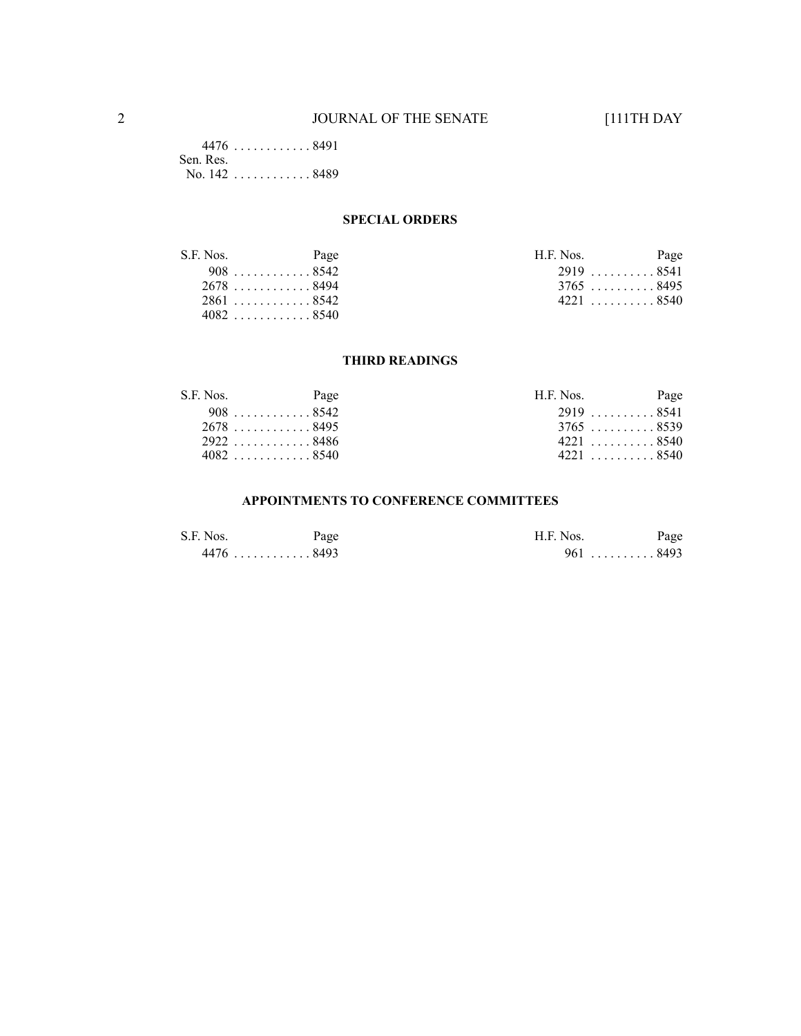| | |
|---|---|
| 4476 | 8491 |
| Sen. Res. No. 142 | 8489 |

## SPECIAL ORDERS

| S.F. Nos. | Page | H.F. Nos. | Page |
|---|---|---|---|
| 908 | 8542 | 2919 | 8541 |
| 2678 | 8494 | 3765 | 8495 |
| 2861 | 8542 | 4221 | 8540 |
| 4082 | 8540 | | |

## THIRD READINGS

| S.F. Nos. | Page | H.F. Nos. | Page |
|---|---|---|---|
| 908 | 8542 | 2919 | 8541 |
| 2678 | 8495 | 3765 | 8539 |
| 2922 | 8486 | 4221 | 8540 |
| 4082 | 8540 | 4221 | 8540 |

## APPOINTMENTS TO CONFERENCE COMMITTEES

| S.F. Nos. | Page | H.F. Nos. | Page |
|---|---|---|---|
| 4476 | 8493 | 961 | 8493 |